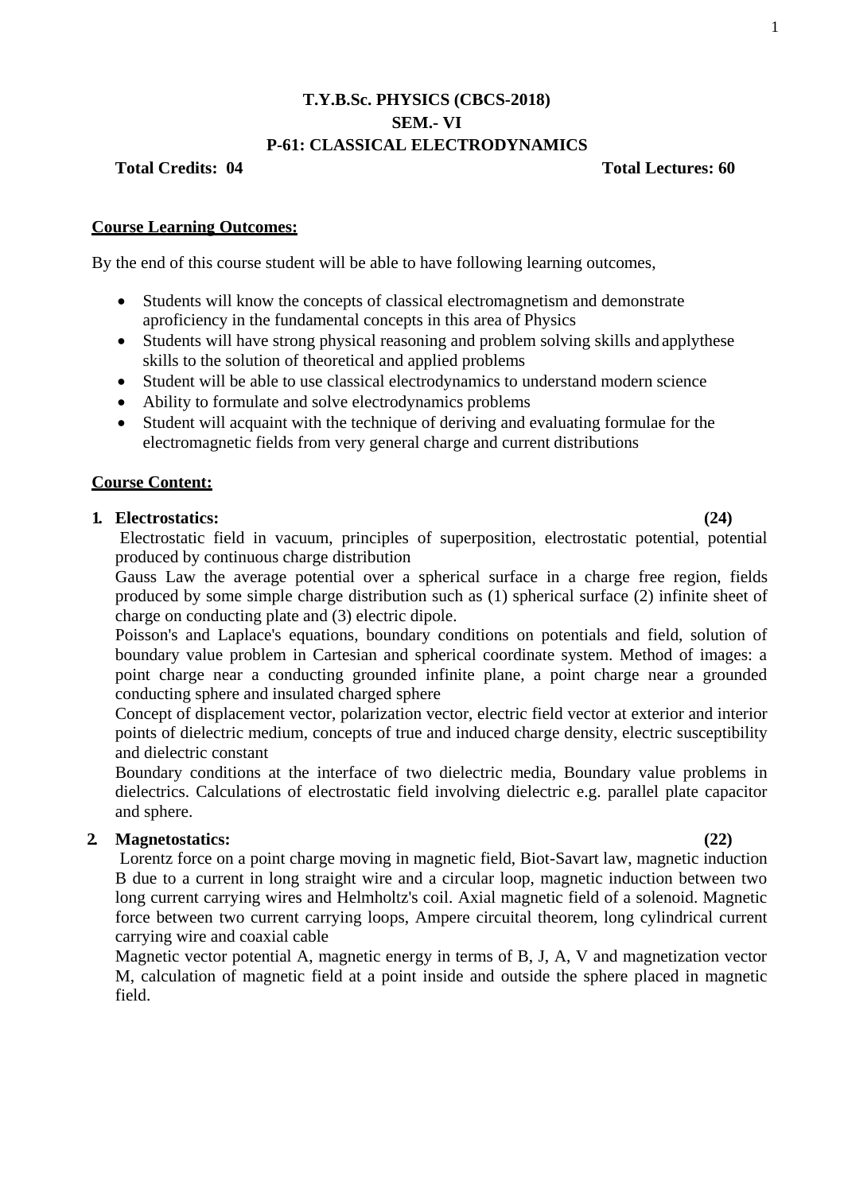**T.Y.B.Sc. PHYSICS (CBCS-2018)**

**SEM.- VI**

**P-61: CLASSICAL ELECTRODYNAMICS**

**Total Credits: 04** **Total Lectures: 60**

**Course Learning Outcomes:**

By the end of this course student will be able to have following learning outcomes,

- Students will know the concepts of classical electromagnetism and demonstrate aproficiency in the fundamental concepts in this area of Physics
- Students will have strong physical reasoning and problem solving skills and applythese skills to the solution of theoretical and applied problems
- Student will be able to use classical electrodynamics to understand modern science
- Ability to formulate and solve electrodynamics problems
- Student will acquaint with the technique of deriving and evaluating formulae for the electromagnetic fields from very general charge and current distributions

**Course Content:**

1. **Electrostatics: (24)**

   Electrostatic field in vacuum, principles of superposition, electrostatic potential, potential produced by continuous charge distribution

   Gauss Law the average potential over a spherical surface in a charge free region, fields produced by some simple charge distribution such as (1) spherical surface (2) infinite sheet of charge on conducting plate and (3) electric dipole.

   Poisson's and Laplace's equations, boundary conditions on potentials and field, solution of boundary value problem in Cartesian and spherical coordinate system. Method of images: a point charge near a conducting grounded infinite plane, a point charge near a grounded conducting sphere and insulated charged sphere

   Concept of displacement vector, polarization vector, electric field vector at exterior and interior points of dielectric medium, concepts of true and induced charge density, electric susceptibility and dielectric constant

   Boundary conditions at the interface of two dielectric media, Boundary value problems in dielectrics. Calculations of electrostatic field involving dielectric e.g. parallel plate capacitor and sphere.

2. **Magnetostatics: (22)**

   Lorentz force on a point charge moving in magnetic field, Biot-Savart law, magnetic induction B due to a current in long straight wire and a circular loop, magnetic induction between two long current carrying wires and Helmholtz's coil. Axial magnetic field of a solenoid. Magnetic force between two current carrying loops, Ampere circuital theorem, long cylindrical current carrying wire and coaxial cable

   Magnetic vector potential A, magnetic energy in terms of B, J, A, V and magnetization vector M, calculation of magnetic field at a point inside and outside the sphere placed in magnetic field.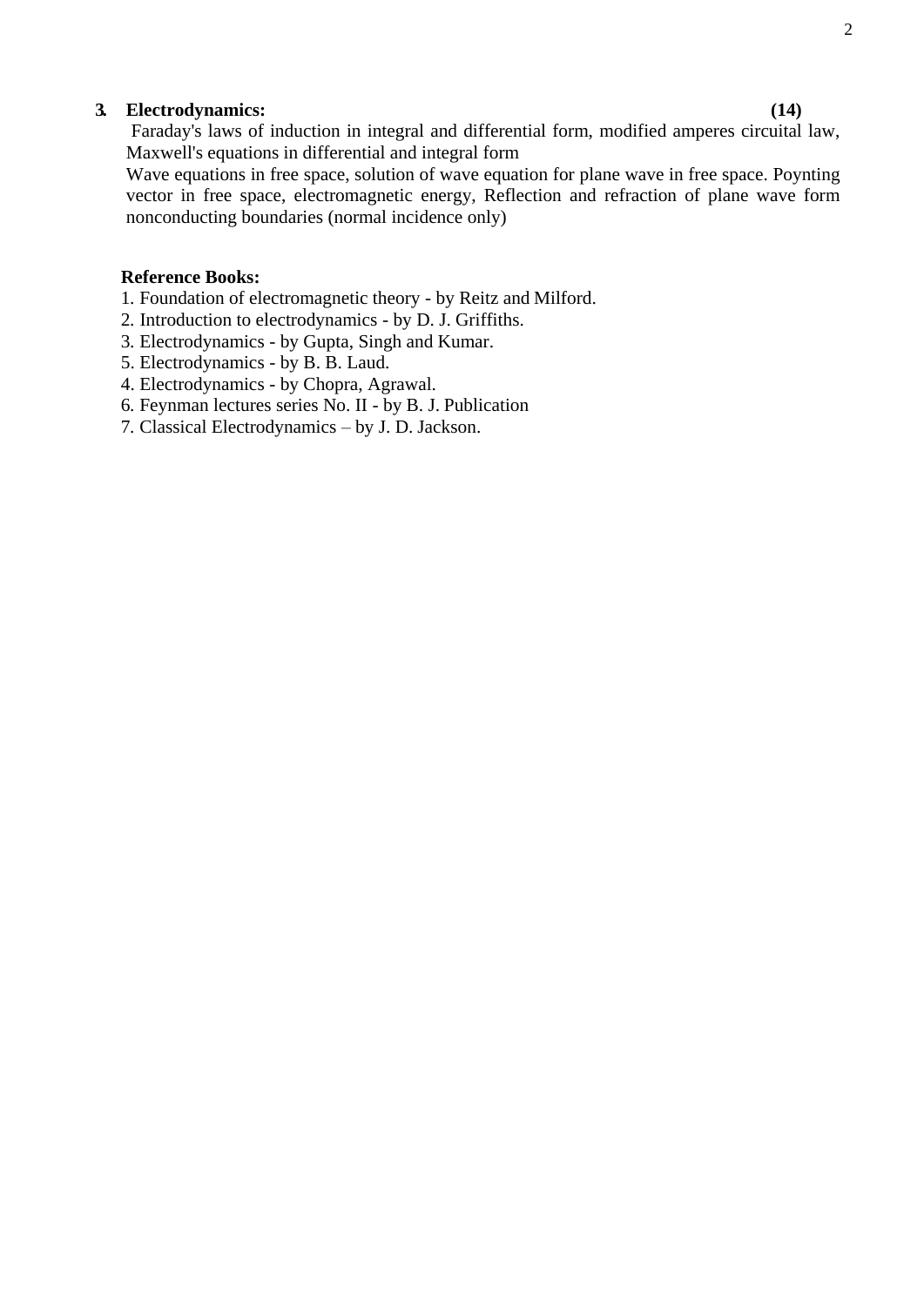**3. Electrodynamics: (14)**

Faraday's laws of induction in integral and differential form, modified amperes circuital law, Maxwell's equations in differential and integral form

Wave equations in free space, solution of wave equation for plane wave in free space. Poynting vector in free space, electromagnetic energy, Reflection and refraction of plane wave form nonconducting boundaries (normal incidence only)

**Reference Books:**

1. Foundation of electromagnetic theory - by Reitz and Milford.
2. Introduction to electrodynamics - by D. J. Griffiths.
3. Electrodynamics - by Gupta, Singh and Kumar.
5. Electrodynamics - by B. B. Laud.
4. Electrodynamics - by Chopra, Agrawal.
6. Feynman lectures series No. II - by B. J. Publication
7. Classical Electrodynamics – by J. D. Jackson.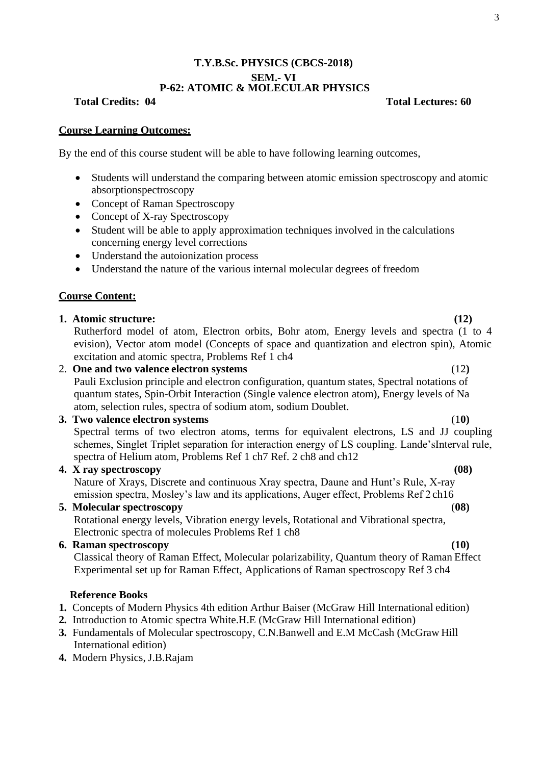# T.Y.B.Sc. PHYSICS (CBCS-2018)

## SEM.- VI

## P-62: ATOMIC & MOLECULAR PHYSICS

**Total Credits: 04** **Total Lectures: 60**

**Course Learning Outcomes:**

By the end of this course student will be able to have following learning outcomes,

- Students will understand the comparing between atomic emission spectroscopy and atomic absorptionspectroscopy
- Concept of Raman Spectroscopy
- Concept of X-ray Spectroscopy
- Student will be able to apply approximation techniques involved in the calculations concerning energy level corrections
- Understand the autoionization process
- Understand the nature of the various internal molecular degrees of freedom

**Course Content:**

1. **Atomic structure:** **(12)**
   Rutherford model of atom, Electron orbits, Bohr atom, Energy levels and spectra (1 to 4 evision), Vector atom model (Concepts of space and quantization and electron spin), Atomic excitation and atomic spectra, Problems Ref 1 ch4
2. **One and two valence electron systems** (12**)**
   Pauli Exclusion principle and electron configuration, quantum states, Spectral notations of quantum states, Spin-Orbit Interaction (Single valence electron atom), Energy levels of Na atom, selection rules, spectra of sodium atom, sodium Doublet.
3. **Two valence electron systems** (1**0)**
   Spectral terms of two electron atoms, terms for equivalent electrons, LS and JJ coupling schemes, Singlet Triplet separation for interaction energy of LS coupling. Lande'sInterval rule, spectra of Helium atom, Problems Ref 1 ch7 Ref. 2 ch8 and ch12
4. **X ray spectroscopy** **(08)**
   Nature of Xrays, Discrete and continuous Xray spectra, Daune and Hunt's Rule, X-ray emission spectra, Mosley's law and its applications, Auger effect, Problems Ref 2 ch16
5. **Molecular spectroscopy** (**08)**
   Rotational energy levels, Vibration energy levels, Rotational and Vibrational spectra, Electronic spectra of molecules Problems Ref 1 ch8
6. **Raman spectroscopy** **(10)**
   Classical theory of Raman Effect, Molecular polarizability, Quantum theory of Raman Effect Experimental set up for Raman Effect, Applications of Raman spectroscopy Ref 3 ch4

**Reference Books**

1. Concepts of Modern Physics 4th edition Arthur Baiser (McGraw Hill International edition)
2. Introduction to Atomic spectra White.H.E (McGraw Hill International edition)
3. Fundamentals of Molecular spectroscopy, C.N.Banwell and E.M McCash (McGraw Hill International edition)
4. Modern Physics, J.B.Rajam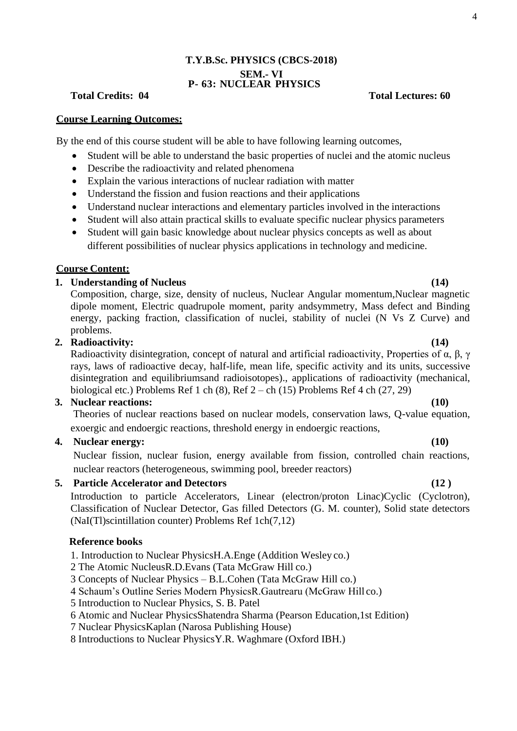**T.Y.B.Sc. PHYSICS (CBCS-2018)**

**SEM.- VI**

**P- 63: NUCLEAR PHYSICS**

**Total Credits: 04** **Total Lectures: 60**

**Course Learning Outcomes:**

By the end of this course student will be able to have following learning outcomes,

- Student will be able to understand the basic properties of nuclei and the atomic nucleus
- Describe the radioactivity and related phenomena
- Explain the various interactions of nuclear radiation with matter
- Understand the fission and fusion reactions and their applications
- Understand nuclear interactions and elementary particles involved in the interactions
- Student will also attain practical skills to evaluate specific nuclear physics parameters
- Student will gain basic knowledge about nuclear physics concepts as well as about different possibilities of nuclear physics applications in technology and medicine.

**Course Content:**

1. **Understanding of Nucleus** **(14)**
   Composition, charge, size, density of nucleus, Nuclear Angular momentum,Nuclear magnetic dipole moment, Electric quadrupole moment, parity andsymmetry, Mass defect and Binding energy, packing fraction, classification of nuclei, stability of nuclei (N Vs Z Curve) and problems.
2. **Radioactivity:** **(14)**
   Radioactivity disintegration, concept of natural and artificial radioactivity, Properties of α, β, γ rays, laws of radioactive decay, half-life, mean life, specific activity and its units, successive disintegration and equilibriumsand radioisotopes)., applications of radioactivity (mechanical, biological etc.) Problems Ref 1 ch (8), Ref 2 – ch (15) Problems Ref 4 ch (27, 29)
3. **Nuclear reactions:** **(10)**
   Theories of nuclear reactions based on nuclear models, conservation laws, Q-value equation, exoergic and endoergic reactions, threshold energy in endoergic reactions,
4. **Nuclear energy:** **(10)**
   Nuclear fission, nuclear fusion, energy available from fission, controlled chain reactions, nuclear reactors (heterogeneous, swimming pool, breeder reactors)
5. **Particle Accelerator and Detectors** **(12 )**
   Introduction to particle Accelerators, Linear (electron/proton Linac)Cyclic (Cyclotron), Classification of Nuclear Detector, Gas filled Detectors (G. M. counter), Solid state detectors (NaI(Tl)scintillation counter) Problems Ref 1ch(7,12)

**Reference books**

1. Introduction to Nuclear PhysicsH.A.Enge (Addition Wesley co.)
2. The Atomic NucleusR.D.Evans (Tata McGraw Hill co.)
3. Concepts of Nuclear Physics – B.L.Cohen (Tata McGraw Hill co.)
4. Schaum's Outline Series Modern PhysicsR.Gautrearu (McGraw Hill co.)
5. Introduction to Nuclear Physics, S. B. Patel
6. Atomic and Nuclear PhysicsShatendra Sharma (Pearson Education,1st Edition)
7. Nuclear PhysicsKaplan (Narosa Publishing House)
8. Introductions to Nuclear PhysicsY.R. Waghmare (Oxford IBH.)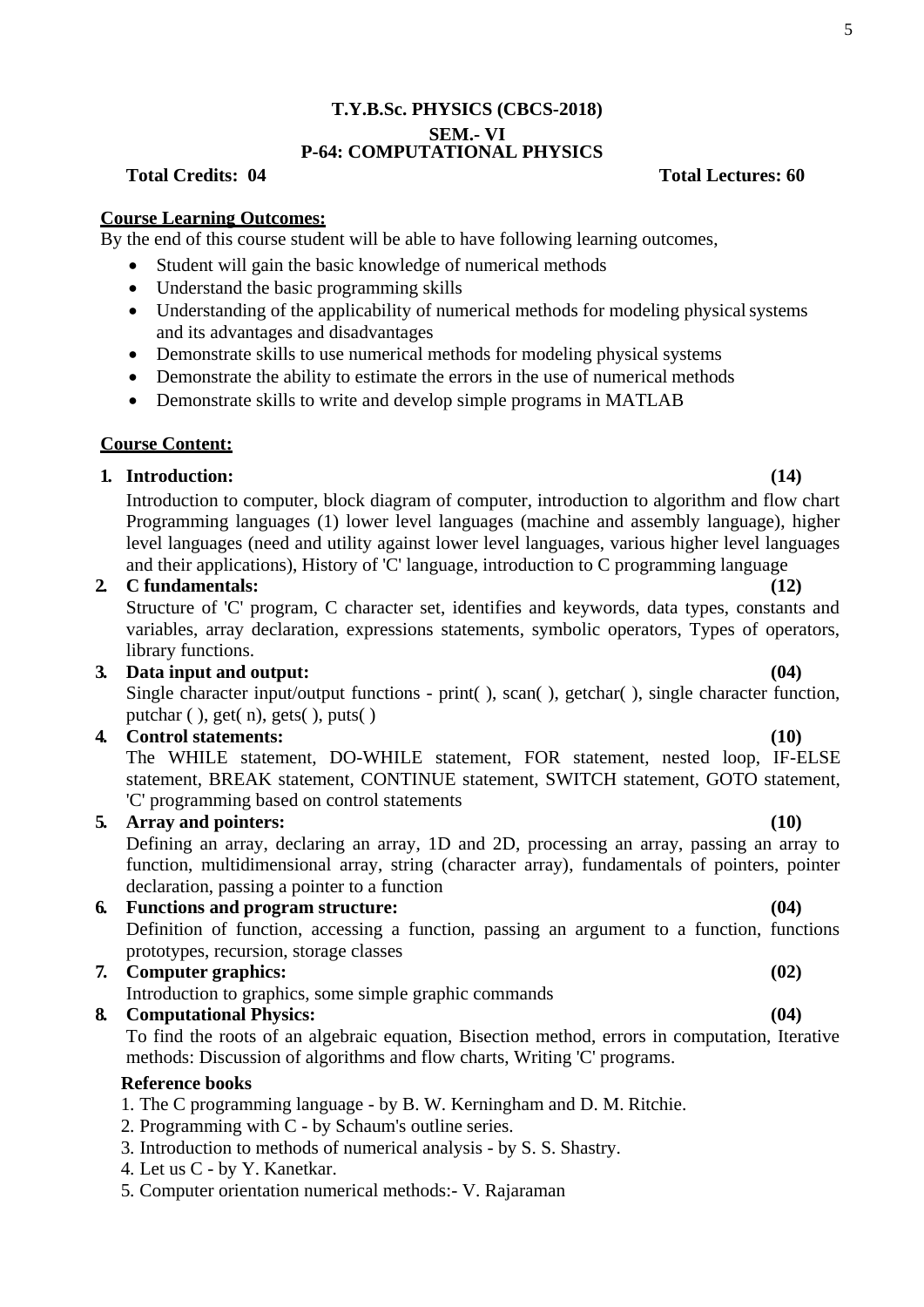**T.Y.B.Sc. PHYSICS (CBCS-2018)**

**SEM.- VI**

**P-64: COMPUTATIONAL PHYSICS**

**Total Credits: 04** **Total Lectures: 60**

**Course Learning Outcomes:**

By the end of this course student will be able to have following learning outcomes,

- Student will gain the basic knowledge of numerical methods
- Understand the basic programming skills
- Understanding of the applicability of numerical methods for modeling physical systems and its advantages and disadvantages
- Demonstrate skills to use numerical methods for modeling physical systems
- Demonstrate the ability to estimate the errors in the use of numerical methods
- Demonstrate skills to write and develop simple programs in MATLAB

**Course Content:**

1. **Introduction:** **(14)**
   Introduction to computer, block diagram of computer, introduction to algorithm and flow chart Programming languages (1) lower level languages (machine and assembly language), higher level languages (need and utility against lower level languages, various higher level languages and their applications), History of 'C' language, introduction to C programming language
2. **C fundamentals:** **(12)**
   Structure of 'C' program, C character set, identifies and keywords, data types, constants and variables, array declaration, expressions statements, symbolic operators, Types of operators, library functions.
3. **Data input and output:** **(04)**
   Single character input/output functions - print( ), scan( ), getchar( ), single character function, putchar ( ), get( n), gets( ), puts( )
4. **Control statements:** **(10)**
   The WHILE statement, DO-WHILE statement, FOR statement, nested loop, IF-ELSE statement, BREAK statement, CONTINUE statement, SWITCH statement, GOTO statement, 'C' programming based on control statements
5. **Array and pointers:** **(10)**
   Defining an array, declaring an array, 1D and 2D, processing an array, passing an array to function, multidimensional array, string (character array), fundamentals of pointers, pointer declaration, passing a pointer to a function
6. **Functions and program structure:** **(04)**
   Definition of function, accessing a function, passing an argument to a function, functions prototypes, recursion, storage classes
7. **Computer graphics:** **(02)**
   Introduction to graphics, some simple graphic commands
8. **Computational Physics:** **(04)**
   To find the roots of an algebraic equation, Bisection method, errors in computation, Iterative methods: Discussion of algorithms and flow charts, Writing 'C' programs.

**Reference books**

1. The C programming language - by B. W. Kerningham and D. M. Ritchie.
2. Programming with C - by Schaum's outline series.
3. Introduction to methods of numerical analysis - by S. S. Shastry.
4. Let us C - by Y. Kanetkar.
5. Computer orientation numerical methods:- V. Rajaraman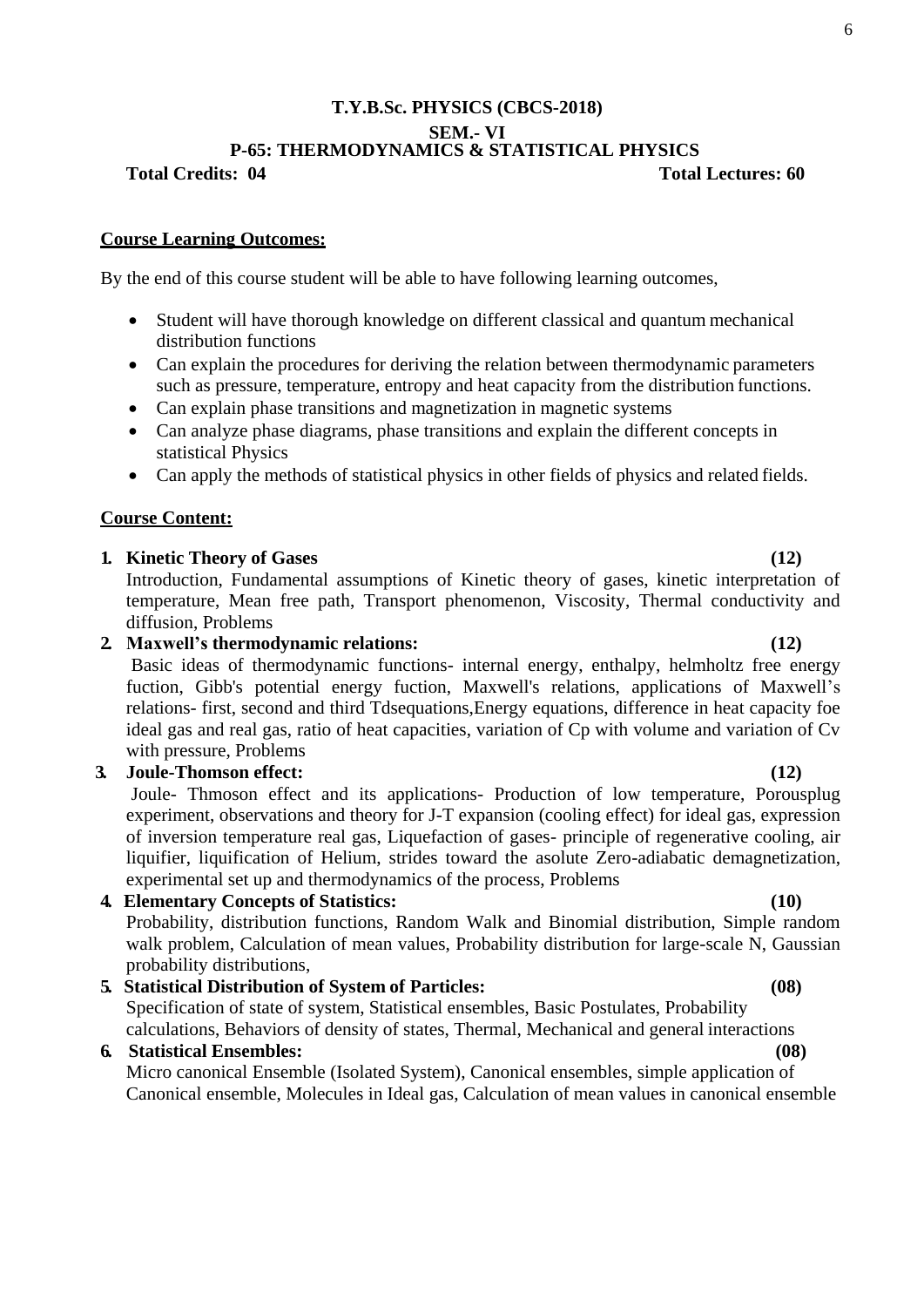**T.Y.B.Sc. PHYSICS (CBCS-2018)**

**SEM.- VI**

**P-65: THERMODYNAMICS & STATISTICAL PHYSICS**

**Total Credits: 04** **Total Lectures: 60**

**Course Learning Outcomes:**

By the end of this course student will be able to have following learning outcomes,

- Student will have thorough knowledge on different classical and quantum mechanical distribution functions
- Can explain the procedures for deriving the relation between thermodynamic parameters such as pressure, temperature, entropy and heat capacity from the distribution functions.
- Can explain phase transitions and magnetization in magnetic systems
- Can analyze phase diagrams, phase transitions and explain the different concepts in statistical Physics
- Can apply the methods of statistical physics in other fields of physics and related fields.

**Course Content:**

1. **Kinetic Theory of Gases** **(12)**
   Introduction, Fundamental assumptions of Kinetic theory of gases, kinetic interpretation of temperature, Mean free path, Transport phenomenon, Viscosity, Thermal conductivity and diffusion, Problems
2. **Maxwell's thermodynamic relations:** **(12)**
   Basic ideas of thermodynamic functions- internal energy, enthalpy, helmholtz free energy fuction, Gibb's potential energy fuction, Maxwell's relations, applications of Maxwell's relations- first, second and third Tdsequations,Energy equations, difference in heat capacity foe ideal gas and real gas, ratio of heat capacities, variation of Cp with volume and variation of Cv with pressure, Problems
3. **Joule-Thomson effect:** **(12)**
   Joule- Thmoson effect and its applications- Production of low temperature, Porousplug experiment, observations and theory for J-T expansion (cooling effect) for ideal gas, expression of inversion temperature real gas, Liquefaction of gases- principle of regenerative cooling, air liquifier, liquification of Helium, strides toward the asolute Zero-adiabatic demagnetization, experimental set up and thermodynamics of the process, Problems
4. **Elementary Concepts of Statistics:** **(10)**
   Probability, distribution functions, Random Walk and Binomial distribution, Simple random walk problem, Calculation of mean values, Probability distribution for large-scale N, Gaussian probability distributions,
5. **Statistical Distribution of System of Particles:** **(08)**
   Specification of state of system, Statistical ensembles, Basic Postulates, Probability calculations, Behaviors of density of states, Thermal, Mechanical and general interactions
6. **Statistical Ensembles:** **(08)**
   Micro canonical Ensemble (Isolated System), Canonical ensembles, simple application of Canonical ensemble, Molecules in Ideal gas, Calculation of mean values in canonical ensemble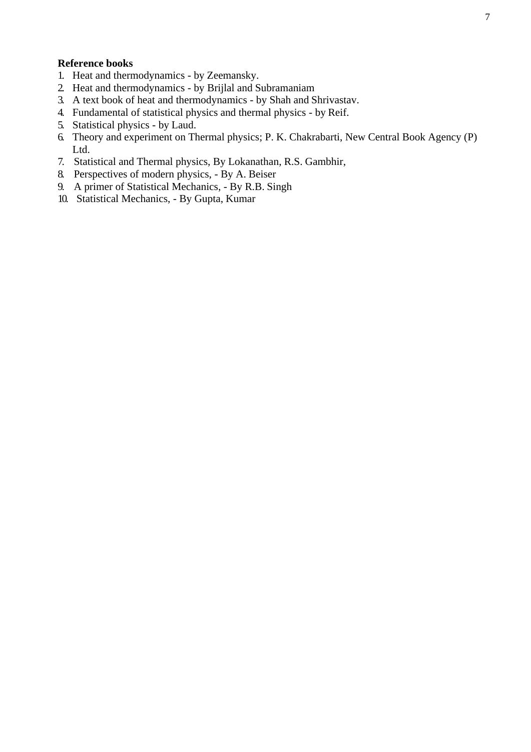**Reference books**

1. Heat and thermodynamics - by Zeemansky.
2. Heat and thermodynamics - by Brijlal and Subramaniam
3. A text book of heat and thermodynamics - by Shah and Shrivastav.
4. Fundamental of statistical physics and thermal physics - by Reif.
5. Statistical physics - by Laud.
6. Theory and experiment on Thermal physics; P. K. Chakrabarti, New Central Book Agency (P) Ltd.
7. Statistical and Thermal physics, By Lokanathan, R.S. Gambhir,
8. Perspectives of modern physics, - By A. Beiser
9. A primer of Statistical Mechanics, - By R.B. Singh
10. Statistical Mechanics, - By Gupta, Kumar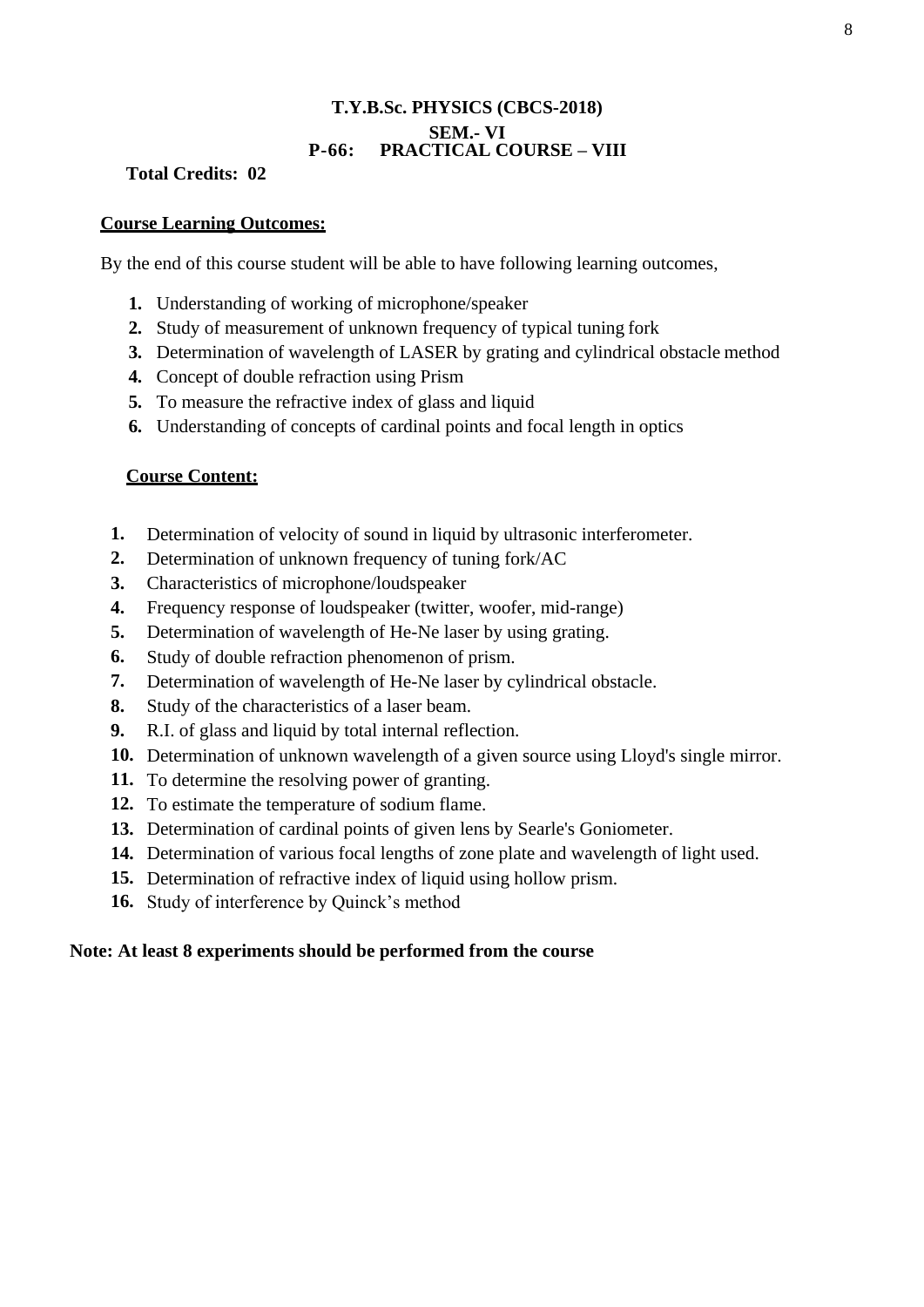**T.Y.B.Sc. PHYSICS (CBCS-2018)**

**SEM.- VI**

**P-66: PRACTICAL COURSE – VIII**

**Total Credits: 02**

**Course Learning Outcomes:**

By the end of this course student will be able to have following learning outcomes,

1. Understanding of working of microphone/speaker
2. Study of measurement of unknown frequency of typical tuning fork
3. Determination of wavelength of LASER by grating and cylindrical obstacle method
4. Concept of double refraction using Prism
5. To measure the refractive index of glass and liquid
6. Understanding of concepts of cardinal points and focal length in optics

**Course Content:**

1. Determination of velocity of sound in liquid by ultrasonic interferometer.
2. Determination of unknown frequency of tuning fork/AC
3. Characteristics of microphone/loudspeaker
4. Frequency response of loudspeaker (twitter, woofer, mid-range)
5. Determination of wavelength of He-Ne laser by using grating.
6. Study of double refraction phenomenon of prism.
7. Determination of wavelength of He-Ne laser by cylindrical obstacle.
8. Study of the characteristics of a laser beam.
9. R.I. of glass and liquid by total internal reflection.
10. Determination of unknown wavelength of a given source using Lloyd's single mirror.
11. To determine the resolving power of granting.
12. To estimate the temperature of sodium flame.
13. Determination of cardinal points of given lens by Searle's Goniometer.
14. Determination of various focal lengths of zone plate and wavelength of light used.
15. Determination of refractive index of liquid using hollow prism.
16. Study of interference by Quinck's method

**Note: At least 8 experiments should be performed from the course**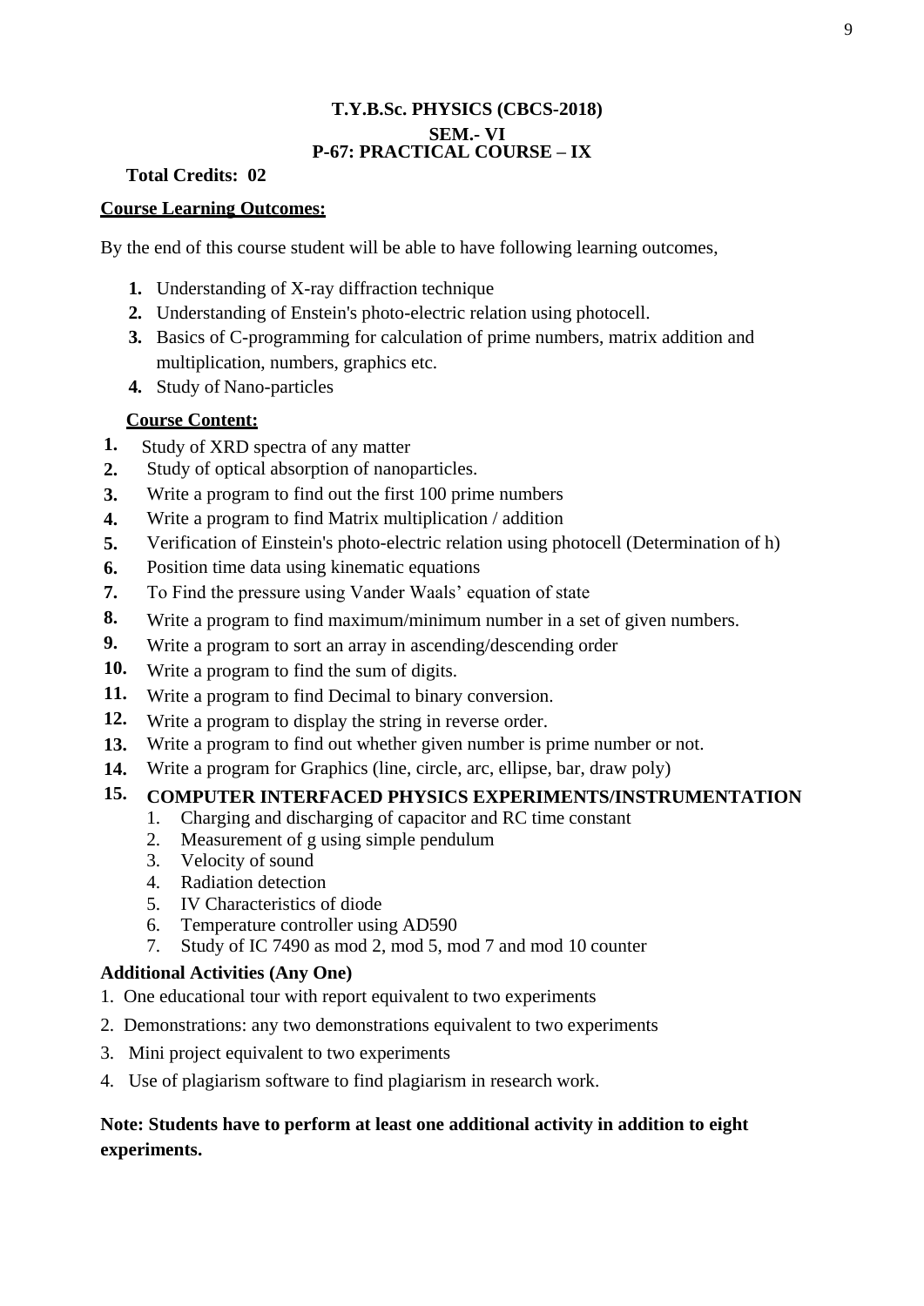## T.Y.B.Sc. PHYSICS (CBCS-2018)

## SEM.- VI

## P-67: PRACTICAL COURSE – IX

**Total Credits: 02**

**Course Learning Outcomes:**

By the end of this course student will be able to have following learning outcomes,

1. Understanding of X-ray diffraction technique
2. Understanding of Enstein's photo-electric relation using photocell.
3. Basics of C-programming for calculation of prime numbers, matrix addition and multiplication, numbers, graphics etc.
4. Study of Nano-particles

**Course Content:**

1. Study of XRD spectra of any matter
2. Study of optical absorption of nanoparticles.
3. Write a program to find out the first 100 prime numbers
4. Write a program to find Matrix multiplication / addition
5. Verification of Einstein's photo-electric relation using photocell (Determination of h)
6. Position time data using kinematic equations
7. To Find the pressure using Vander Waals' equation of state
8. Write a program to find maximum/minimum number in a set of given numbers.
9. Write a program to sort an array in ascending/descending order
10. Write a program to find the sum of digits.
11. Write a program to find Decimal to binary conversion.
12. Write a program to display the string in reverse order.
13. Write a program to find out whether given number is prime number or not.
14. Write a program for Graphics (line, circle, arc, ellipse, bar, draw poly)
15. **COMPUTER INTERFACED PHYSICS EXPERIMENTS/INSTRUMENTATION**
    1. Charging and discharging of capacitor and RC time constant
    2. Measurement of g using simple pendulum
    3. Velocity of sound
    4. Radiation detection
    5. IV Characteristics of diode
    6. Temperature controller using AD590
    7. Study of IC 7490 as mod 2, mod 5, mod 7 and mod 10 counter

**Additional Activities (Any One)**

1. One educational tour with report equivalent to two experiments
2. Demonstrations: any two demonstrations equivalent to two experiments
3. Mini project equivalent to two experiments
4. Use of plagiarism software to find plagiarism in research work.

**Note: Students have to perform at least one additional activity in addition to eight experiments.**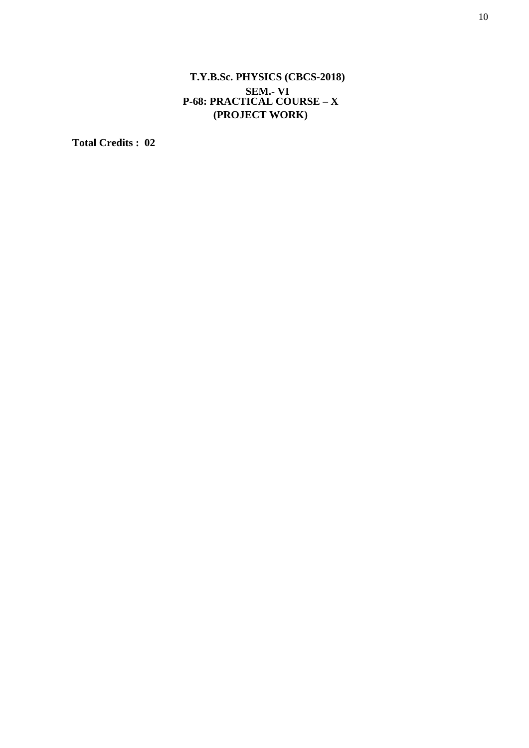# T.Y.B.Sc. PHYSICS (CBCS-2018)

## SEM.- VI

## P-68: PRACTICAL COURSE – X

## (PROJECT WORK)

**Total Credits : 02**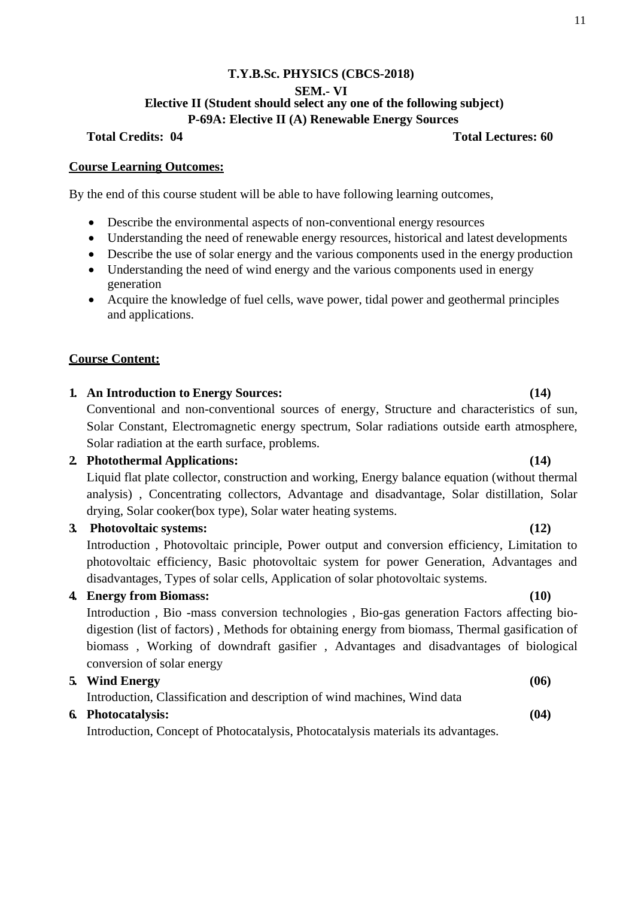**T.Y.B.Sc. PHYSICS (CBCS-2018)**

**SEM.- VI**

**Elective II (Student should select any one of the following subject)**

**P-69A: Elective II (A) Renewable Energy Sources**

**Total Credits: 04** **Total Lectures: 60**

**<u>Course Learning Outcomes:</u>**

By the end of this course student will be able to have following learning outcomes,

- Describe the environmental aspects of non-conventional energy resources
- Understanding the need of renewable energy resources, historical and latest developments
- Describe the use of solar energy and the various components used in the energy production
- Understanding the need of wind energy and the various components used in energy generation
- Acquire the knowledge of fuel cells, wave power, tidal power and geothermal principles and applications.

**<u>Course Content:</u>**

1. **An Introduction to Energy Sources: (14)**
   Conventional and non-conventional sources of energy, Structure and characteristics of sun, Solar Constant, Electromagnetic energy spectrum, Solar radiations outside earth atmosphere, Solar radiation at the earth surface, problems.
2. **Photothermal Applications: (14)**
   Liquid flat plate collector, construction and working, Energy balance equation (without thermal analysis) , Concentrating collectors, Advantage and disadvantage, Solar distillation, Solar drying, Solar cooker(box type), Solar water heating systems.
3. **Photovoltaic systems: (12)**
   Introduction , Photovoltaic principle, Power output and conversion efficiency, Limitation to photovoltaic efficiency, Basic photovoltaic system for power Generation, Advantages and disadvantages, Types of solar cells, Application of solar photovoltaic systems.
4. **Energy from Biomass: (10)**
   Introduction , Bio -mass conversion technologies , Bio-gas generation Factors affecting bio-digestion (list of factors) , Methods for obtaining energy from biomass, Thermal gasification of biomass , Working of downdraft gasifier , Advantages and disadvantages of biological conversion of solar energy
5. **Wind Energy (06)**
   Introduction, Classification and description of wind machines, Wind data
6. **Photocatalysis: (04)**
   Introduction, Concept of Photocatalysis, Photocatalysis materials its advantages.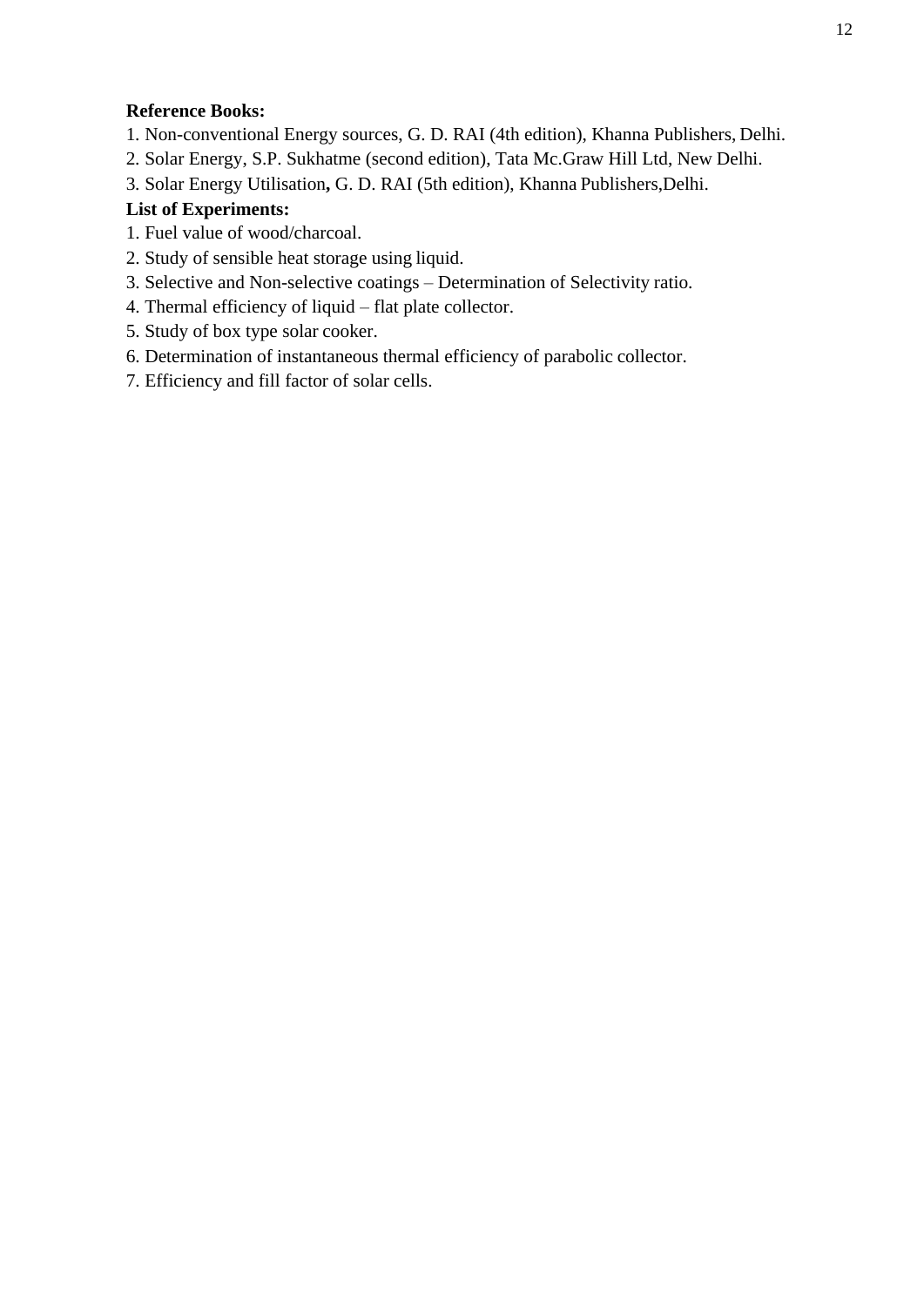**Reference Books:**

1. Non-conventional Energy sources, G. D. RAI (4th edition), Khanna Publishers, Delhi.
2. Solar Energy, S.P. Sukhatme (second edition), Tata Mc.Graw Hill Ltd, New Delhi.
3. Solar Energy Utilisation**,** G. D. RAI (5th edition), Khanna Publishers,Delhi.

**List of Experiments:**

1. Fuel value of wood/charcoal.
2. Study of sensible heat storage using liquid.
3. Selective and Non-selective coatings – Determination of Selectivity ratio.
4. Thermal efficiency of liquid – flat plate collector.
5. Study of box type solar cooker.
6. Determination of instantaneous thermal efficiency of parabolic collector.
7. Efficiency and fill factor of solar cells.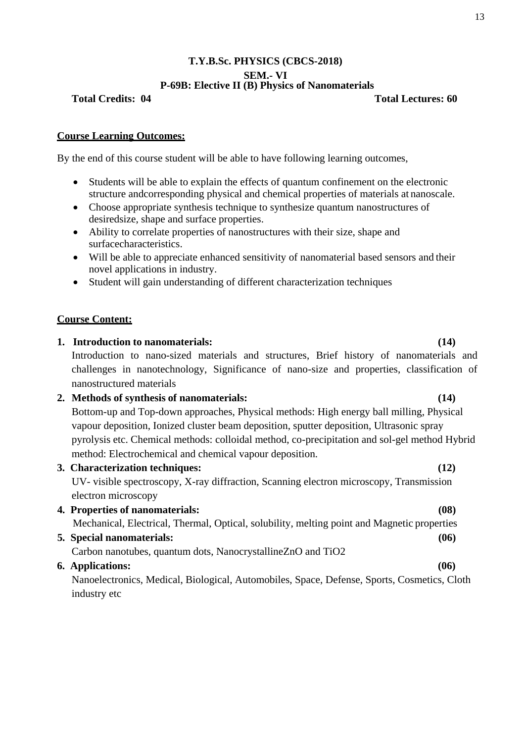**T.Y.B.Sc. PHYSICS (CBCS-2018)**

**SEM.- VI**

**P-69B: Elective II (B) Physics of Nanomaterials**

**Total Credits: 04** **Total Lectures: 60**

**Course Learning Outcomes:**

By the end of this course student will be able to have following learning outcomes,

- Students will be able to explain the effects of quantum confinement on the electronic structure andcorresponding physical and chemical properties of materials at nanoscale.
- Choose appropriate synthesis technique to synthesize quantum nanostructures of desiredsize, shape and surface properties.
- Ability to correlate properties of nanostructures with their size, shape and surfacecharacteristics.
- Will be able to appreciate enhanced sensitivity of nanomaterial based sensors and their novel applications in industry.
- Student will gain understanding of different characterization techniques

**Course Content:**

**1. Introduction to nanomaterials: (14)**

Introduction to nano-sized materials and structures, Brief history of nanomaterials and challenges in nanotechnology, Significance of nano-size and properties, classification of nanostructured materials

**2. Methods of synthesis of nanomaterials: (14)**

Bottom-up and Top-down approaches, Physical methods: High energy ball milling, Physical vapour deposition, Ionized cluster beam deposition, sputter deposition, Ultrasonic spray pyrolysis etc. Chemical methods: colloidal method, co-precipitation and sol-gel method Hybrid method: Electrochemical and chemical vapour deposition.

**3. Characterization techniques: (12)**

UV- visible spectroscopy, X-ray diffraction, Scanning electron microscopy, Transmission electron microscopy

**4. Properties of nanomaterials: (08)**

Mechanical, Electrical, Thermal, Optical, solubility, melting point and Magnetic properties

**5. Special nanomaterials: (06)**

Carbon nanotubes, quantum dots, NanocrystallineZnO and TiO2

**6. Applications: (06)**

Nanoelectronics, Medical, Biological, Automobiles, Space, Defense, Sports, Cosmetics, Cloth industry etc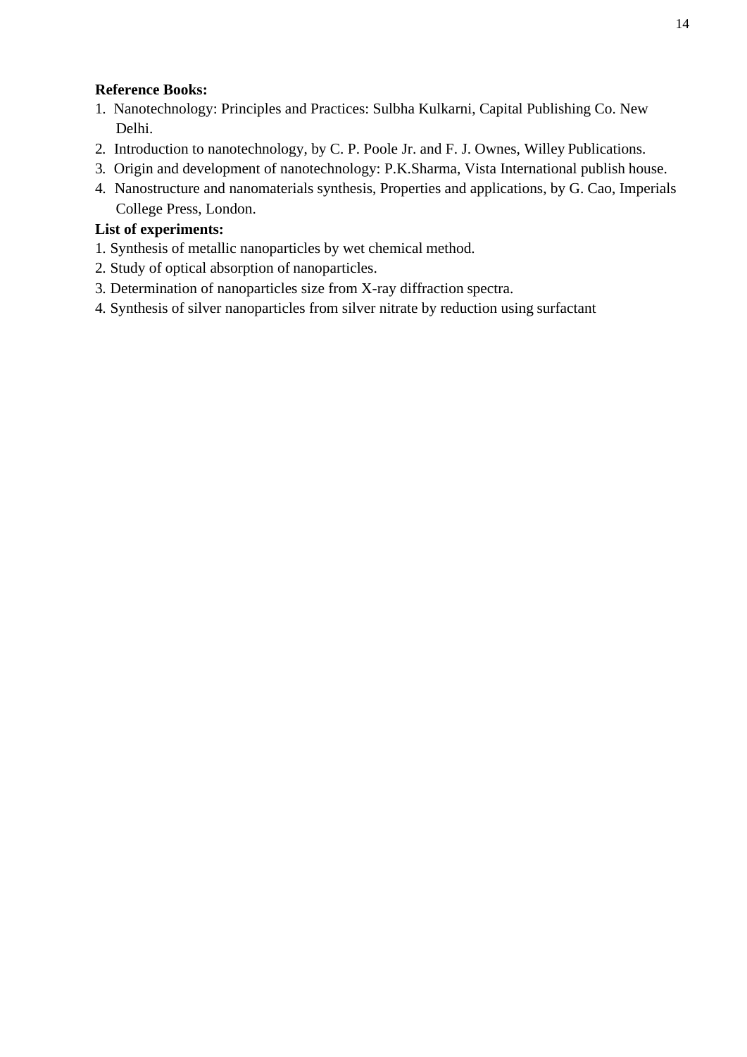**Reference Books:**

1. Nanotechnology: Principles and Practices: Sulbha Kulkarni, Capital Publishing Co. New Delhi.
2. Introduction to nanotechnology, by C. P. Poole Jr. and F. J. Ownes, Willey Publications.
3. Origin and development of nanotechnology: P.K.Sharma, Vista International publish house.
4. Nanostructure and nanomaterials synthesis, Properties and applications, by G. Cao, Imperials College Press, London.

**List of experiments:**

1. Synthesis of metallic nanoparticles by wet chemical method.
2. Study of optical absorption of nanoparticles.
3. Determination of nanoparticles size from X-ray diffraction spectra.
4. Synthesis of silver nanoparticles from silver nitrate by reduction using surfactant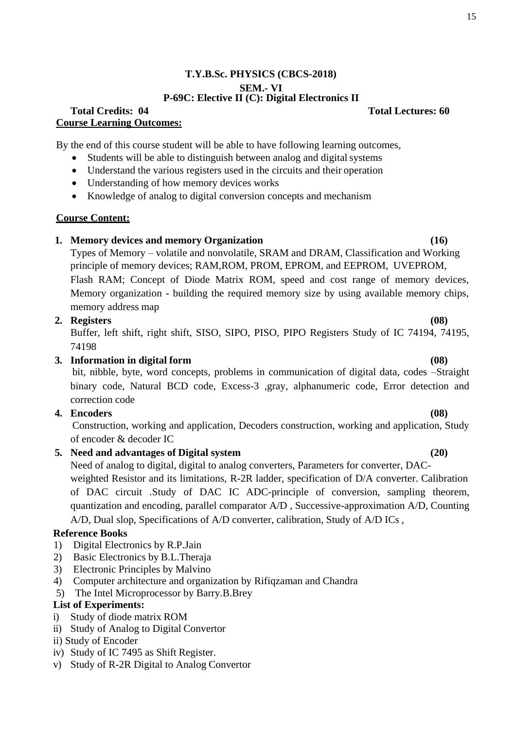## T.Y.B.Sc. PHYSICS (CBCS-2018)

### SEM.- VI

### P-69C: Elective II (C): Digital Electronics II

**Total Credits: 04** **Total Lectures: 60**

**Course Learning Outcomes:**

By the end of this course student will be able to have following learning outcomes,

- Students will be able to distinguish between analog and digital systems
- Understand the various registers used in the circuits and their operation
- Understanding of how memory devices works
- Knowledge of analog to digital conversion concepts and mechanism

**Course Content:**

1. **Memory devices and memory Organization (16)**
   Types of Memory – volatile and nonvolatile, SRAM and DRAM, Classification and Working principle of memory devices; RAM,ROM, PROM, EPROM, and EEPROM, UVEPROM, Flash RAM; Concept of Diode Matrix ROM, speed and cost range of memory devices, Memory organization - building the required memory size by using available memory chips, memory address map
2. **Registers (08)**
   Buffer, left shift, right shift, SISO, SIPO, PISO, PIPO Registers Study of IC 74194, 74195, 74198
3. **Information in digital form (08)**
   bit, nibble, byte, word concepts, problems in communication of digital data, codes –Straight binary code, Natural BCD code, Excess-3 ,gray, alphanumeric code, Error detection and correction code
4. **Encoders (08)**
   Construction, working and application, Decoders construction, working and application, Study of encoder & decoder IC
5. **Need and advantages of Digital system (20)**
   Need of analog to digital, digital to analog converters, Parameters for converter, DAC-weighted Resistor and its limitations, R-2R ladder, specification of D/A converter. Calibration of DAC circuit .Study of DAC IC ADC-principle of conversion, sampling theorem, quantization and encoding, parallel comparator A/D , Successive-approximation A/D, Counting A/D, Dual slop, Specifications of A/D converter, calibration, Study of A/D ICs ,

**Reference Books**

1) Digital Electronics by R.P.Jain
2) Basic Electronics by B.L.Theraja
3) Electronic Principles by Malvino
4) Computer architecture and organization by Rifiqzaman and Chandra
5) The Intel Microprocessor by Barry.B.Brey

**List of Experiments:**

i) Study of diode matrix ROM
ii) Study of Analog to Digital Convertor
ii) Study of Encoder
iv) Study of IC 7495 as Shift Register.
v) Study of R-2R Digital to Analog Convertor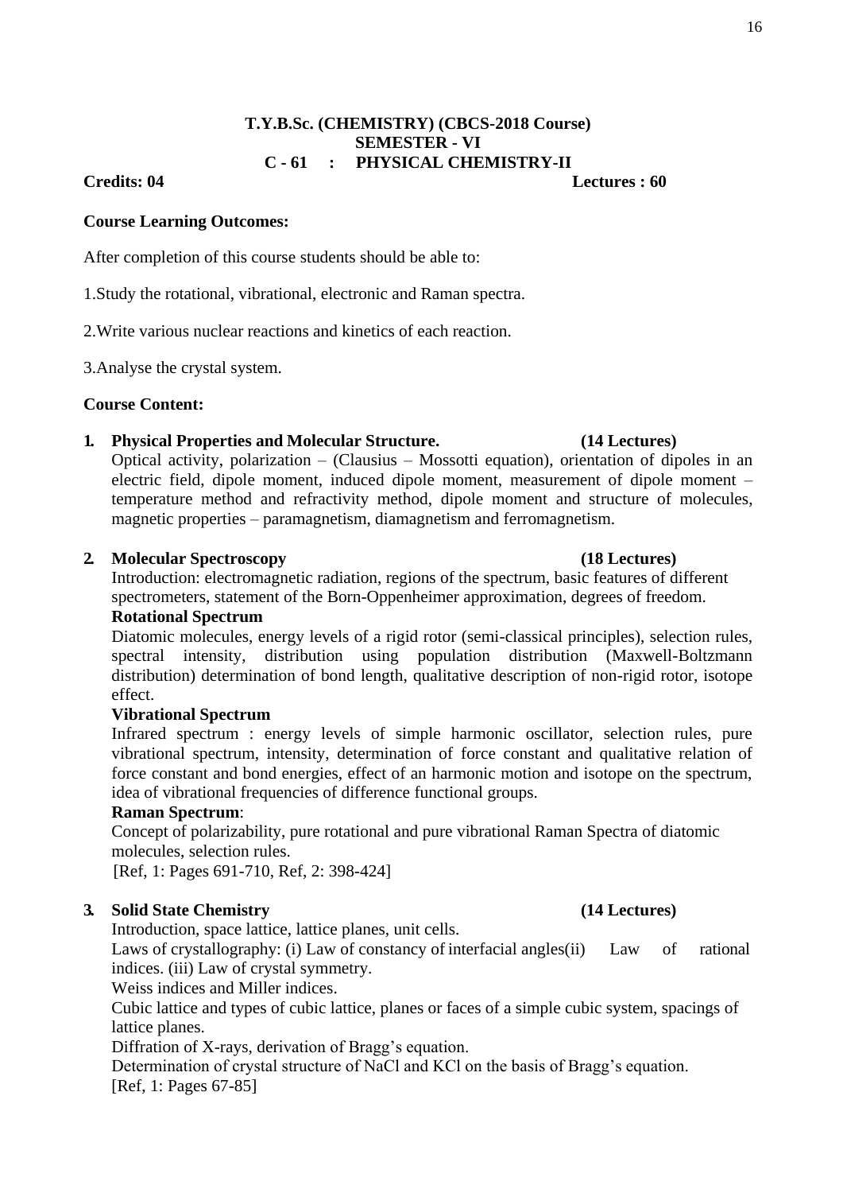**T.Y.B.Sc. (CHEMISTRY) (CBCS-2018 Course)**
**SEMESTER - VI**
**C - 61 : PHYSICAL CHEMISTRY-II**

**Credits: 04** **Lectures : 60**

**Course Learning Outcomes:**

After completion of this course students should be able to:

1.Study the rotational, vibrational, electronic and Raman spectra.

2.Write various nuclear reactions and kinetics of each reaction.

3.Analyse the crystal system.

**Course Content:**

1. **Physical Properties and Molecular Structure.** **(14 Lectures)**
   Optical activity, polarization – (Clausius – Mossotti equation), orientation of dipoles in an electric field, dipole moment, induced dipole moment, measurement of dipole moment – temperature method and refractivity method, dipole moment and structure of molecules, magnetic properties – paramagnetism, diamagnetism and ferromagnetism.

2. **Molecular Spectroscopy** **(18 Lectures)**
   Introduction: electromagnetic radiation, regions of the spectrum, basic features of different spectrometers, statement of the Born-Oppenheimer approximation, degrees of freedom.
   **Rotational Spectrum**
   Diatomic molecules, energy levels of a rigid rotor (semi-classical principles), selection rules, spectral intensity, distribution using population distribution (Maxwell-Boltzmann distribution) determination of bond length, qualitative description of non-rigid rotor, isotope effect.
   **Vibrational Spectrum**
   Infrared spectrum : energy levels of simple harmonic oscillator, selection rules, pure vibrational spectrum, intensity, determination of force constant and qualitative relation of force constant and bond energies, effect of an harmonic motion and isotope on the spectrum, idea of vibrational frequencies of difference functional groups.
   **Raman Spectrum**:
   Concept of polarizability, pure rotational and pure vibrational Raman Spectra of diatomic molecules, selection rules.
   [Ref, 1: Pages 691-710, Ref, 2: 398-424]

3. **Solid State Chemistry** **(14 Lectures)**
   Introduction, space lattice, lattice planes, unit cells.
   Laws of crystallography: (i) Law of constancy of interfacial angles(ii) Law of rational indices. (iii) Law of crystal symmetry.
   Weiss indices and Miller indices.
   Cubic lattice and types of cubic lattice, planes or faces of a simple cubic system, spacings of lattice planes.
   Diffration of X-rays, derivation of Bragg's equation.
   Determination of crystal structure of NaCl and KCl on the basis of Bragg's equation.
   [Ref, 1: Pages 67-85]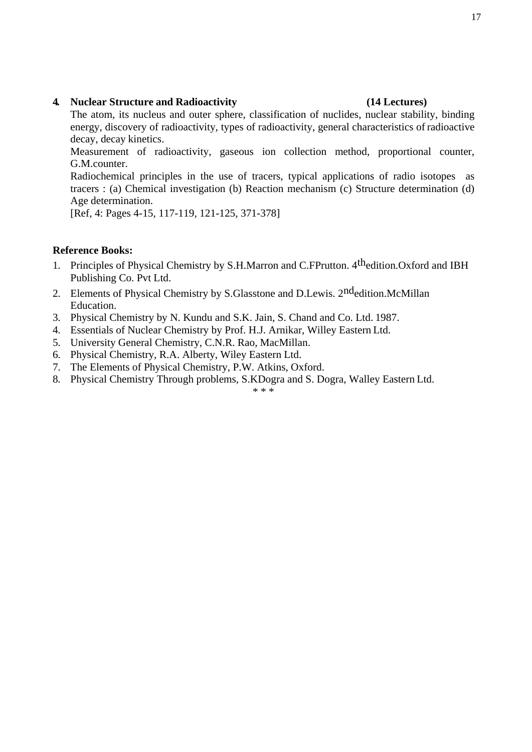**4. Nuclear Structure and Radioactivity (14 Lectures)**

The atom, its nucleus and outer sphere, classification of nuclides, nuclear stability, binding energy, discovery of radioactivity, types of radioactivity, general characteristics of radioactive decay, decay kinetics.

Measurement of radioactivity, gaseous ion collection method, proportional counter, G.M.counter.

Radiochemical principles in the use of tracers, typical applications of radio isotopes as tracers : (a) Chemical investigation (b) Reaction mechanism (c) Structure determination (d) Age determination.

[Ref, 4: Pages 4-15, 117-119, 121-125, 371-378]

**Reference Books:**

1. Principles of Physical Chemistry by S.H.Marron and C.FPrutton. 4th edition.Oxford and IBH Publishing Co. Pvt Ltd.
2. Elements of Physical Chemistry by S.Glasstone and D.Lewis. 2nd edition.McMillan Education.
3. Physical Chemistry by N. Kundu and S.K. Jain, S. Chand and Co. Ltd. 1987.
4. Essentials of Nuclear Chemistry by Prof. H.J. Arnikar, Willey Eastern Ltd.
5. University General Chemistry, C.N.R. Rao, MacMillan.
6. Physical Chemistry, R.A. Alberty, Wiley Eastern Ltd.
7. The Elements of Physical Chemistry, P.W. Atkins, Oxford.
8. Physical Chemistry Through problems, S.KDogra and S. Dogra, Walley Eastern Ltd.

\* \* \*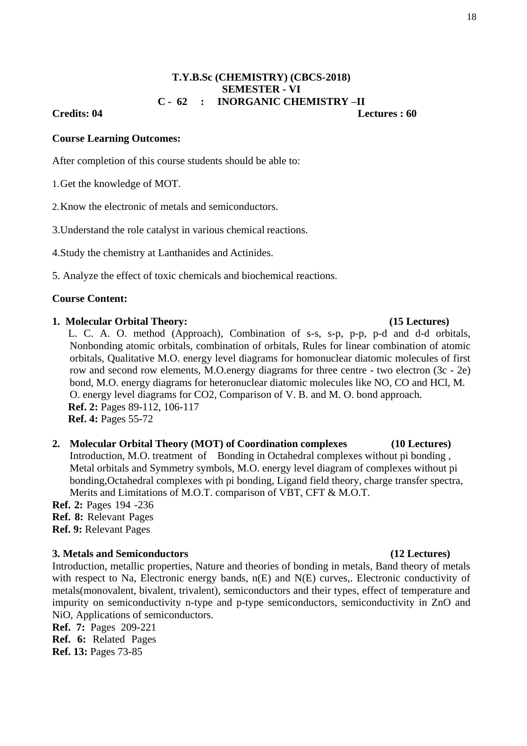**T.Y.B.Sc (CHEMISTRY) (CBCS-2018)**
**SEMESTER - VI**
**C - 62 : INORGANIC CHEMISTRY –II**

**Credits: 04** **Lectures : 60**

**Course Learning Outcomes:**

After completion of this course students should be able to:

1. Get the knowledge of MOT.
2. Know the electronic of metals and semiconductors.
3. Understand the role catalyst in various chemical reactions.
4. Study the chemistry at Lanthanides and Actinides.
5. Analyze the effect of toxic chemicals and biochemical reactions.

**Course Content:**

**1. Molecular Orbital Theory: (15 Lectures)**

L. C. A. O. method (Approach), Combination of s-s, s-p, p-p, p-d and d-d orbitals, Nonbonding atomic orbitals, combination of orbitals, Rules for linear combination of atomic orbitals, Qualitative M.O. energy level diagrams for homonuclear diatomic molecules of first row and second row elements, M.O.energy diagrams for three centre - two electron (3c - 2e) bond, M.O. energy diagrams for heteronuclear diatomic molecules like NO, CO and HCl, M. O. energy level diagrams for $CO_2$, Comparison of V. B. and M. O. bond approach.

**Ref. 2:** Pages 89-112, 106-117
**Ref. 4:** Pages 55-72

**2. Molecular Orbital Theory (MOT) of Coordination complexes (10 Lectures)**

Introduction, M.O. treatment of Bonding in Octahedral complexes without pi bonding , Metal orbitals and Symmetry symbols, M.O. energy level diagram of complexes without pi bonding,Octahedral complexes with pi bonding, Ligand field theory, charge transfer spectra, Merits and Limitations of M.O.T. comparison of VBT, CFT & M.O.T.

**Ref. 2:** Pages 194 -236
**Ref. 8:** Relevant Pages
**Ref. 9:** Relevant Pages

**3. Metals and Semiconductors (12 Lectures)**

Introduction, metallic properties, Nature and theories of bonding in metals, Band theory of metals with respect to Na, Electronic energy bands, n(E) and N(E) curves,. Electronic conductivity of metals(monovalent, bivalent, trivalent), semiconductors and their types, effect of temperature and impurity on semiconductivity n-type and p-type semiconductors, semiconductivity in ZnO and NiO, Applications of semiconductors.

**Ref. 7:** Pages 209-221
**Ref. 6:** Related Pages
**Ref. 13:** Pages 73-85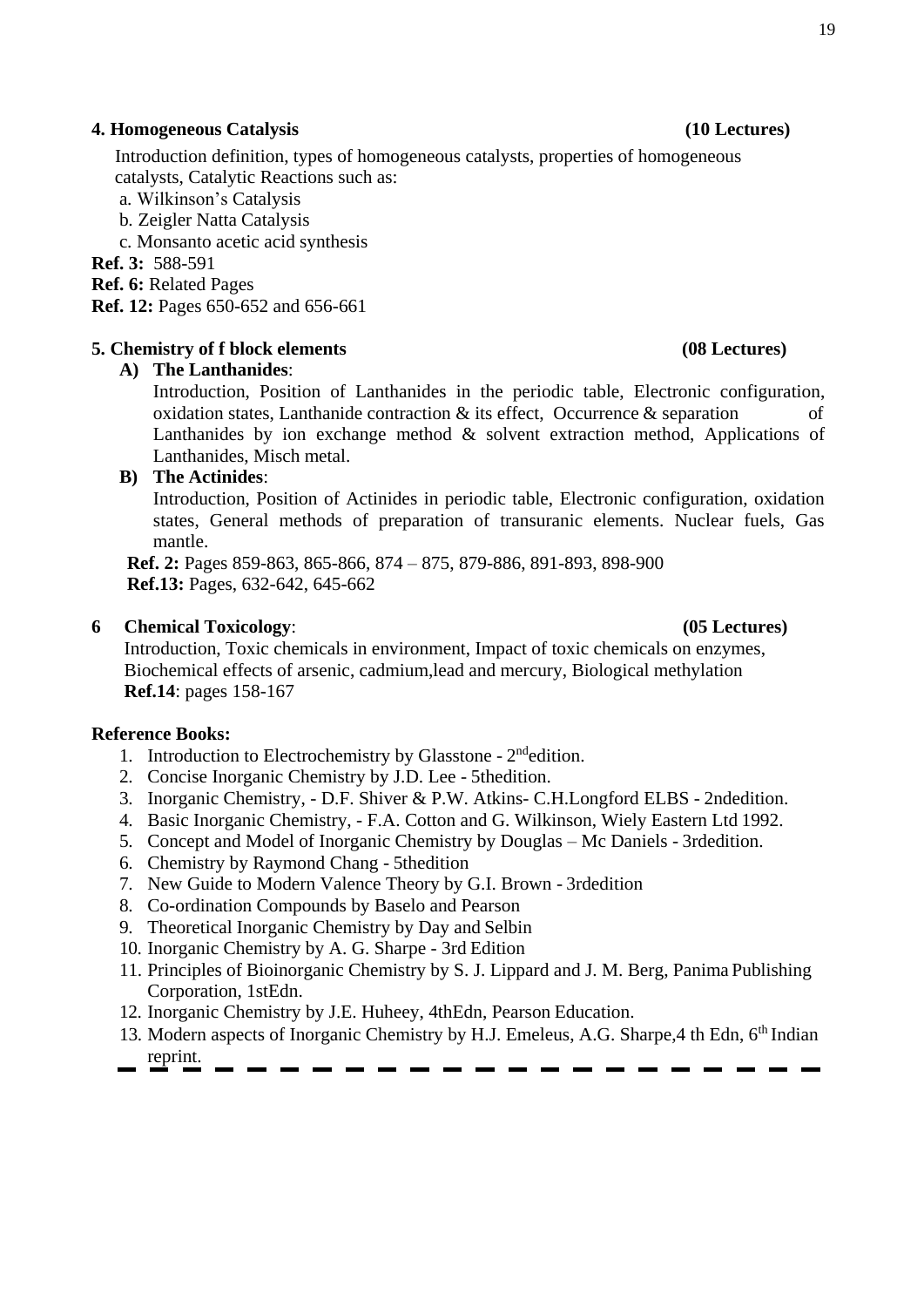**4. Homogeneous Catalysis (10 Lectures)**

Introduction definition, types of homogeneous catalysts, properties of homogeneous catalysts, Catalytic Reactions such as:

a. Wilkinson's Catalysis
b. Zeigler Natta Catalysis
c. Monsanto acetic acid synthesis

**Ref. 3:** 588-591
**Ref. 6:** Related Pages
**Ref. 12:** Pages 650-652 and 656-661

**5. Chemistry of f block elements (08 Lectures)**

**A) The Lanthanides**:

Introduction, Position of Lanthanides in the periodic table, Electronic configuration, oxidation states, Lanthanide contraction & its effect, Occurrence & separation of Lanthanides by ion exchange method & solvent extraction method, Applications of Lanthanides, Misch metal.

**B) The Actinides**:

Introduction, Position of Actinides in periodic table, Electronic configuration, oxidation states, General methods of preparation of transuranic elements. Nuclear fuels, Gas mantle.

**Ref. 2:** Pages 859-863, 865-866, 874 – 875, 879-886, 891-893, 898-900
**Ref.13:** Pages, 632-642, 645-662

**6 Chemical Toxicology**: **(05 Lectures)**

Introduction, Toxic chemicals in environment, Impact of toxic chemicals on enzymes, Biochemical effects of arsenic, cadmium,lead and mercury, Biological methylation
**Ref.14**: pages 158-167

**Reference Books:**

1. Introduction to Electrochemistry by Glasstone - 2nd edition.
2. Concise Inorganic Chemistry by J.D. Lee - 5thedition.
3. Inorganic Chemistry, - D.F. Shiver & P.W. Atkins- C.H.Longford ELBS - 2ndedition.
4. Basic Inorganic Chemistry, - F.A. Cotton and G. Wilkinson, Wiely Eastern Ltd 1992.
5. Concept and Model of Inorganic Chemistry by Douglas – Mc Daniels - 3rdedition.
6. Chemistry by Raymond Chang - 5thedition
7. New Guide to Modern Valence Theory by G.I. Brown - 3rdedition
8. Co-ordination Compounds by Baselo and Pearson
9. Theoretical Inorganic Chemistry by Day and Selbin
10. Inorganic Chemistry by A. G. Sharpe - 3rd Edition
11. Principles of Bioinorganic Chemistry by S. J. Lippard and J. M. Berg, Panima Publishing Corporation, 1stEdn.
12. Inorganic Chemistry by J.E. Huheey, 4thEdn, Pearson Education.
13. Modern aspects of Inorganic Chemistry by H.J. Emeleus, A.G. Sharpe,4 th Edn, 6th Indian reprint.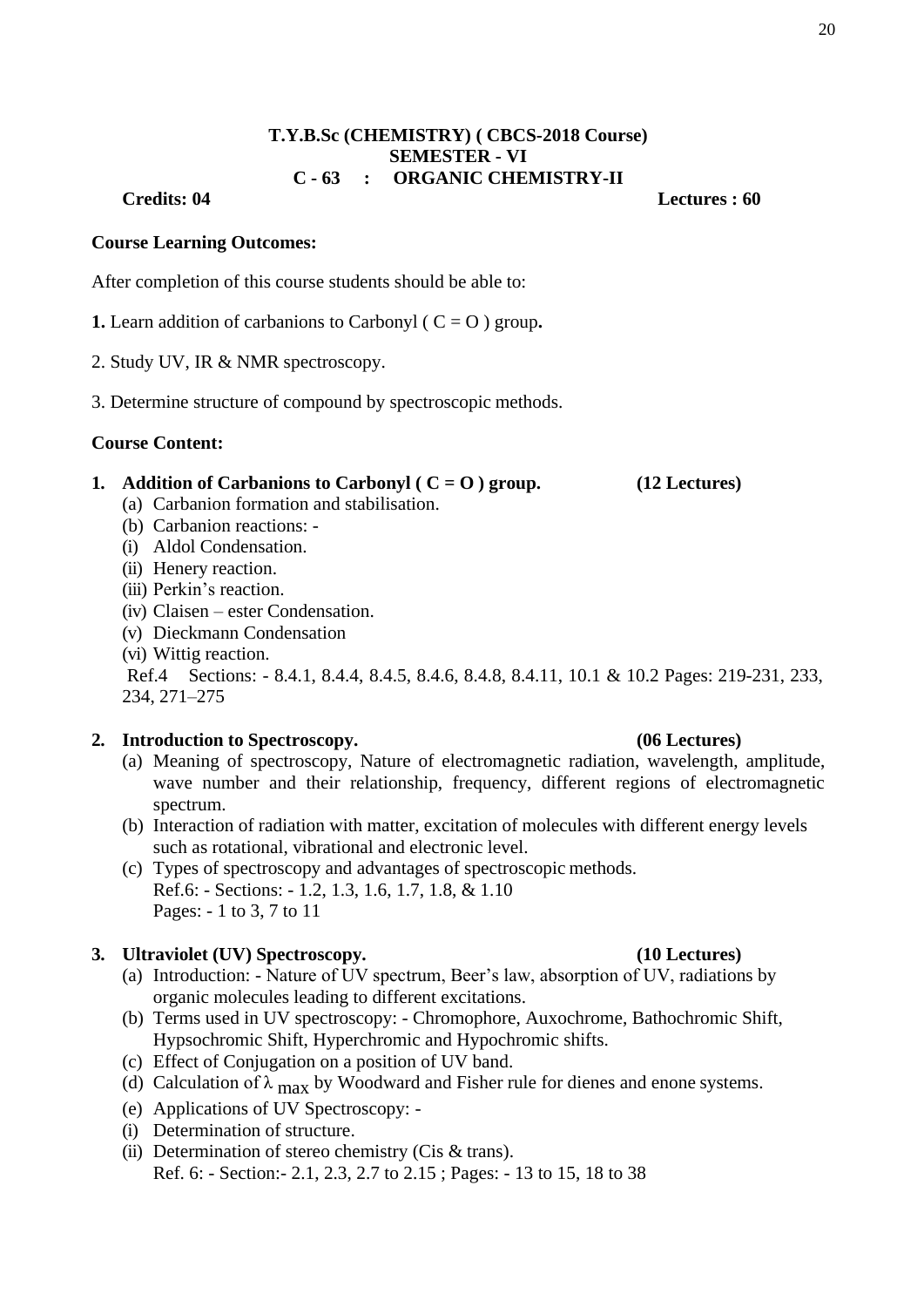**T.Y.B.Sc (CHEMISTRY) ( CBCS-2018 Course)**
**SEMESTER - VI**
**C - 63 : ORGANIC CHEMISTRY-II**

**Credits: 04** **Lectures : 60**

**Course Learning Outcomes:**

After completion of this course students should be able to:

**1.** Learn addition of carbanions to Carbonyl ( C = O ) group**.**

2. Study UV, IR & NMR spectroscopy.

3. Determine structure of compound by spectroscopic methods.

**Course Content:**

**1. Addition of Carbanions to Carbonyl ( C = O ) group. (12 Lectures)**

(a) Carbanion formation and stabilisation.
(b) Carbanion reactions: -
(i) Aldol Condensation.
(ii) Henery reaction.
(iii) Perkin's reaction.
(iv) Claisen – ester Condensation.
(v) Dieckmann Condensation
(vi) Wittig reaction.

Ref.4 Sections: - 8.4.1, 8.4.4, 8.4.5, 8.4.6, 8.4.8, 8.4.11, 10.1 & 10.2 Pages: 219-231, 233, 234, 271–275

**2. Introduction to Spectroscopy. (06 Lectures)**

(a) Meaning of spectroscopy, Nature of electromagnetic radiation, wavelength, amplitude, wave number and their relationship, frequency, different regions of electromagnetic spectrum.
(b) Interaction of radiation with matter, excitation of molecules with different energy levels such as rotational, vibrational and electronic level.
(c) Types of spectroscopy and advantages of spectroscopic methods.
Ref.6: - Sections: - 1.2, 1.3, 1.6, 1.7, 1.8, & 1.10
Pages: - 1 to 3, 7 to 11

**3. Ultraviolet (UV) Spectroscopy. (10 Lectures)**

(a) Introduction: - Nature of UV spectrum, Beer's law, absorption of UV, radiations by organic molecules leading to different excitations.
(b) Terms used in UV spectroscopy: - Chromophore, Auxochrome, Bathochromic Shift, Hypsochromic Shift, Hyperchromic and Hypochromic shifts.
(c) Effect of Conjugation on a position of UV band.
(d) Calculation of $\lambda_{max}$ by Woodward and Fisher rule for dienes and enone systems.
(e) Applications of UV Spectroscopy: -
(i) Determination of structure.
(ii) Determination of stereo chemistry (Cis & trans).
Ref. 6: - Section:- 2.1, 2.3, 2.7 to 2.15 ; Pages: - 13 to 15, 18 to 38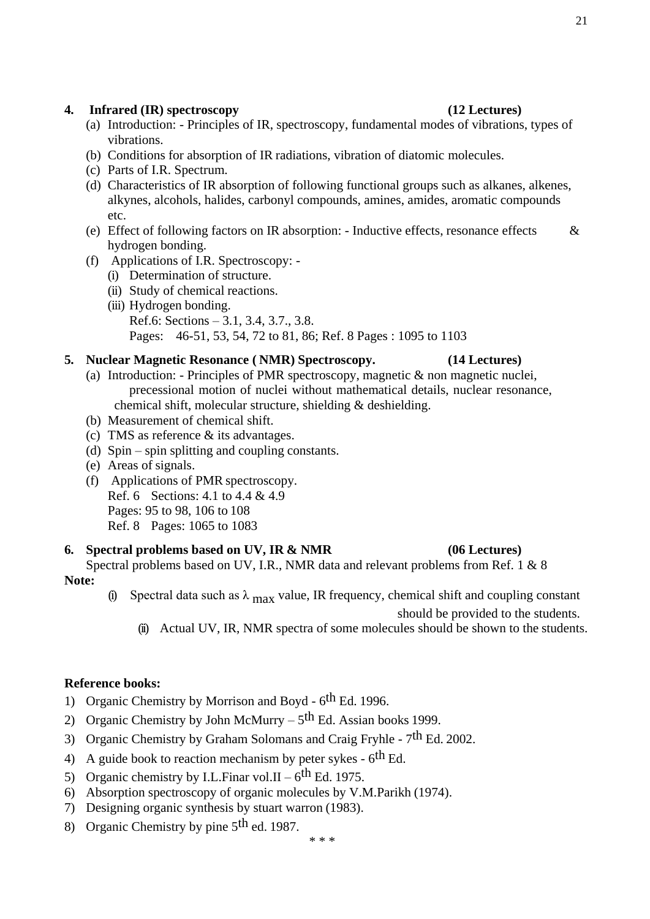**4. Infrared (IR) spectroscopy (12 Lectures)**

(a) Introduction: - Principles of IR, spectroscopy, fundamental modes of vibrations, types of vibrations.

(b) Conditions for absorption of IR radiations, vibration of diatomic molecules.

(c) Parts of I.R. Spectrum.

(d) Characteristics of IR absorption of following functional groups such as alkanes, alkenes, alkynes, alcohols, halides, carbonyl compounds, amines, amides, aromatic compounds etc.

(e) Effect of following factors on IR absorption: - Inductive effects, resonance effects & hydrogen bonding.

(f) Applications of I.R. Spectroscopy: -

(i) Determination of structure.

(ii) Study of chemical reactions.

(iii) Hydrogen bonding.

Ref.6: Sections – 3.1, 3.4, 3.7., 3.8.

Pages: 46-51, 53, 54, 72 to 81, 86; Ref. 8 Pages : 1095 to 1103

**5. Nuclear Magnetic Resonance ( NMR) Spectroscopy. (14 Lectures)**

(a) Introduction: - Principles of PMR spectroscopy, magnetic & non magnetic nuclei, precessional motion of nuclei without mathematical details, nuclear resonance, chemical shift, molecular structure, shielding & deshielding.

(b) Measurement of chemical shift.

(c) TMS as reference & its advantages.

(d) Spin – spin splitting and coupling constants.

(e) Areas of signals.

(f) Applications of PMR spectroscopy.

Ref. 6 Sections: 4.1 to 4.4 & 4.9

Pages: 95 to 98, 106 to 108

Ref. 8 Pages: 1065 to 1083

**6. Spectral problems based on UV, IR & NMR (06 Lectures)**

Spectral problems based on UV, I.R., NMR data and relevant problems from Ref. 1 & 8

**Note:**

(i) Spectral data such as $\lambda_{max}$ value, IR frequency, chemical shift and coupling constant should be provided to the students.

(ii) Actual UV, IR, NMR spectra of some molecules should be shown to the students.

**Reference books:**

1) Organic Chemistry by Morrison and Boyd - 6th Ed. 1996.
2) Organic Chemistry by John McMurry – 5th Ed. Assian books 1999.
3) Organic Chemistry by Graham Solomans and Craig Fryhle - 7th Ed. 2002.
4) A guide book to reaction mechanism by peter sykes - 6th Ed.
5) Organic chemistry by I.L.Finar vol.II – 6th Ed. 1975.
6) Absorption spectroscopy of organic molecules by V.M.Parikh (1974).
7) Designing organic synthesis by stuart warron (1983).
8) Organic Chemistry by pine 5th ed. 1987.

\* \* \*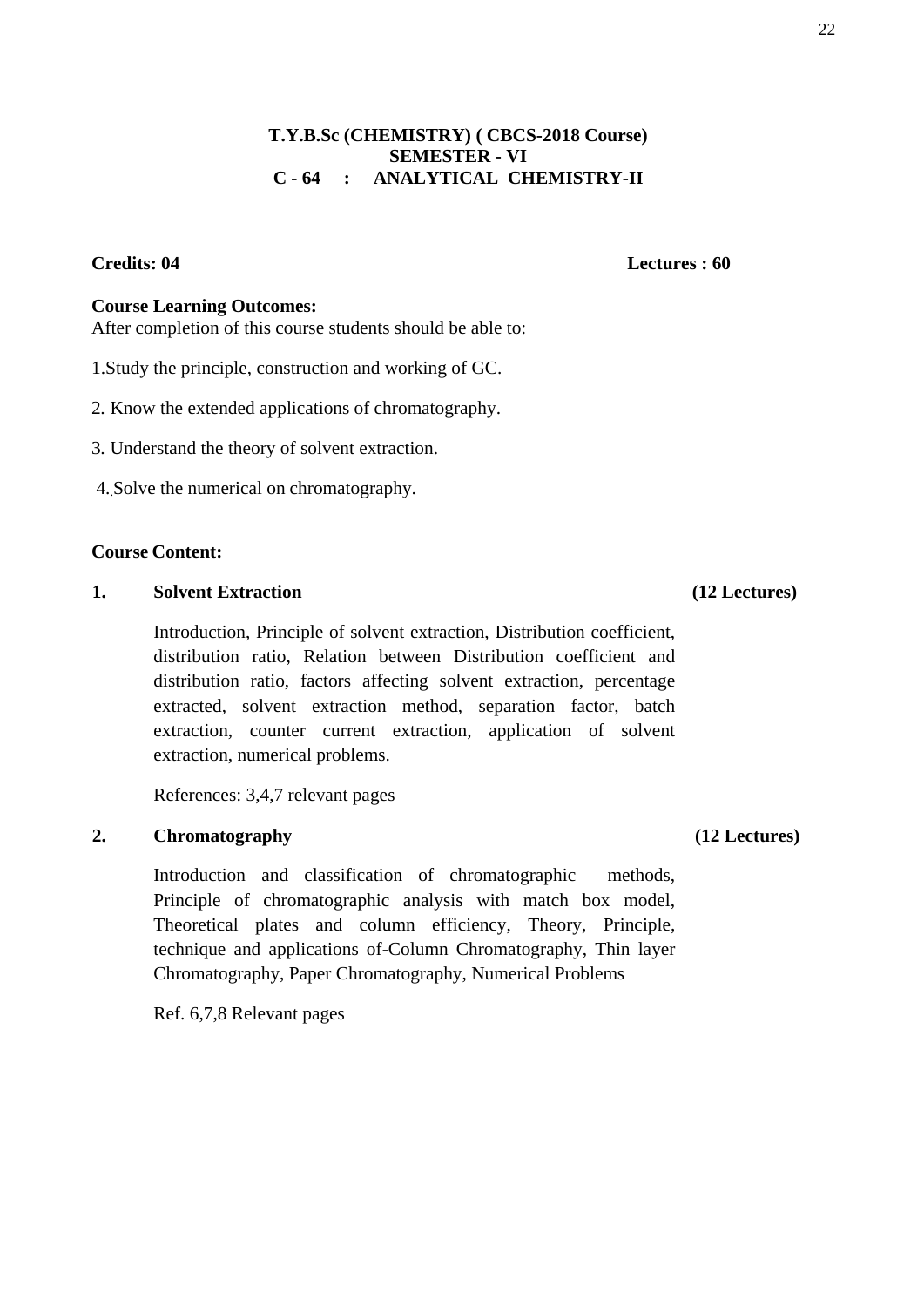**T.Y.B.Sc (CHEMISTRY) ( CBCS-2018 Course)**
**SEMESTER - VI**
**C - 64 : ANALYTICAL CHEMISTRY-II**

**Credits: 04** **Lectures : 60**

**Course Learning Outcomes:**

After completion of this course students should be able to:

1.Study the principle, construction and working of GC.

2. Know the extended applications of chromatography.

3. Understand the theory of solvent extraction.

4. Solve the numerical on chromatography.

**Course Content:**

**1. Solvent Extraction** **(12 Lectures)**

Introduction, Principle of solvent extraction, Distribution coefficient, distribution ratio, Relation between Distribution coefficient and distribution ratio, factors affecting solvent extraction, percentage extracted, solvent extraction method, separation factor, batch extraction, counter current extraction, application of solvent extraction, numerical problems.

References: 3,4,7 relevant pages

**2. Chromatography** **(12 Lectures)**

Introduction and classification of chromatographic methods, Principle of chromatographic analysis with match box model, Theoretical plates and column efficiency, Theory, Principle, technique and applications of-Column Chromatography, Thin layer Chromatography, Paper Chromatography, Numerical Problems

Ref. 6,7,8 Relevant pages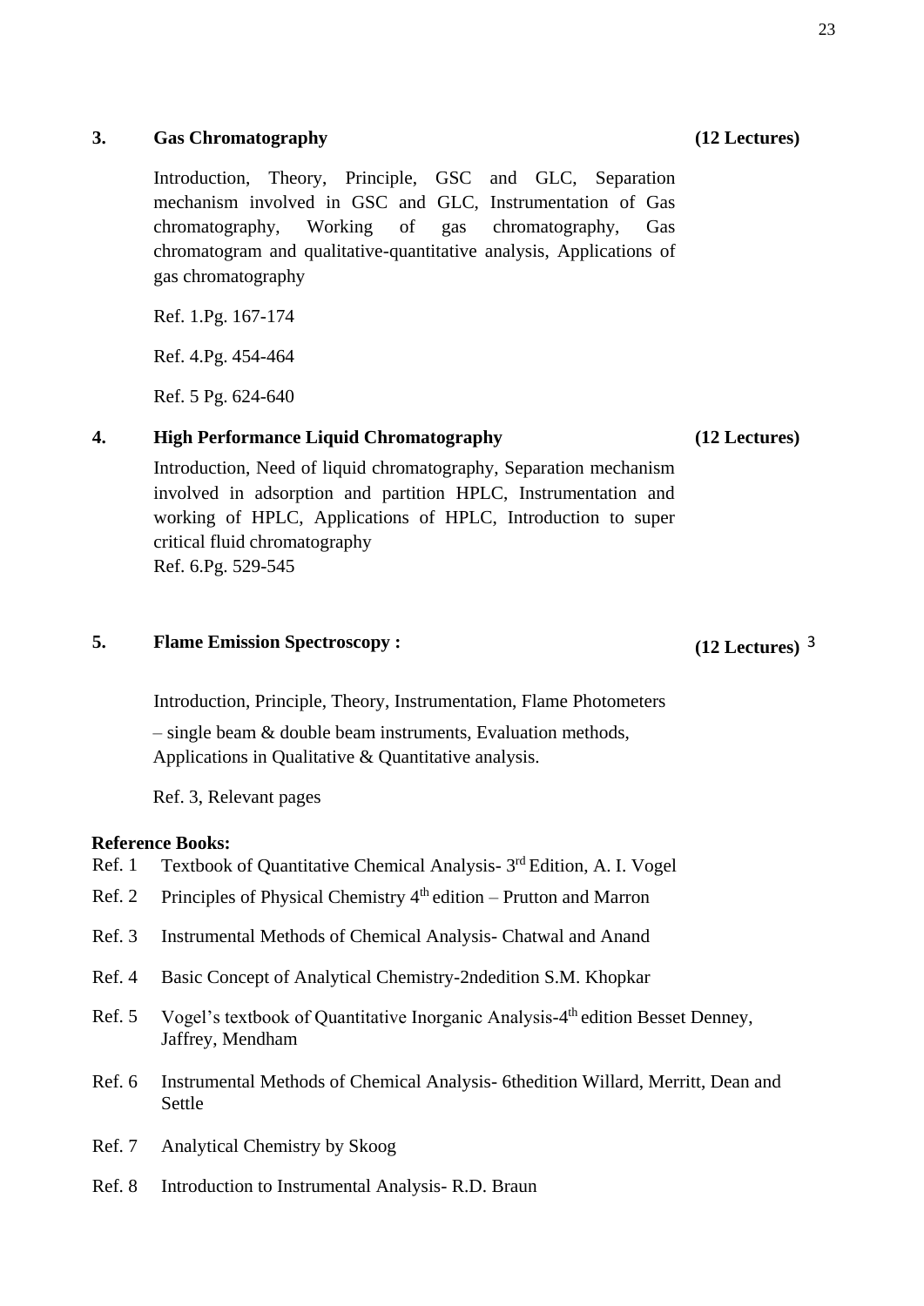### 3. Gas Chromatography **(12 Lectures)**

Introduction, Theory, Principle, GSC and GLC, Separation mechanism involved in GSC and GLC, Instrumentation of Gas chromatography, Working of gas chromatography, Gas chromatogram and qualitative-quantitative analysis, Applications of gas chromatography

Ref. 1.Pg. 167-174

Ref. 4.Pg. 454-464

Ref. 5 Pg. 624-640

### 4. High Performance Liquid Chromatography **(12 Lectures)**

Introduction, Need of liquid chromatography, Separation mechanism involved in adsorption and partition HPLC, Instrumentation and working of HPLC, Applications of HPLC, Introduction to super critical fluid chromatography
Ref. 6.Pg. 529-545

### 5. Flame Emission Spectroscopy : **(12 Lectures)** 3

Introduction, Principle, Theory, Instrumentation, Flame Photometers – single beam & double beam instruments, Evaluation methods, Applications in Qualitative & Quantitative analysis.

Ref. 3, Relevant pages

**Reference Books:**

Ref. 1 Textbook of Quantitative Chemical Analysis- 3rd Edition, A. I. Vogel

Ref. 2 Principles of Physical Chemistry 4th edition – Prutton and Marron

Ref. 3 Instrumental Methods of Chemical Analysis- Chatwal and Anand

Ref. 4 Basic Concept of Analytical Chemistry-2ndedition S.M. Khopkar

Ref. 5 Vogel's textbook of Quantitative Inorganic Analysis-4th edition Besset Denney, Jaffrey, Mendham

Ref. 6 Instrumental Methods of Chemical Analysis- 6thedition Willard, Merritt, Dean and Settle

Ref. 7 Analytical Chemistry by Skoog

Ref. 8 Introduction to Instrumental Analysis- R.D. Braun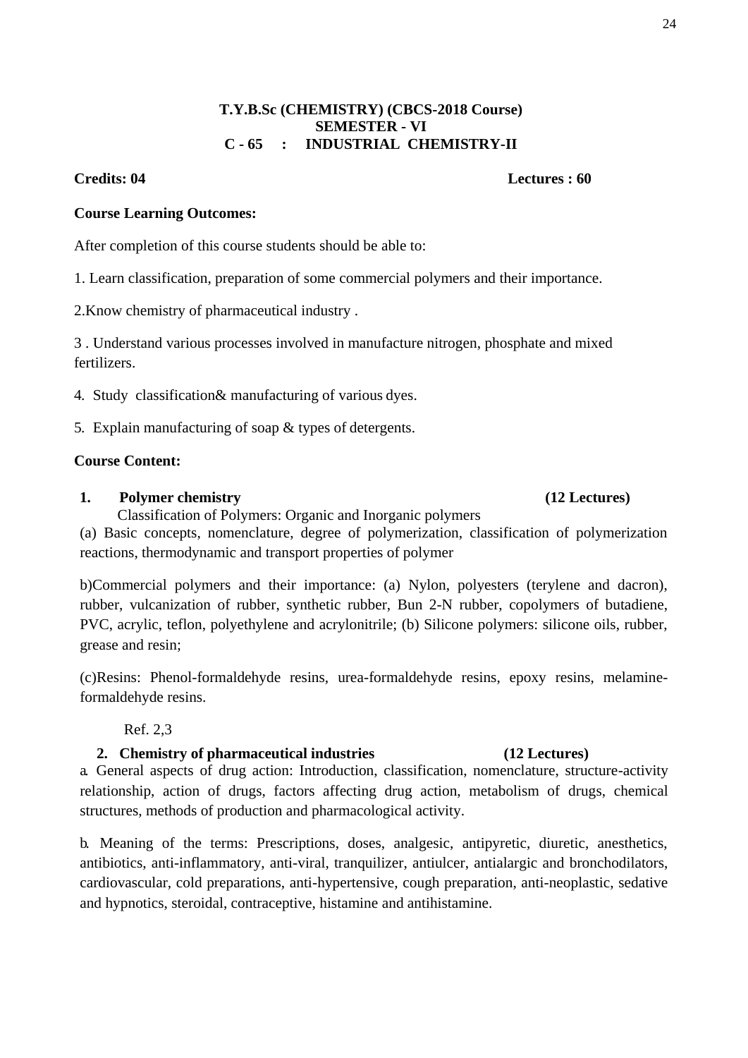**T.Y.B.Sc (CHEMISTRY) (CBCS-2018 Course)**
**SEMESTER - VI**
**C - 65 : INDUSTRIAL CHEMISTRY-II**

**Credits: 04** **Lectures : 60**

**Course Learning Outcomes:**

After completion of this course students should be able to:

1. Learn classification, preparation of some commercial polymers and their importance.

2.Know chemistry of pharmaceutical industry .

3 . Understand various processes involved in manufacture nitrogen, phosphate and mixed fertilizers.

4. Study classification& manufacturing of various dyes.

5. Explain manufacturing of soap & types of detergents.

**Course Content:**

**1. Polymer chemistry (12 Lectures)**

Classification of Polymers: Organic and Inorganic polymers

(a) Basic concepts, nomenclature, degree of polymerization, classification of polymerization reactions, thermodynamic and transport properties of polymer

b)Commercial polymers and their importance: (a) Nylon, polyesters (terylene and dacron), rubber, vulcanization of rubber, synthetic rubber, Bun 2-N rubber, copolymers of butadiene, PVC, acrylic, teflon, polyethylene and acrylonitrile; (b) Silicone polymers: silicone oils, rubber, grease and resin;

(c)Resins: Phenol-formaldehyde resins, urea-formaldehyde resins, epoxy resins, melamine-formaldehyde resins.

Ref. 2,3

**2. Chemistry of pharmaceutical industries (12 Lectures)**

a. General aspects of drug action: Introduction, classification, nomenclature, structure-activity relationship, action of drugs, factors affecting drug action, metabolism of drugs, chemical structures, methods of production and pharmacological activity.

b. Meaning of the terms: Prescriptions, doses, analgesic, antipyretic, diuretic, anesthetics, antibiotics, anti-inflammatory, anti-viral, tranquilizer, antiulcer, antialargic and bronchodilators, cardiovascular, cold preparations, anti-hypertensive, cough preparation, anti-neoplastic, sedative and hypnotics, steroidal, contraceptive, histamine and antihistamine.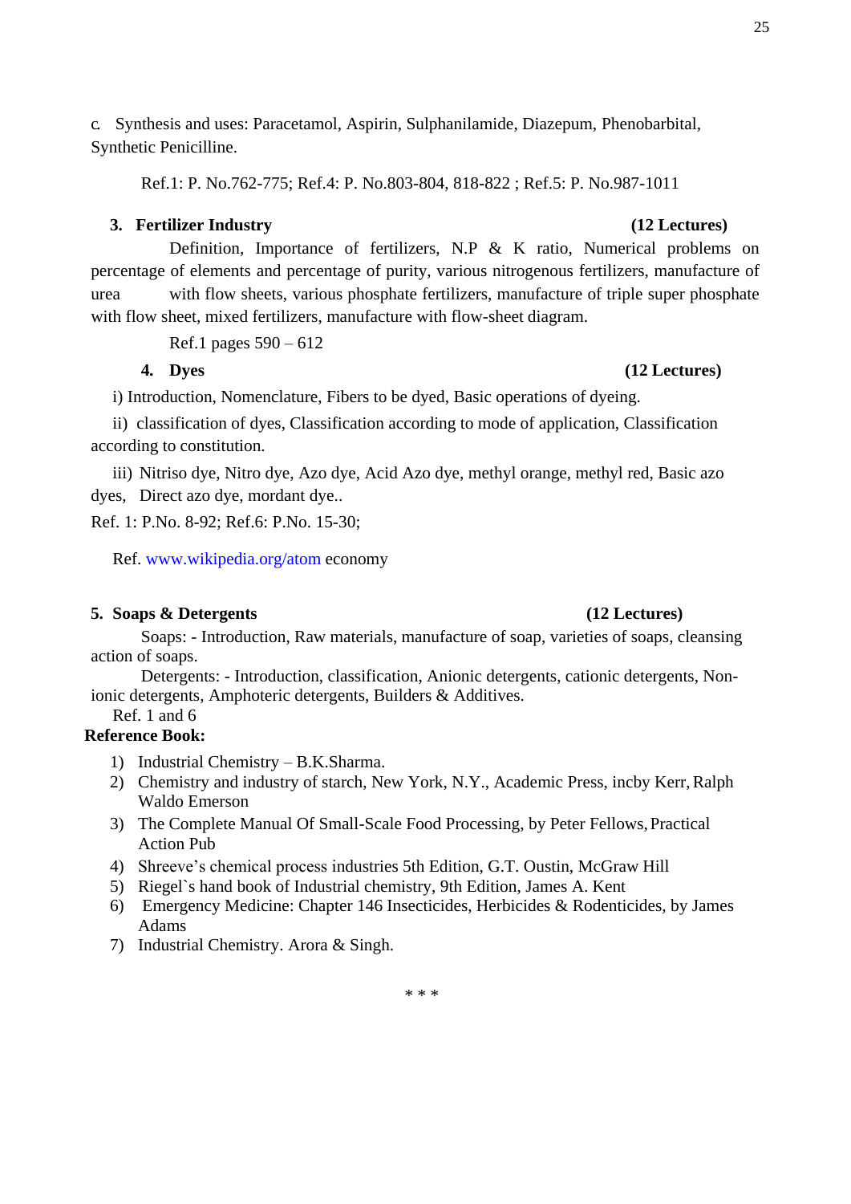c. Synthesis and uses: Paracetamol, Aspirin, Sulphanilamide, Diazepum, Phenobarbital, Synthetic Penicilline.

Ref.1: P. No.762-775; Ref.4: P. No.803-804, 818-822 ; Ref.5: P. No.987-1011

### 3. Fertilizer Industry (12 Lectures)

Definition, Importance of fertilizers, N.P & K ratio, Numerical problems on percentage of elements and percentage of purity, various nitrogenous fertilizers, manufacture of urea with flow sheets, various phosphate fertilizers, manufacture of triple super phosphate with flow sheet, mixed fertilizers, manufacture with flow-sheet diagram.

Ref.1 pages 590 – 612

### 4. Dyes (12 Lectures)

i) Introduction, Nomenclature, Fibers to be dyed, Basic operations of dyeing.

ii) classification of dyes, Classification according to mode of application, Classification according to constitution.

iii) Nitriso dye, Nitro dye, Azo dye, Acid Azo dye, methyl orange, methyl red, Basic azo dyes, Direct azo dye, mordant dye..

Ref. 1: P.No. 8-92; Ref.6: P.No. 15-30;

Ref. www.wikipedia.org/atom economy

### 5. Soaps & Detergents (12 Lectures)

Soaps: - Introduction, Raw materials, manufacture of soap, varieties of soaps, cleansing action of soaps.

Detergents: - Introduction, classification, Anionic detergents, cationic detergents, Non-ionic detergents, Amphoteric detergents, Builders & Additives.

Ref. 1 and 6

**Reference Book:**

1) Industrial Chemistry – B.K.Sharma.
2) Chemistry and industry of starch, New York, N.Y., Academic Press, incby Kerr, Ralph Waldo Emerson
3) The Complete Manual Of Small-Scale Food Processing, by Peter Fellows, Practical Action Pub
4) Shreeve's chemical process industries 5th Edition, G.T. Oustin, McGraw Hill
5) Riegel`s hand book of Industrial chemistry, 9th Edition, James A. Kent
6) Emergency Medicine: Chapter 146 Insecticides, Herbicides & Rodenticides, by James Adams
7) Industrial Chemistry. Arora & Singh.

\* \* \*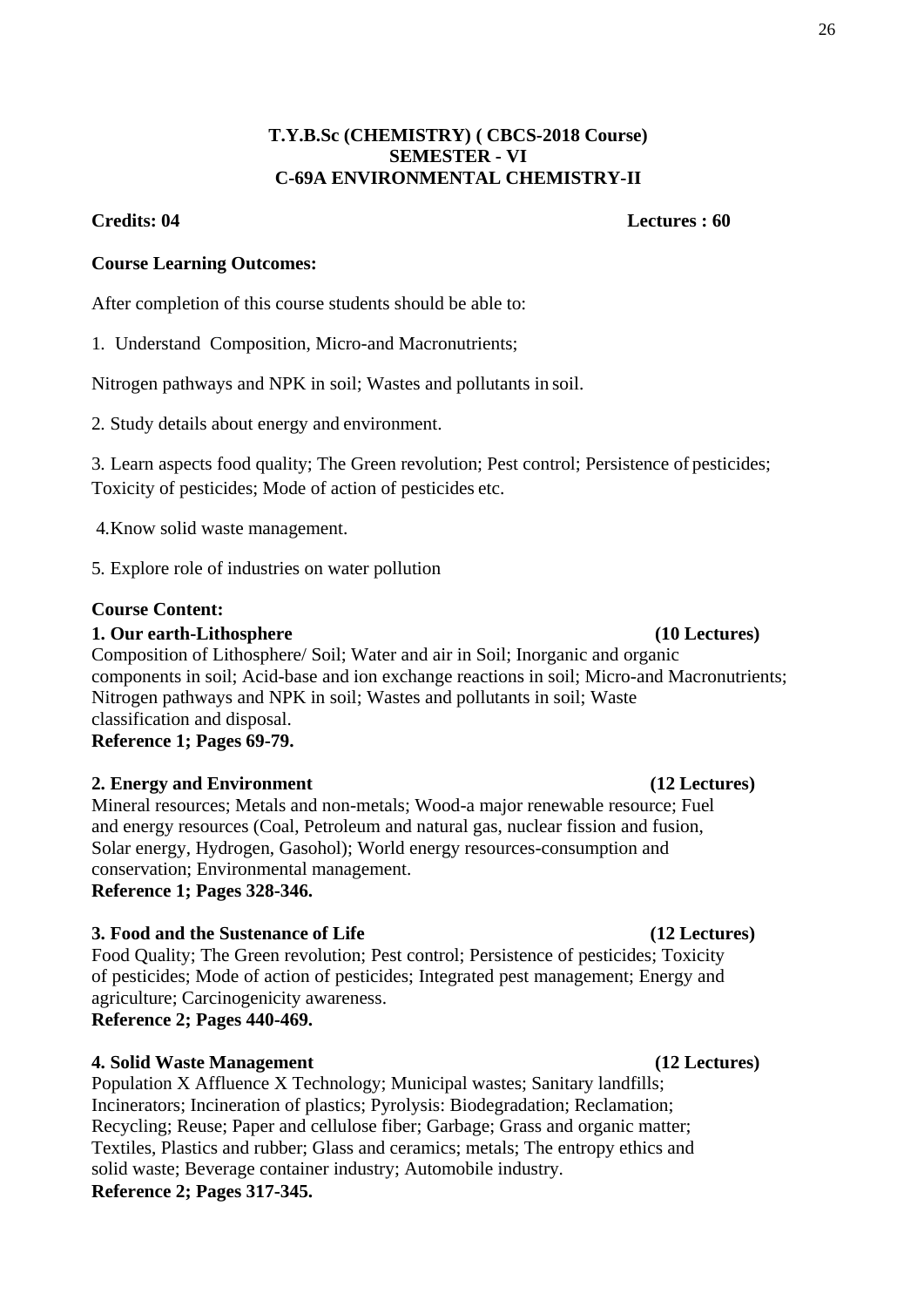**T.Y.B.Sc (CHEMISTRY) ( CBCS-2018 Course)**
**SEMESTER - VI**
**C-69A ENVIRONMENTAL CHEMISTRY-II**

**Credits: 04** **Lectures : 60**

**Course Learning Outcomes:**

After completion of this course students should be able to:

1. Understand Composition, Micro-and Macronutrients;

Nitrogen pathways and NPK in soil; Wastes and pollutants in soil.

2. Study details about energy and environment.

3. Learn aspects food quality; The Green revolution; Pest control; Persistence of pesticides; Toxicity of pesticides; Mode of action of pesticides etc.

4. Know solid waste management.

5. Explore role of industries on water pollution

**Course Content:**

**1. Our earth-Lithosphere (10 Lectures)**

Composition of Lithosphere/ Soil; Water and air in Soil; Inorganic and organic components in soil; Acid-base and ion exchange reactions in soil; Micro-and Macronutrients; Nitrogen pathways and NPK in soil; Wastes and pollutants in soil; Waste classification and disposal.
**Reference 1; Pages 69-79.**

**2. Energy and Environment (12 Lectures)**

Mineral resources; Metals and non-metals; Wood-a major renewable resource; Fuel and energy resources (Coal, Petroleum and natural gas, nuclear fission and fusion, Solar energy, Hydrogen, Gasohol); World energy resources-consumption and conservation; Environmental management.
**Reference 1; Pages 328-346.**

**3. Food and the Sustenance of Life (12 Lectures)**

Food Quality; The Green revolution; Pest control; Persistence of pesticides; Toxicity of pesticides; Mode of action of pesticides; Integrated pest management; Energy and agriculture; Carcinogenicity awareness.
**Reference 2; Pages 440-469.**

**4. Solid Waste Management (12 Lectures)**

Population X Affluence X Technology; Municipal wastes; Sanitary landfills; Incinerators; Incineration of plastics; Pyrolysis: Biodegradation; Reclamation; Recycling; Reuse; Paper and cellulose fiber; Garbage; Grass and organic matter; Textiles, Plastics and rubber; Glass and ceramics; metals; The entropy ethics and solid waste; Beverage container industry; Automobile industry.
**Reference 2; Pages 317-345.**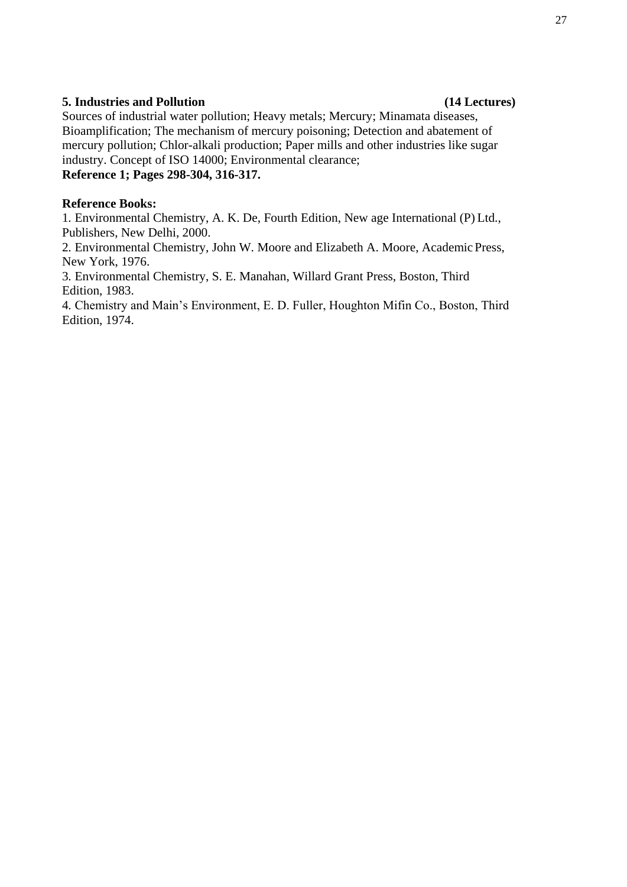**5. Industries and Pollution** **(14 Lectures)**

Sources of industrial water pollution; Heavy metals; Mercury; Minamata diseases, Bioamplification; The mechanism of mercury poisoning; Detection and abatement of mercury pollution; Chlor-alkali production; Paper mills and other industries like sugar industry. Concept of ISO 14000; Environmental clearance;

**Reference 1; Pages 298-304, 316-317.**

**Reference Books:**

1. Environmental Chemistry, A. K. De, Fourth Edition, New age International (P) Ltd., Publishers, New Delhi, 2000.
2. Environmental Chemistry, John W. Moore and Elizabeth A. Moore, Academic Press, New York, 1976.
3. Environmental Chemistry, S. E. Manahan, Willard Grant Press, Boston, Third Edition, 1983.
4. Chemistry and Main's Environment, E. D. Fuller, Houghton Mifin Co., Boston, Third Edition, 1974.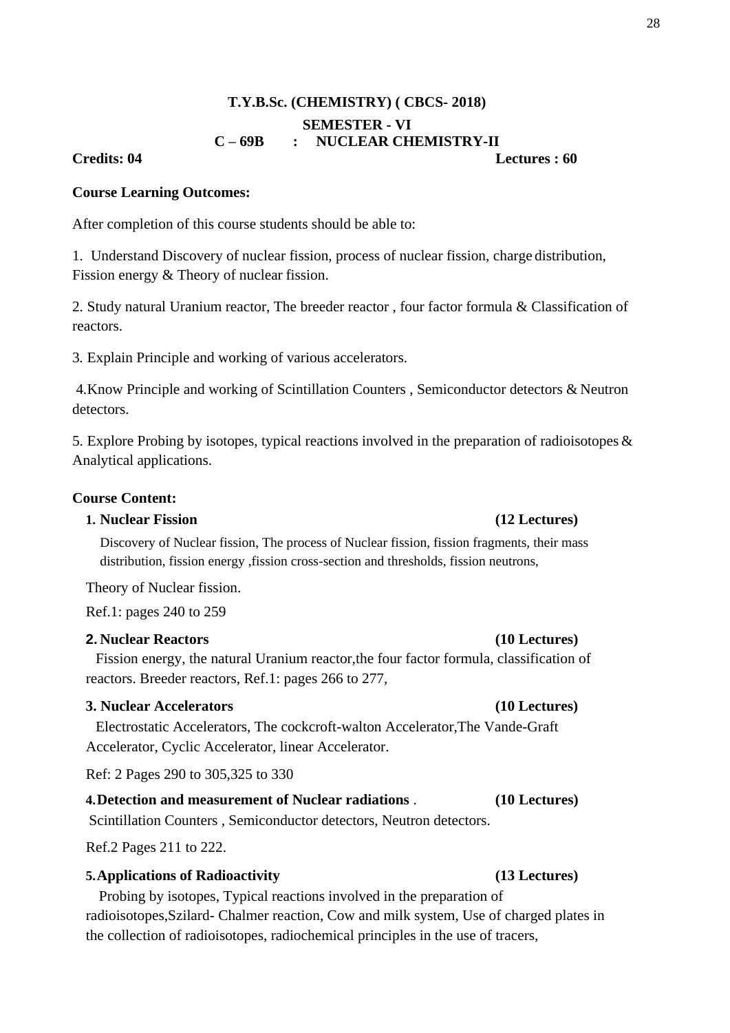**T.Y.B.Sc. (CHEMISTRY) ( CBCS- 2018)**

**SEMESTER - VI**

**C – 69B : NUCLEAR CHEMISTRY-II**

**Credits: 04** **Lectures : 60**

**Course Learning Outcomes:**

After completion of this course students should be able to:

1. Understand Discovery of nuclear fission, process of nuclear fission, charge distribution, Fission energy & Theory of nuclear fission.

2. Study natural Uranium reactor, The breeder reactor , four factor formula & Classification of reactors.

3. Explain Principle and working of various accelerators.

4. Know Principle and working of Scintillation Counters , Semiconductor detectors & Neutron detectors.

5. Explore Probing by isotopes, typical reactions involved in the preparation of radioisotopes & Analytical applications.

**Course Content:**

**1. Nuclear Fission** **(12 Lectures)**

Discovery of Nuclear fission, The process of Nuclear fission, fission fragments, their mass distribution, fission energy ,fission cross-section and thresholds, fission neutrons,

Theory of Nuclear fission.

Ref.1: pages 240 to 259

**2. Nuclear Reactors** **(10 Lectures)**

Fission energy, the natural Uranium reactor,the four factor formula, classification of reactors. Breeder reactors, Ref.1: pages 266 to 277,

**3. Nuclear Accelerators** **(10 Lectures)**

Electrostatic Accelerators, The cockcroft-walton Accelerator,The Vande-Graft Accelerator, Cyclic Accelerator, linear Accelerator.

Ref: 2 Pages 290 to 305,325 to 330

**4. Detection and measurement of Nuclear radiations** . **(10 Lectures)**

Scintillation Counters , Semiconductor detectors, Neutron detectors.

Ref.2 Pages 211 to 222.

**5. Applications of Radioactivity** **(13 Lectures)**

Probing by isotopes, Typical reactions involved in the preparation of radioisotopes,Szilard- Chalmer reaction, Cow and milk system, Use of charged plates in the collection of radioisotopes, radiochemical principles in the use of tracers,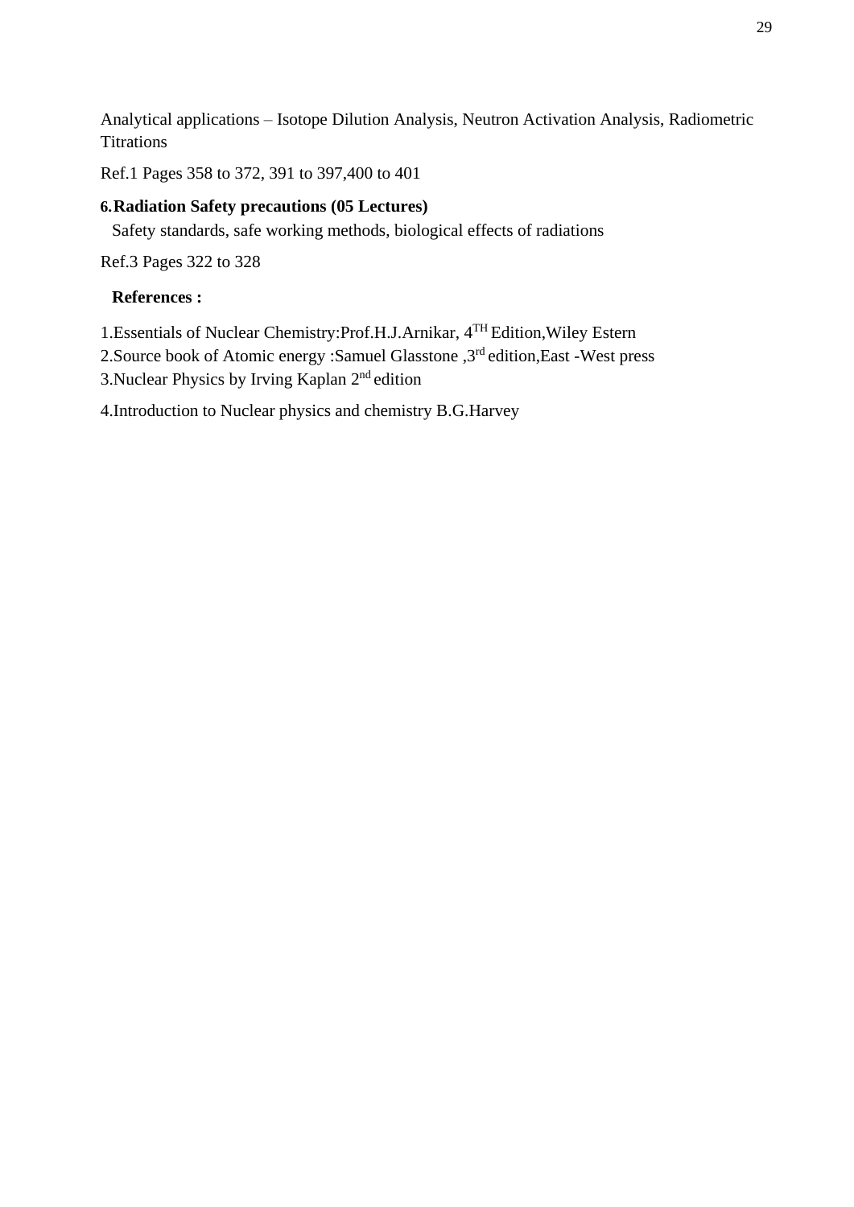Analytical applications – Isotope Dilution Analysis, Neutron Activation Analysis, Radiometric Titrations

Ref.1 Pages 358 to 372, 391 to 397,400 to 401

**6. Radiation Safety precautions (05 Lectures)**

Safety standards, safe working methods, biological effects of radiations

Ref.3 Pages 322 to 328

**References :**

1.Essentials of Nuclear Chemistry:Prof.H.J.Arnikar, $4^{TH}$ Edition,Wiley Estern
2.Source book of Atomic energy :Samuel Glasstone ,$3^{rd}$ edition,East -West press
3.Nuclear Physics by Irving Kaplan $2^{nd}$ edition

4.Introduction to Nuclear physics and chemistry B.G.Harvey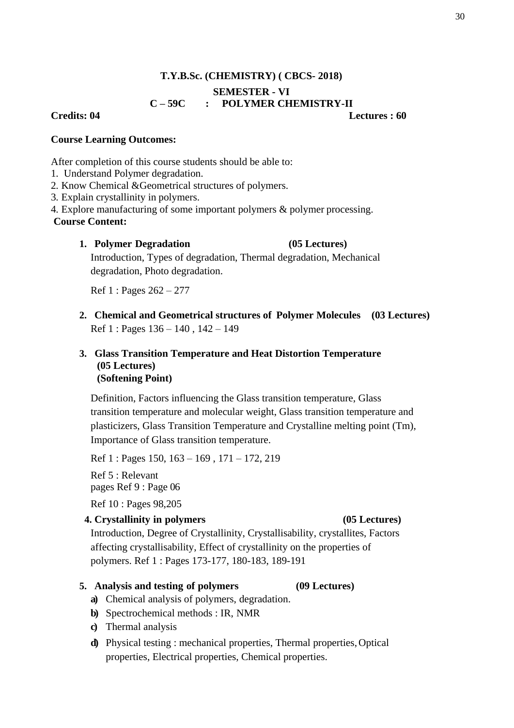**T.Y.B.Sc. (CHEMISTRY) ( CBCS- 2018)**

**SEMESTER - VI**

**C – 59C : POLYMER CHEMISTRY-II**

**Credits: 04** **Lectures : 60**

**Course Learning Outcomes:**

After completion of this course students should be able to:

1. Understand Polymer degradation.
2. Know Chemical &Geometrical structures of polymers.
3. Explain crystallinity in polymers.
4. Explore manufacturing of some important polymers & polymer processing.

**Course Content:**

1. **Polymer Degradation** **(05 Lectures)**

   Introduction, Types of degradation, Thermal degradation, Mechanical degradation, Photo degradation.

   Ref 1 : Pages 262 – 277

2. **Chemical and Geometrical structures of Polymer Molecules** **(03 Lectures)**

   Ref 1 : Pages 136 – 140 , 142 – 149

3. **Glass Transition Temperature and Heat Distortion Temperature (05 Lectures) (Softening Point)**

   Definition, Factors influencing the Glass transition temperature, Glass transition temperature and molecular weight, Glass transition temperature and plasticizers, Glass Transition Temperature and Crystalline melting point (Tm), Importance of Glass transition temperature.

   Ref 1 : Pages 150, 163 – 169 , 171 – 172, 219

   Ref 5 : Relevant pages Ref 9 : Page 06

   Ref 10 : Pages 98,205

4. **Crystallinity in polymers** **(05 Lectures)**

   Introduction, Degree of Crystallinity, Crystallisability, crystallites, Factors affecting crystallisability, Effect of crystallinity on the properties of polymers. Ref 1 : Pages 173-177, 180-183, 189-191

5. **Analysis and testing of polymers** **(09 Lectures)**

   a) Chemical analysis of polymers, degradation.
   b) Spectrochemical methods : IR, NMR
   c) Thermal analysis
   d) Physical testing : mechanical properties, Thermal properties, Optical properties, Electrical properties, Chemical properties.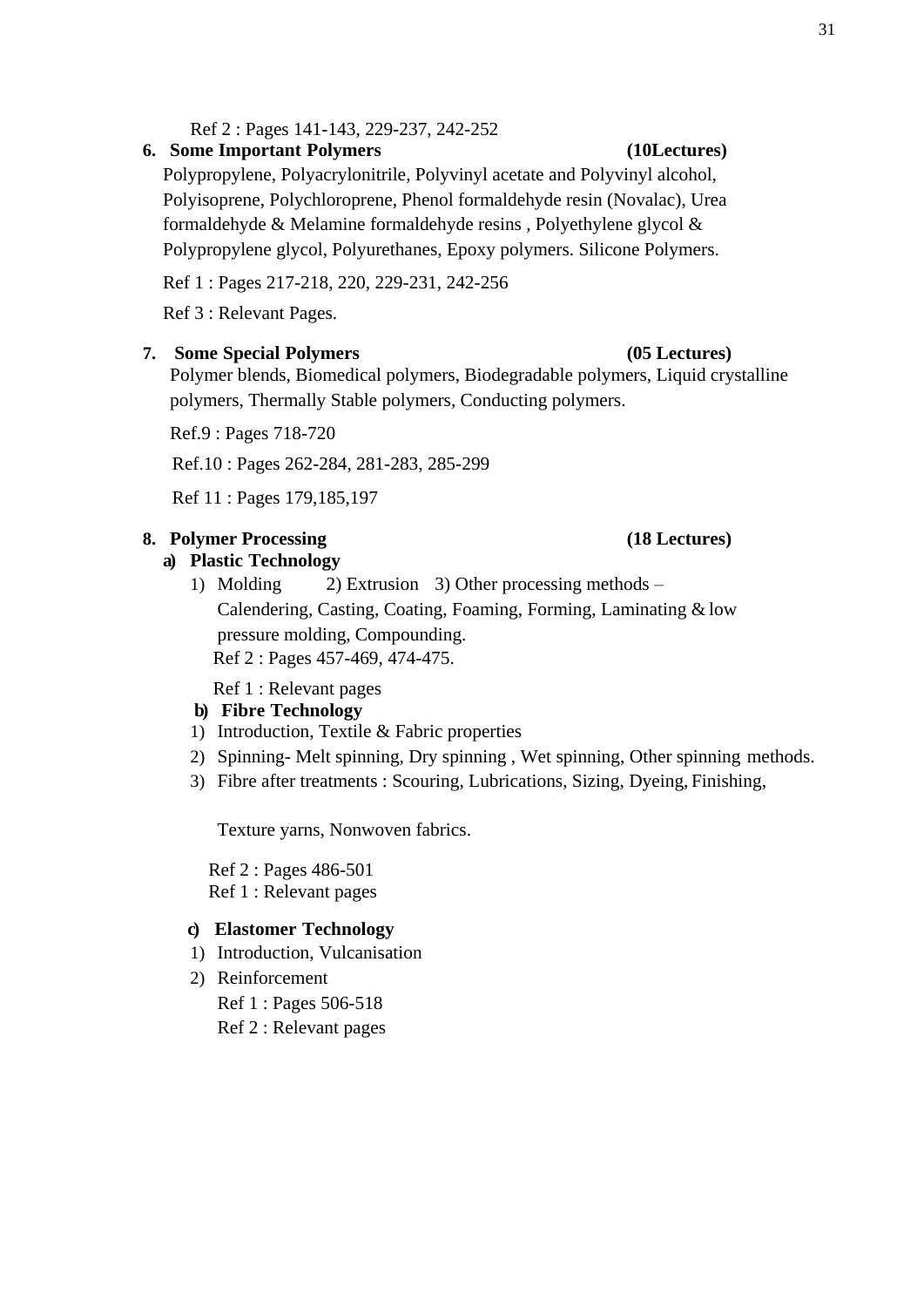Ref 2 : Pages 141-143, 229-237, 242-252

**6. Some Important Polymers** **(10Lectures)**

Polypropylene, Polyacrylonitrile, Polyvinyl acetate and Polyvinyl alcohol, Polyisoprene, Polychloroprene, Phenol formaldehyde resin (Novalac), Urea formaldehyde & Melamine formaldehyde resins , Polyethylene glycol & Polypropylene glycol, Polyurethanes, Epoxy polymers. Silicone Polymers.

Ref 1 : Pages 217-218, 220, 229-231, 242-256

Ref 3 : Relevant Pages.

**7. Some Special Polymers** **(05 Lectures)**

Polymer blends, Biomedical polymers, Biodegradable polymers, Liquid crystalline polymers, Thermally Stable polymers, Conducting polymers.

Ref.9 : Pages 718-720

Ref.10 : Pages 262-284, 281-283, 285-299

Ref 11 : Pages 179,185,197

**8. Polymer Processing** **(18 Lectures)**

**a) Plastic Technology**

1) Molding 2) Extrusion 3) Other processing methods – Calendering, Casting, Coating, Foaming, Forming, Laminating & low pressure molding, Compounding.

Ref 2 : Pages 457-469, 474-475.

Ref 1 : Relevant pages

**b) Fibre Technology**

1) Introduction, Textile & Fabric properties
2) Spinning- Melt spinning, Dry spinning , Wet spinning, Other spinning methods.
3) Fibre after treatments : Scouring, Lubrications, Sizing, Dyeing, Finishing,

   Texture yarns, Nonwoven fabrics.

Ref 2 : Pages 486-501
Ref 1 : Relevant pages

**c) Elastomer Technology**

1) Introduction, Vulcanisation
2) Reinforcement

   Ref 1 : Pages 506-518
   Ref 2 : Relevant pages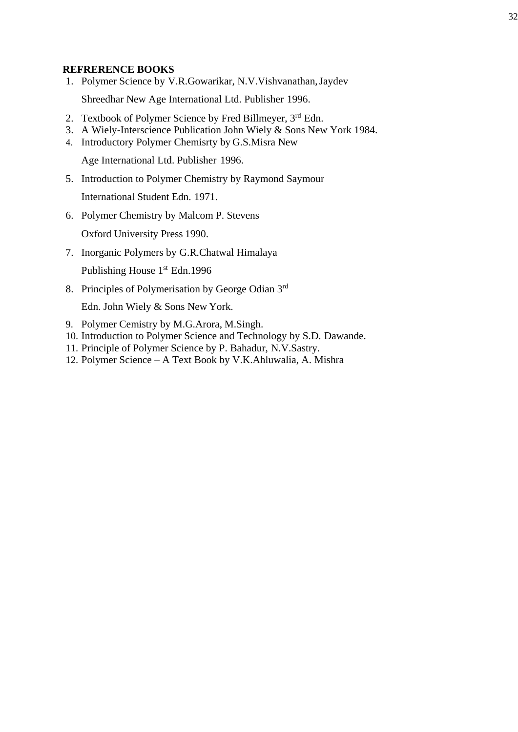**REFRERENCE BOOKS**

1. Polymer Science by V.R.Gowarikar, N.V.Vishvanathan, Jaydev Shreedhar New Age International Ltd. Publisher 1996.
2. Textbook of Polymer Science by Fred Billmeyer, 3rd Edn.
3. A Wiely-Interscience Publication John Wiely & Sons New York 1984.
4. Introductory Polymer Chemisrty by G.S.Misra New Age International Ltd. Publisher 1996.
5. Introduction to Polymer Chemistry by Raymond Saymour International Student Edn. 1971.
6. Polymer Chemistry by Malcom P. Stevens Oxford University Press 1990.
7. Inorganic Polymers by G.R.Chatwal Himalaya Publishing House 1st Edn.1996
8. Principles of Polymerisation by George Odian 3rd Edn. John Wiely & Sons New York.
9. Polymer Cemistry by M.G.Arora, M.Singh.
10. Introduction to Polymer Science and Technology by S.D. Dawande.
11. Principle of Polymer Science by P. Bahadur, N.V.Sastry.
12. Polymer Science – A Text Book by V.K.Ahluwalia, A. Mishra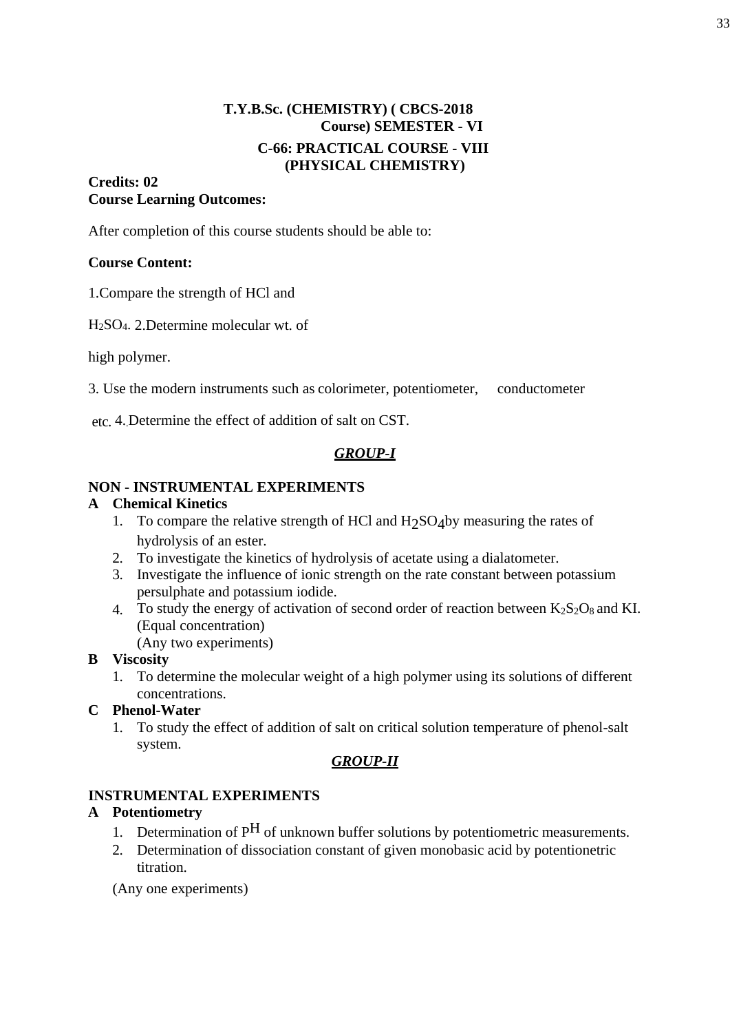**T.Y.B.Sc. (CHEMISTRY) ( CBCS-2018 Course) SEMESTER - VI**

**C-66: PRACTICAL COURSE - VIII (PHYSICAL CHEMISTRY)**

**Credits: 02**
**Course Learning Outcomes:**

After completion of this course students should be able to:

**Course Content:**

1.Compare the strength of HCl and

$H_2SO_4$. 2.Determine molecular wt. of

high polymer.

3. Use the modern instruments such as colorimeter, potentiometer, conductometer

etc. 4..Determine the effect of addition of salt on CST.

***GROUP-I***

**NON - INSTRUMENTAL EXPERIMENTS**

**A Chemical Kinetics**

1. To compare the relative strength of HCl and $H_2SO_4$ by measuring the rates of hydrolysis of an ester.
2. To investigate the kinetics of hydrolysis of acetate using a dialatometer.
3. Investigate the influence of ionic strength on the rate constant between potassium persulphate and potassium iodide.
4. To study the energy of activation of second order of reaction between $K_2S_2O_8$ and KI. (Equal concentration)
   (Any two experiments)

**B Viscosity**

1. To determine the molecular weight of a high polymer using its solutions of different concentrations.

**C Phenol-Water**

1. To study the effect of addition of salt on critical solution temperature of phenol-salt system.

***GROUP-II***

**INSTRUMENTAL EXPERIMENTS**

**A Potentiometry**

1. Determination of $P^H$ of unknown buffer solutions by potentiometric measurements.
2. Determination of dissociation constant of given monobasic acid by potentionetric titration.

(Any one experiments)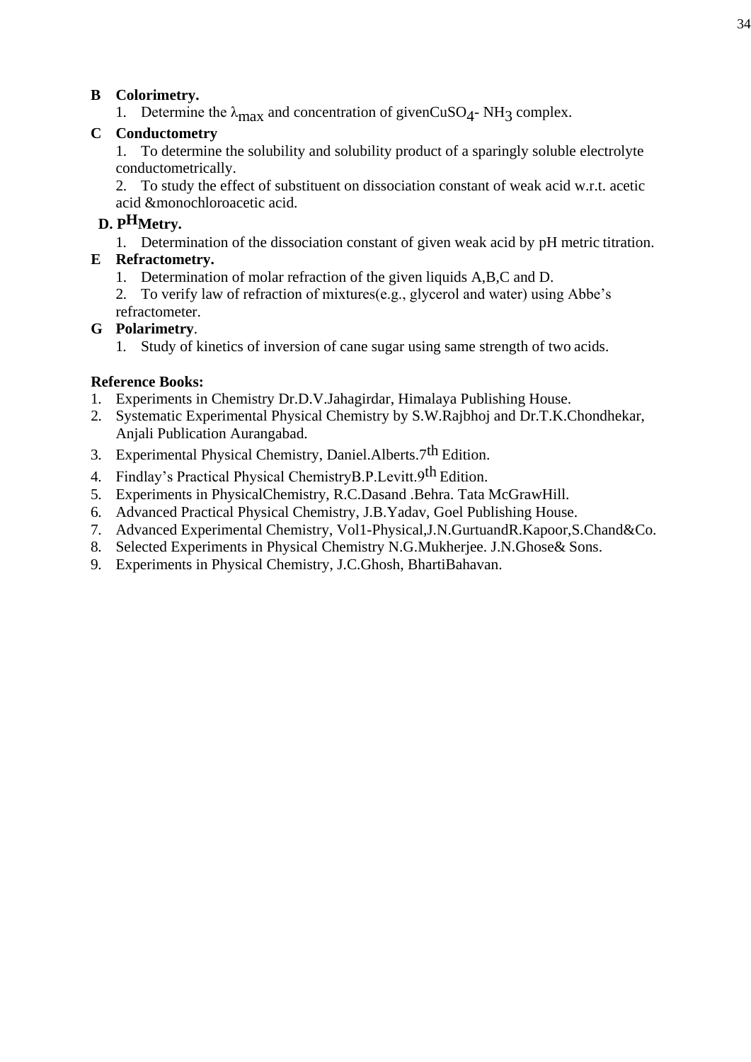**B Colorimetry.**

1. Determine the $\lambda_{max}$ and concentration of given $CuSO_4$- $NH_3$ complex.

**C Conductometry**

1. To determine the solubility and solubility product of a sparingly soluble electrolyte conductometrically.
2. To study the effect of substituent on dissociation constant of weak acid w.r.t. acetic acid &monochloroacetic acid.

**D. P$^{H}$Metry.**

1. Determination of the dissociation constant of given weak acid by pH metric titration.

**E Refractometry.**

1. Determination of molar refraction of the given liquids A,B,C and D.
2. To verify law of refraction of mixtures(e.g., glycerol and water) using Abbe's refractometer.

**G Polarimetry**.

1. Study of kinetics of inversion of cane sugar using same strength of two acids.

**Reference Books:**

1. Experiments in Chemistry Dr.D.V.Jahagirdar, Himalaya Publishing House.
2. Systematic Experimental Physical Chemistry by S.W.Rajbhoj and Dr.T.K.Chondhekar, Anjali Publication Aurangabad.
3. Experimental Physical Chemistry, Daniel.Alberts.7$^{th}$ Edition.
4. Findlay's Practical Physical ChemistryB.P.Levitt.9$^{th}$ Edition.
5. Experiments in PhysicalChemistry, R.C.Dasand .Behra. Tata McGrawHill.
6. Advanced Practical Physical Chemistry, J.B.Yadav, Goel Publishing House.
7. Advanced Experimental Chemistry, Vol1-Physical,J.N.GurtuandR.Kapoor,S.Chand&Co.
8. Selected Experiments in Physical Chemistry N.G.Mukherjee. J.N.Ghose& Sons.
9. Experiments in Physical Chemistry, J.C.Ghosh, BhartiBahavan.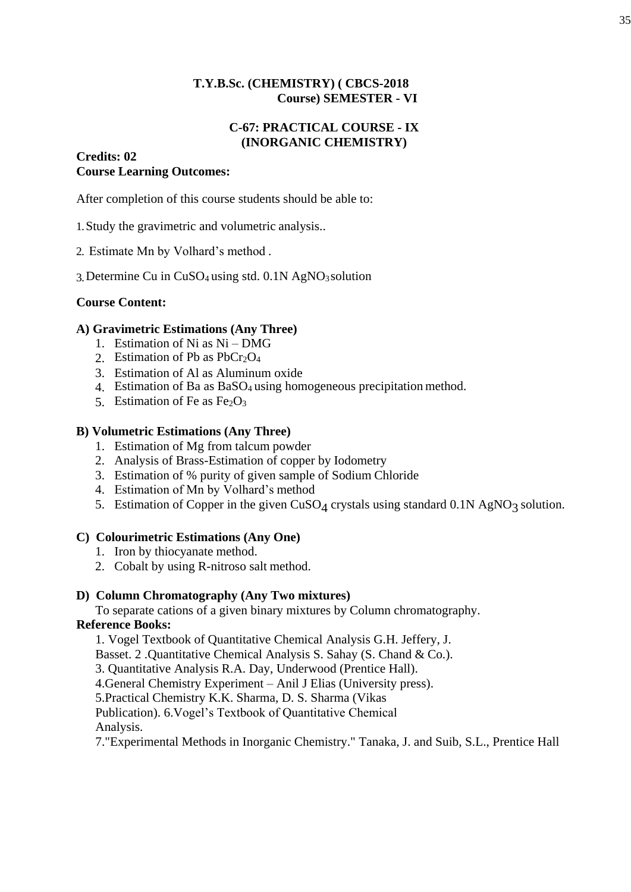**T.Y.B.Sc. (CHEMISTRY) ( CBCS-2018 Course) SEMESTER - VI**

**C-67: PRACTICAL COURSE - IX (INORGANIC CHEMISTRY)**

**Credits: 02**

**Course Learning Outcomes:**

After completion of this course students should be able to:

1. Study the gravimetric and volumetric analysis..
2. Estimate Mn by Volhard's method .
3. Determine Cu in $CuSO_4$ using std. 0.1N $AgNO_3$ solution

**Course Content:**

**A) Gravimetric Estimations (Any Three)**

1. Estimation of Ni as Ni – DMG
2. Estimation of Pb as $PbCr_2O_4$
3. Estimation of Al as Aluminum oxide
4. Estimation of Ba as $BaSO_4$ using homogeneous precipitation method.
5. Estimation of Fe as $Fe_2O_3$

**B) Volumetric Estimations (Any Three)**

1. Estimation of Mg from talcum powder
2. Analysis of Brass-Estimation of copper by Iodometry
3. Estimation of % purity of given sample of Sodium Chloride
4. Estimation of Mn by Volhard's method
5. Estimation of Copper in the given $CuSO_4$ crystals using standard 0.1N $AgNO_3$ solution.

**C) Colourimetric Estimations (Any One)**

1. Iron by thiocyanate method.
2. Cobalt by using R-nitroso salt method.

**D) Column Chromatography (Any Two mixtures)**

To separate cations of a given binary mixtures by Column chromatography.

**Reference Books:**

1. Vogel Textbook of Quantitative Chemical Analysis G.H. Jeffery, J. Basset.
2. Quantitative Chemical Analysis S. Sahay (S. Chand & Co.).
3. Quantitative Analysis R.A. Day, Underwood (Prentice Hall).
4. General Chemistry Experiment – Anil J Elias (University press).
5. Practical Chemistry K.K. Sharma, D. S. Sharma (Vikas Publication).
6. Vogel's Textbook of Quantitative Chemical Analysis.
7. "Experimental Methods in Inorganic Chemistry." Tanaka, J. and Suib, S.L., Prentice Hall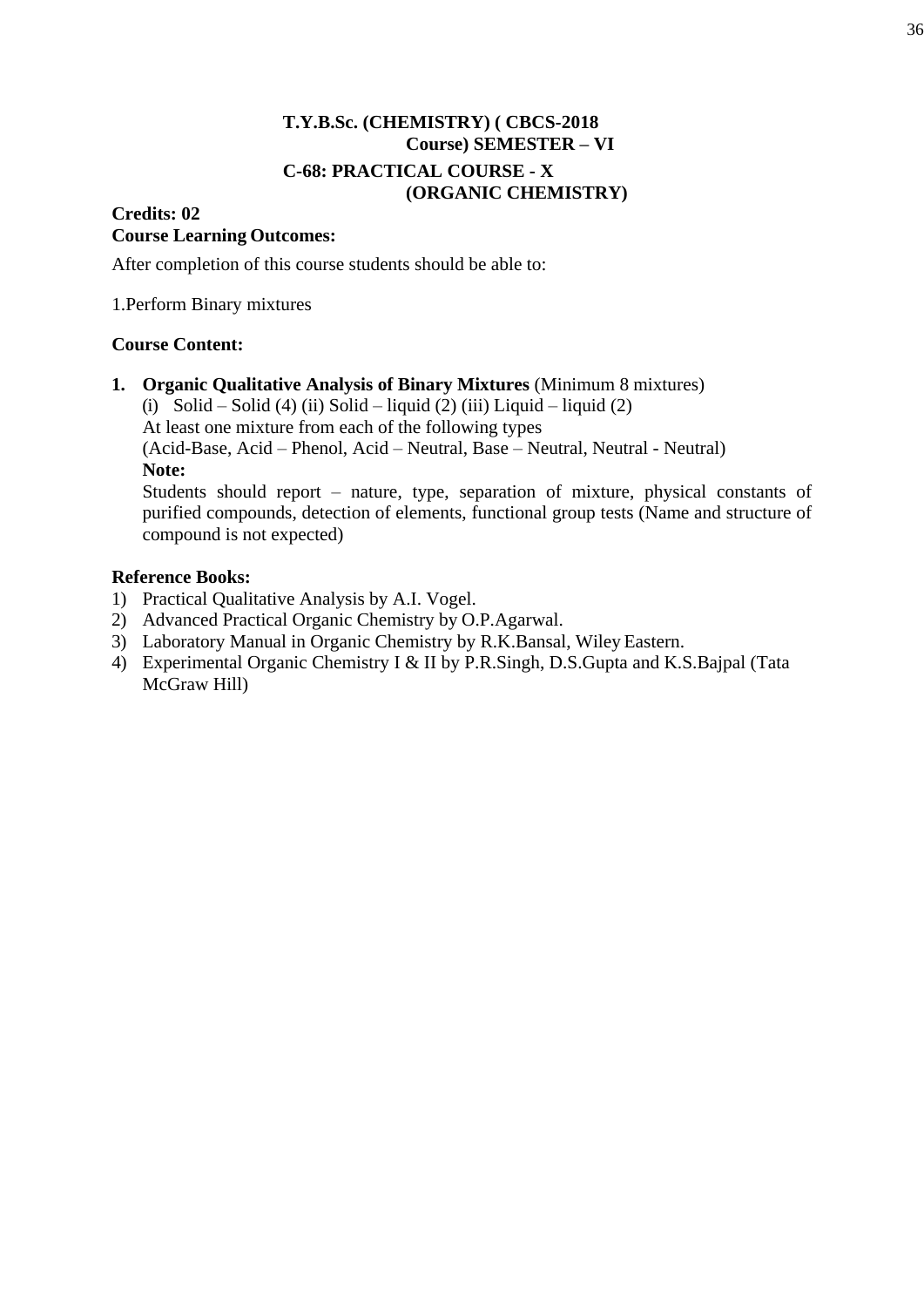**T.Y.B.Sc. (CHEMISTRY) ( CBCS-2018 Course) SEMESTER – VI**

**C-68: PRACTICAL COURSE - X (ORGANIC CHEMISTRY)**

**Credits: 02**

**Course Learning Outcomes:**

After completion of this course students should be able to:

1.Perform Binary mixtures

**Course Content:**

1. **Organic Qualitative Analysis of Binary Mixtures** (Minimum 8 mixtures)
   (i) Solid – Solid (4) (ii) Solid – liquid (2) (iii) Liquid – liquid (2)
   At least one mixture from each of the following types
   (Acid-Base, Acid – Phenol, Acid – Neutral, Base – Neutral, Neutral - Neutral)
   **Note:**
   Students should report – nature, type, separation of mixture, physical constants of purified compounds, detection of elements, functional group tests (Name and structure of compound is not expected)

**Reference Books:**

1) Practical Qualitative Analysis by A.I. Vogel.
2) Advanced Practical Organic Chemistry by O.P.Agarwal.
3) Laboratory Manual in Organic Chemistry by R.K.Bansal, Wiley Eastern.
4) Experimental Organic Chemistry I & II by P.R.Singh, D.S.Gupta and K.S.Bajpal (Tata McGraw Hill)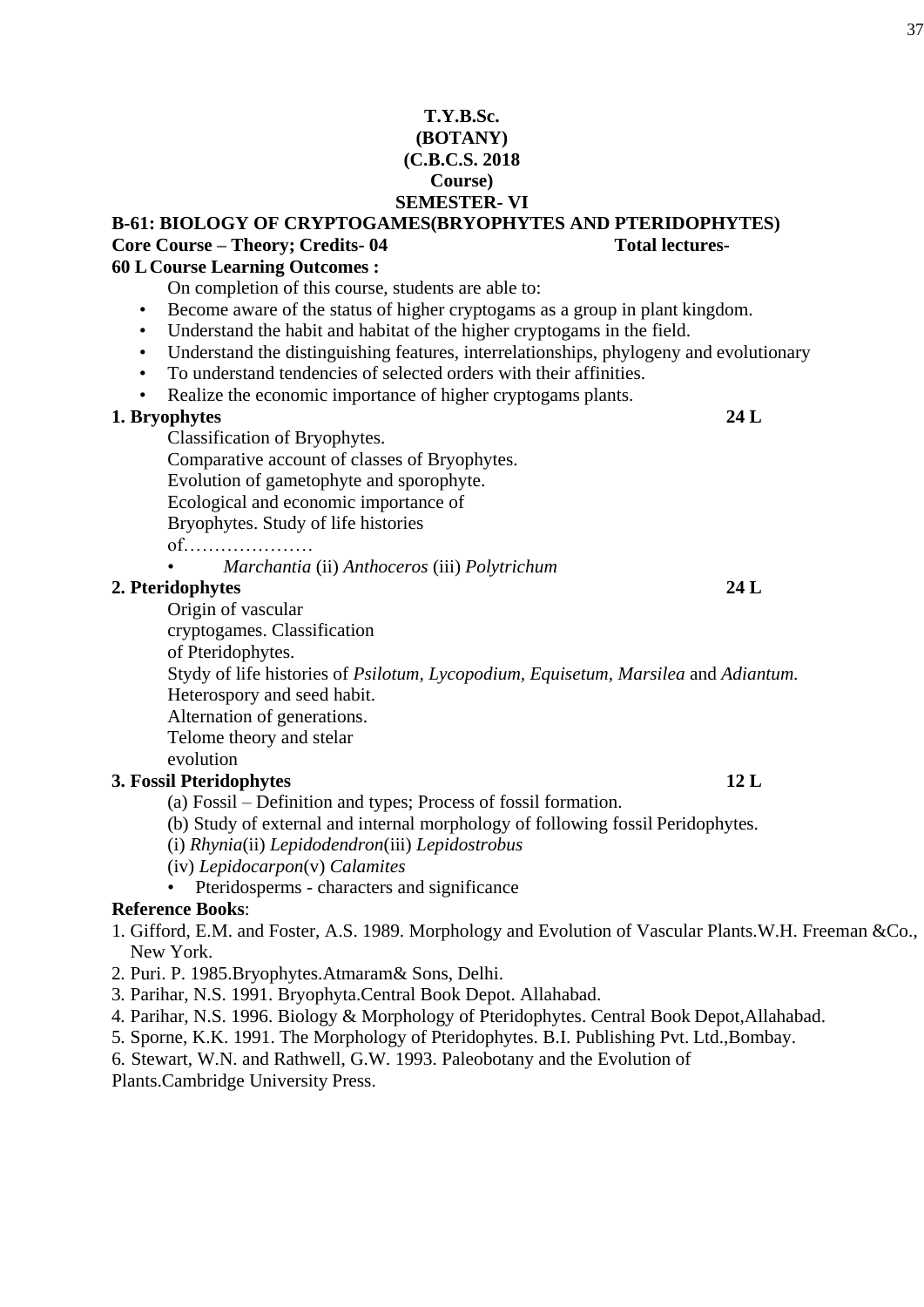**T.Y.B.Sc.**
**(BOTANY)**
**(C.B.C.S. 2018**
**Course)**
**SEMESTER- VI**

**B-61: BIOLOGY OF CRYPTOGAMES(BRYOPHYTES AND PTERIDOPHYTES)**

**Core Course – Theory; Credits- 04** **Total lectures-60 L**

**Course Learning Outcomes :**

On completion of this course, students are able to:

- Become aware of the status of higher cryptogams as a group in plant kingdom.
- Understand the habit and habitat of the higher cryptogams in the field.
- Understand the distinguishing features, interrelationships, phylogeny and evolutionary
- To understand tendencies of selected orders with their affinities.
- Realize the economic importance of higher cryptogams plants.

**1. Bryophytes** **24 L**

Classification of Bryophytes.
Comparative account of classes of Bryophytes.
Evolution of gametophyte and sporophyte.
Ecological and economic importance of Bryophytes. Study of life histories of…………………

- *Marchantia* (ii) *Anthoceros* (iii) *Polytrichum*

**2. Pteridophytes** **24 L**

Origin of vascular cryptogames. Classification of Pteridophytes.
Stydy of life histories of *Psilotum, Lycopodium, Equisetum, Marsilea* and *Adiantum.*
Heterospory and seed habit.
Alternation of generations.
Telome theory and stelar evolution

**3. Fossil Pteridophytes** **12 L**

(a) Fossil – Definition and types; Process of fossil formation.
(b) Study of external and internal morphology of following fossil Peridophytes.
(i) *Rhynia*(ii) *Lepidodendron*(iii) *Lepidostrobus*
(iv) *Lepidocarpon*(v) *Calamites*

- Pteridosperms - characters and significance

**Reference Books**:

1. Gifford, E.M. and Foster, A.S. 1989. Morphology and Evolution of Vascular Plants.W.H. Freeman &Co., New York.
2. Puri. P. 1985.Bryophytes.Atmaram& Sons, Delhi.
3. Parihar, N.S. 1991. Bryophyta.Central Book Depot. Allahabad.
4. Parihar, N.S. 1996. Biology & Morphology of Pteridophytes. Central Book Depot,Allahabad.
5. Sporne, K.K. 1991. The Morphology of Pteridophytes. B.I. Publishing Pvt. Ltd.,Bombay.
6. Stewart, W.N. and Rathwell, G.W. 1993. Paleobotany and the Evolution of Plants.Cambridge University Press.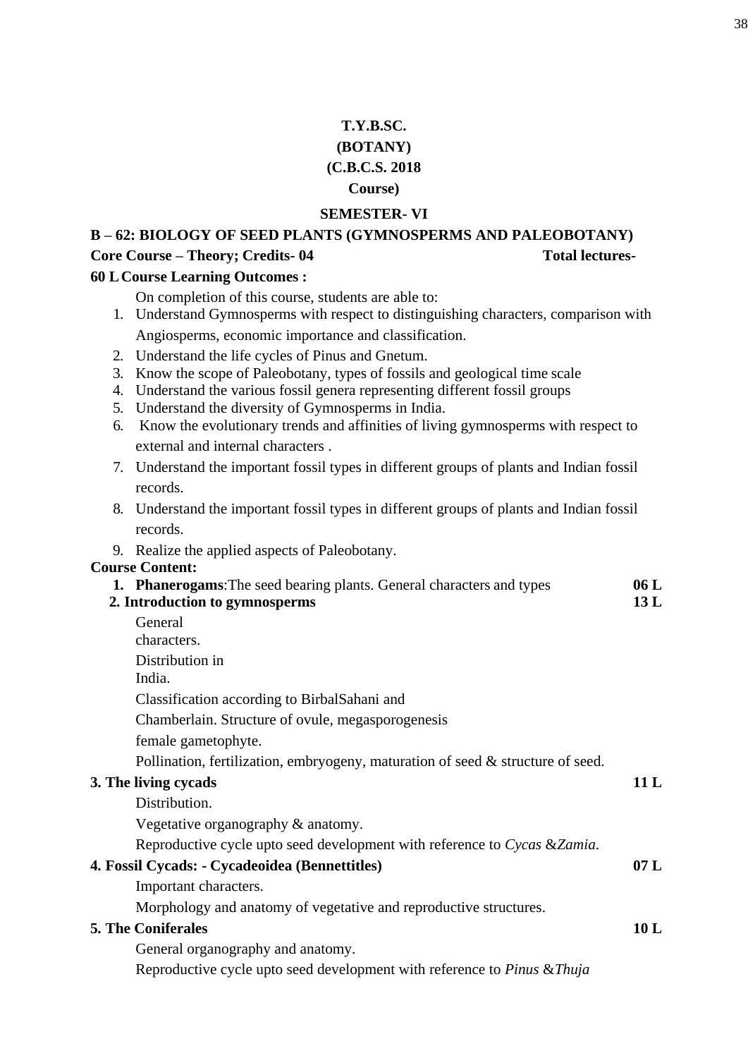**T.Y.B.SC.**

**(BOTANY)**

**(C.B.C.S. 2018**

**Course)**

**SEMESTER- VI**

**B – 62: BIOLOGY OF SEED PLANTS (GYMNOSPERMS AND PALEOBOTANY)**

**Core Course – Theory; Credits- 04** **Total lectures-**

**60 L Course Learning Outcomes :**

On completion of this course, students are able to:

1. Understand Gymnosperms with respect to distinguishing characters, comparison with Angiosperms, economic importance and classification.
2. Understand the life cycles of Pinus and Gnetum.
3. Know the scope of Paleobotany, types of fossils and geological time scale
4. Understand the various fossil genera representing different fossil groups
5. Understand the diversity of Gymnosperms in India.
6. Know the evolutionary trends and affinities of living gymnosperms with respect to external and internal characters .
7. Understand the important fossil types in different groups of plants and Indian fossil records.
8. Understand the important fossil types in different groups of plants and Indian fossil records.
9. Realize the applied aspects of Paleobotany.

**Course Content:**

**1. Phanerogams**:The seed bearing plants. General characters and types **06 L**

**2. Introduction to gymnosperms** **13 L**

General characters.

Distribution in India.

Classification according to BirbalSahani and Chamberlain. Structure of ovule, megasporogenesis female gametophyte.

Pollination, fertilization, embryogeny, maturation of seed & structure of seed.

**3. The living cycads** **11 L**

Distribution.

Vegetative organography & anatomy.

Reproductive cycle upto seed development with reference to *Cycas* &*Zamia*.

**4. Fossil Cycads: - Cycadeoidea (Bennettitles)** **07 L**

Important characters.

Morphology and anatomy of vegetative and reproductive structures.

**5. The Coniferales** **10 L**

General organography and anatomy.

Reproductive cycle upto seed development with reference to *Pinus* &*Thuja*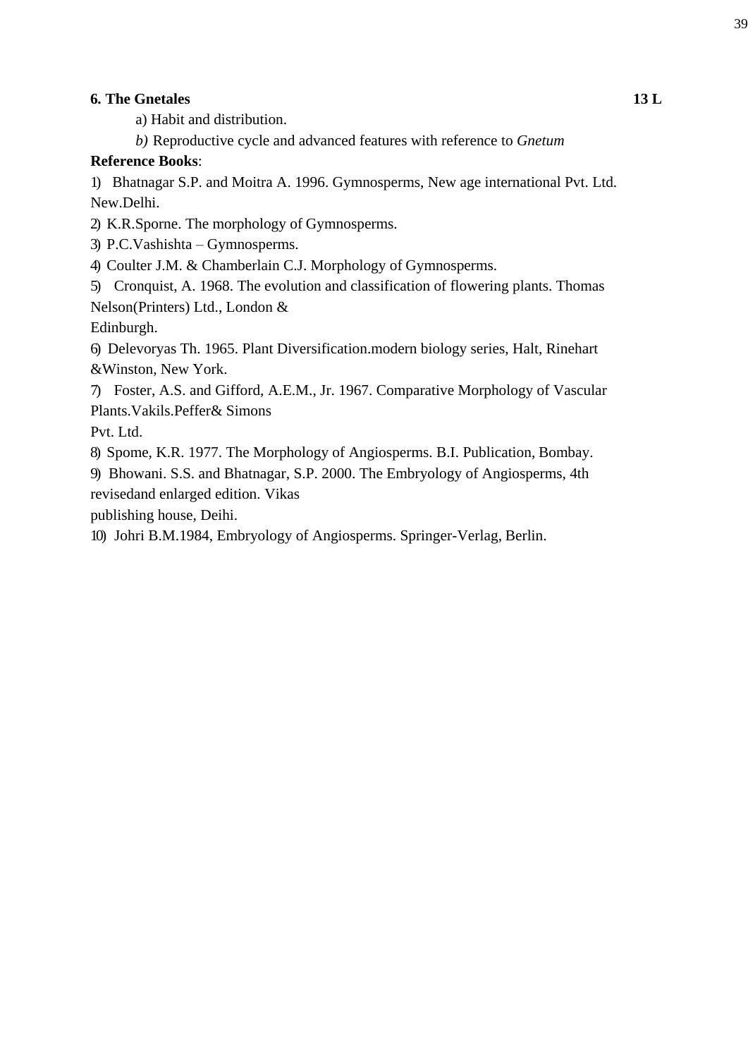**6. The Gnetales** **13 L**

a) Habit and distribution.

*b)* Reproductive cycle and advanced features with reference to *Gnetum*

**Reference Books**:

1) Bhatnagar S.P. and Moitra A. 1996. Gymnosperms, New age international Pvt. Ltd. New.Delhi.
2) K.R.Sporne. The morphology of Gymnosperms.
3) P.C.Vashishta – Gymnosperms.
4) Coulter J.M. & Chamberlain C.J. Morphology of Gymnosperms.
5) Cronquist, A. 1968. The evolution and classification of flowering plants. Thomas Nelson(Printers) Ltd., London & Edinburgh.
6) Delevoryas Th. 1965. Plant Diversification.modern biology series, Halt, Rinehart &Winston, New York.
7) Foster, A.S. and Gifford, A.E.M., Jr. 1967. Comparative Morphology of Vascular Plants.Vakils.Peffer& Simons Pvt. Ltd.
8) Spome, K.R. 1977. The Morphology of Angiosperms. B.I. Publication, Bombay.
9) Bhowani. S.S. and Bhatnagar, S.P. 2000. The Embryology of Angiosperms, 4th revisedand enlarged edition. Vikas publishing house, Deihi.
10) Johri B.M.1984, Embryology of Angiosperms. Springer-Verlag, Berlin.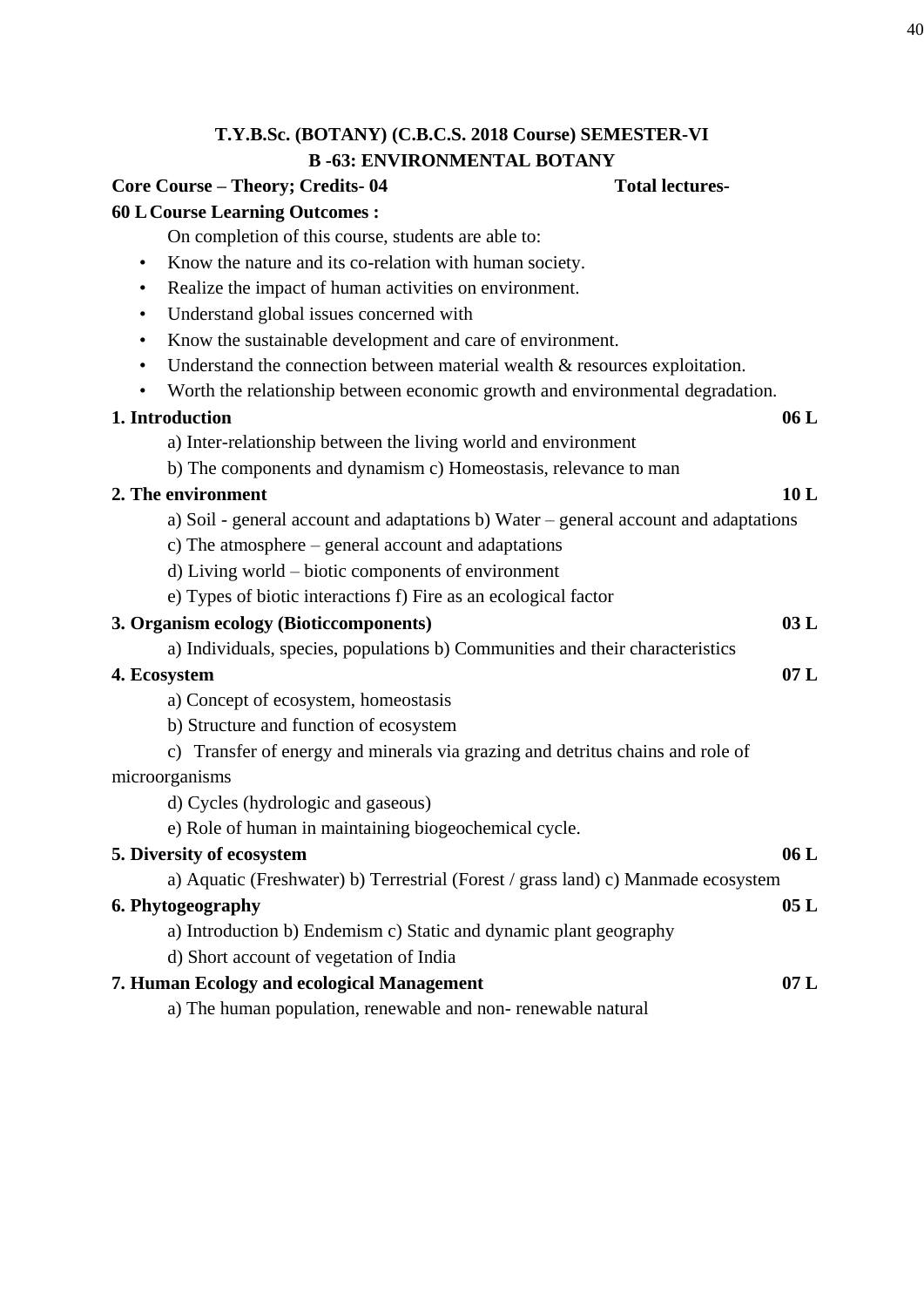**T.Y.B.Sc. (BOTANY) (C.B.C.S. 2018 Course) SEMESTER-VI**

**B -63: ENVIRONMENTAL BOTANY**

**Core Course – Theory; Credits- 04** **Total lectures-60 L**

**Course Learning Outcomes :**

On completion of this course, students are able to:

- Know the nature and its co-relation with human society.
- Realize the impact of human activities on environment.
- Understand global issues concerned with
- Know the sustainable development and care of environment.
- Understand the connection between material wealth & resources exploitation.
- Worth the relationship between economic growth and environmental degradation.

**1. Introduction** **06 L**

a) Inter-relationship between the living world and environment

b) The components and dynamism c) Homeostasis, relevance to man

**2. The environment** **10 L**

a) Soil - general account and adaptations b) Water – general account and adaptations

c) The atmosphere – general account and adaptations

d) Living world – biotic components of environment

e) Types of biotic interactions f) Fire as an ecological factor

**3. Organism ecology (Bioticcomponents)** **03 L**

a) Individuals, species, populations b) Communities and their characteristics

**4. Ecosystem** **07 L**

a) Concept of ecosystem, homeostasis

b) Structure and function of ecosystem

c) Transfer of energy and minerals via grazing and detritus chains and role of microorganisms

d) Cycles (hydrologic and gaseous)

e) Role of human in maintaining biogeochemical cycle.

**5. Diversity of ecosystem** **06 L**

a) Aquatic (Freshwater) b) Terrestrial (Forest / grass land) c) Manmade ecosystem

**6. Phytogeography** **05 L**

a) Introduction b) Endemism c) Static and dynamic plant geography

d) Short account of vegetation of India

**7. Human Ecology and ecological Management** **07 L**

a) The human population, renewable and non- renewable natural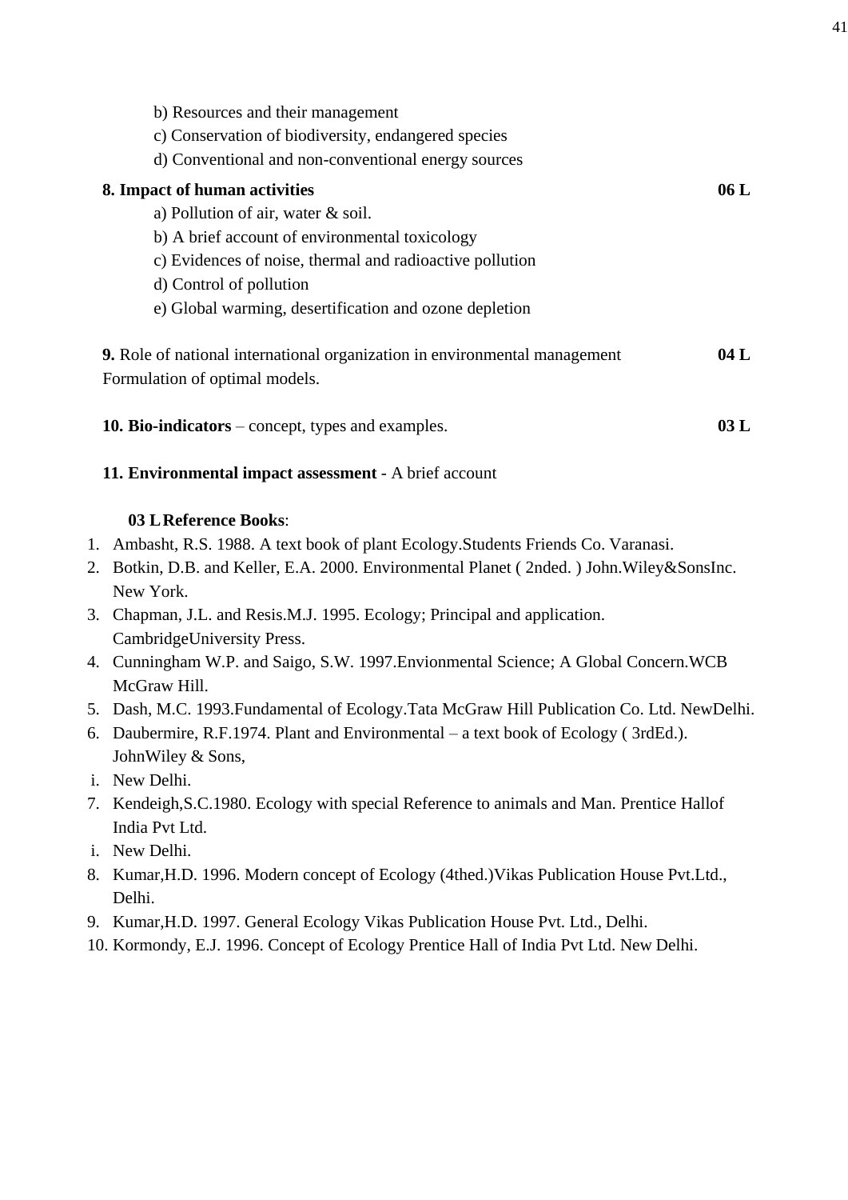b) Resources and their management

c) Conservation of biodiversity, endangered species

d) Conventional and non-conventional energy sources

**8. Impact of human activities** **06 L**

a) Pollution of air, water & soil.

b) A brief account of environmental toxicology

c) Evidences of noise, thermal and radioactive pollution

d) Control of pollution

e) Global warming, desertification and ozone depletion

**9.** Role of national international organization in environmental management **04 L**
Formulation of optimal models.

**10. Bio-indicators** – concept, types and examples. **03 L**

**11. Environmental impact assessment** - A brief account

**03 L Reference Books**:

1. Ambasht, R.S. 1988. A text book of plant Ecology.Students Friends Co. Varanasi.
2. Botkin, D.B. and Keller, E.A. 2000. Environmental Planet ( 2nded. ) John.Wiley&SonsInc. New York.
3. Chapman, J.L. and Resis.M.J. 1995. Ecology; Principal and application. CambridgeUniversity Press.
4. Cunningham W.P. and Saigo, S.W. 1997.Envionmental Science; A Global Concern.WCB McGraw Hill.
5. Dash, M.C. 1993.Fundamental of Ecology.Tata McGraw Hill Publication Co. Ltd. NewDelhi.
6. Daubermire, R.F.1974. Plant and Environmental – a text book of Ecology ( 3rdEd.). JohnWiley & Sons,
   i. New Delhi.
7. Kendeigh,S.C.1980. Ecology with special Reference to animals and Man. Prentice Hallof India Pvt Ltd.
   i. New Delhi.
8. Kumar,H.D. 1996. Modern concept of Ecology (4thed.)Vikas Publication House Pvt.Ltd., Delhi.
9. Kumar,H.D. 1997. General Ecology Vikas Publication House Pvt. Ltd., Delhi.
10. Kormondy, E.J. 1996. Concept of Ecology Prentice Hall of India Pvt Ltd. New Delhi.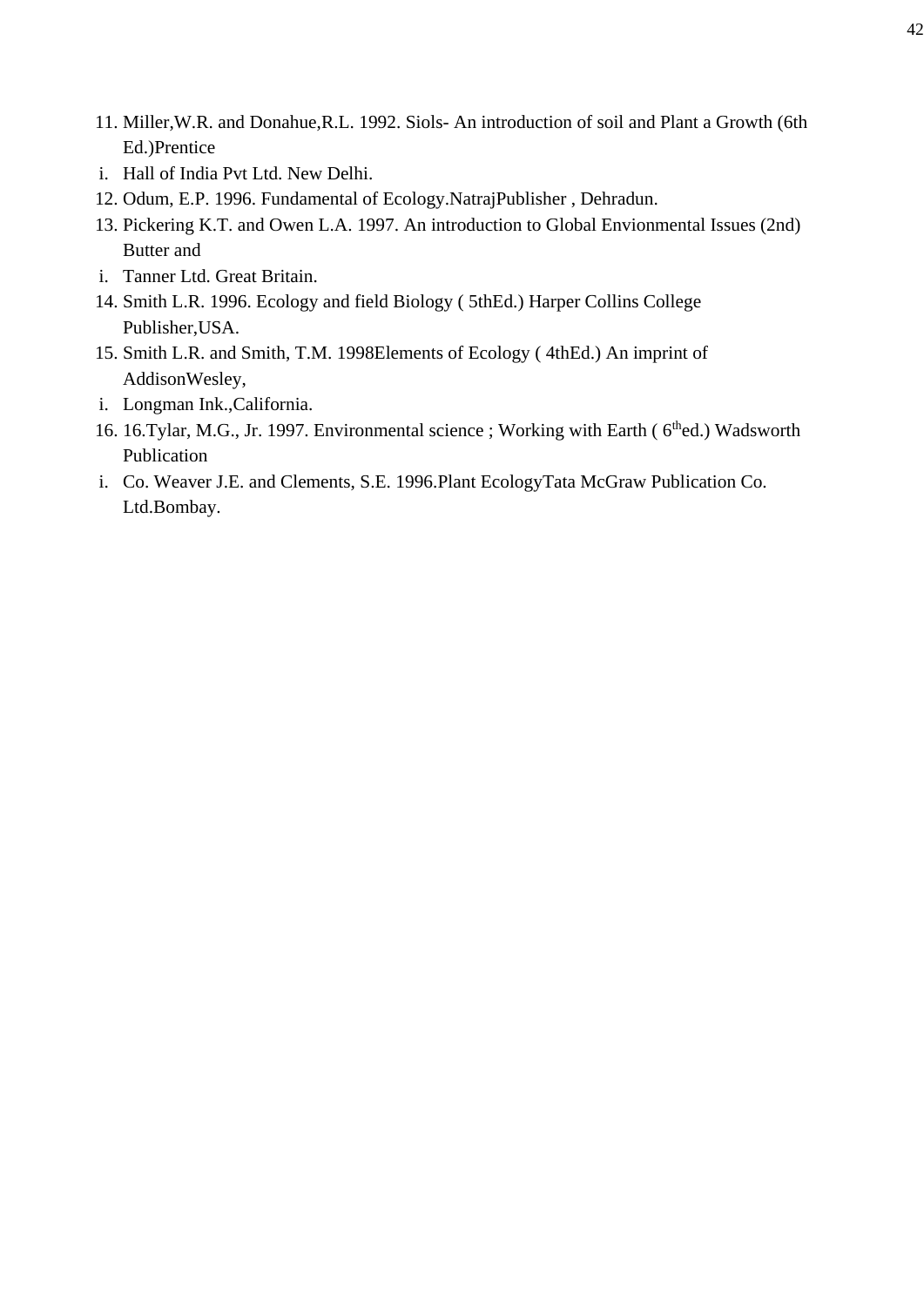11. Miller,W.R. and Donahue,R.L. 1992. Siols- An introduction of soil and Plant a Growth (6th Ed.)Prentice
    i. Hall of India Pvt Ltd. New Delhi.
12. Odum, E.P. 1996. Fundamental of Ecology.NatrajPublisher , Dehradun.
13. Pickering K.T. and Owen L.A. 1997. An introduction to Global Envionmental Issues (2nd) Butter and
    i. Tanner Ltd. Great Britain.
14. Smith L.R. 1996. Ecology and field Biology ( 5thEd.) Harper Collins College Publisher,USA.
15. Smith L.R. and Smith, T.M. 1998Elements of Ecology ( 4thEd.) An imprint of AddisonWesley,
    i. Longman Ink.,California.
16. 16.Tylar, M.G., Jr. 1997. Environmental science ; Working with Earth ( 6th ed.) Wadsworth Publication
    i. Co. Weaver J.E. and Clements, S.E. 1996.Plant EcologyTata McGraw Publication Co. Ltd.Bombay.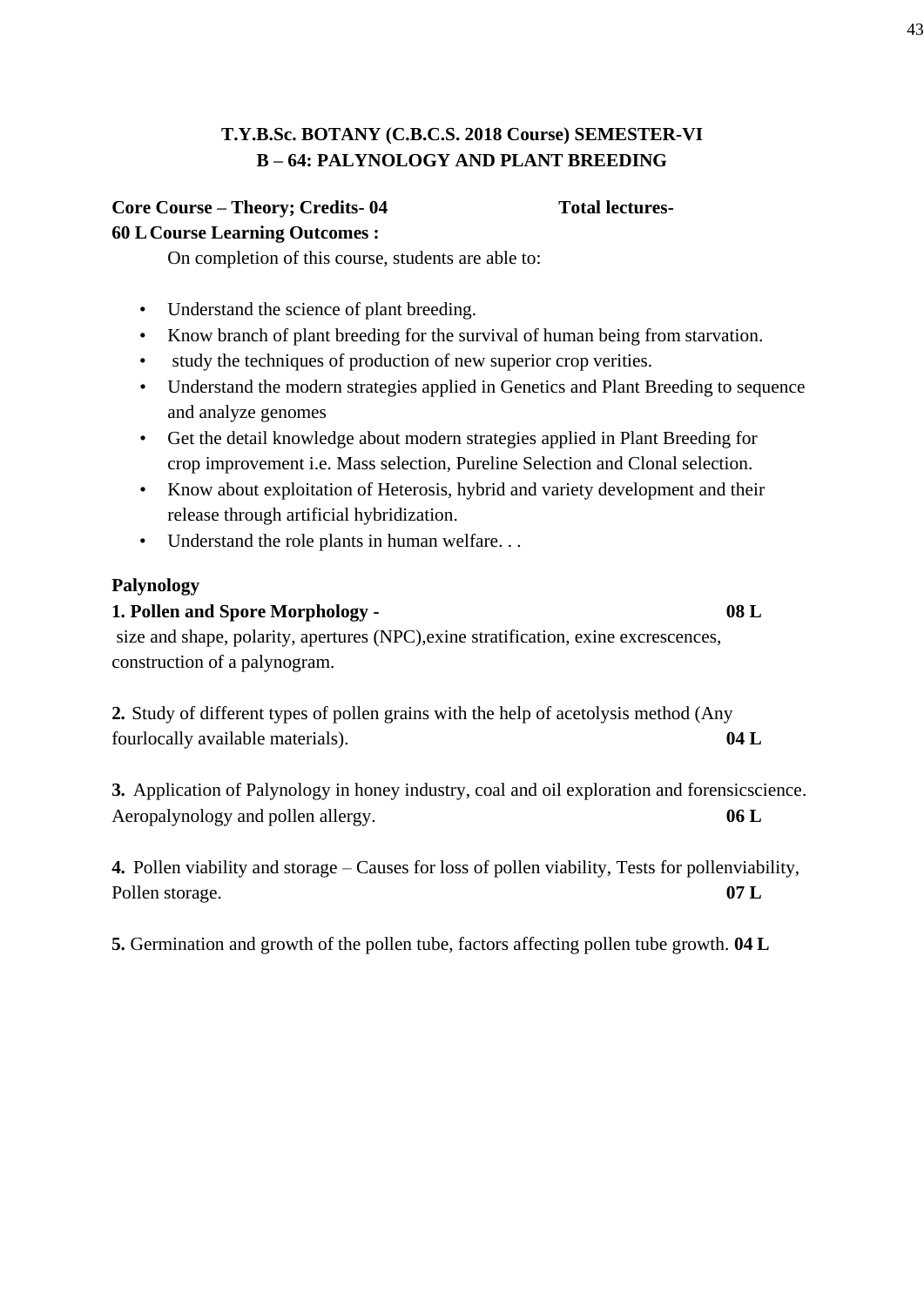**T.Y.B.Sc. BOTANY (C.B.C.S. 2018 Course) SEMESTER-VI**
**B – 64: PALYNOLOGY AND PLANT BREEDING**

**Core Course – Theory; Credits- 04** **Total lectures-60 L**

**Course Learning Outcomes :**

On completion of this course, students are able to:

- Understand the science of plant breeding.
- Know branch of plant breeding for the survival of human being from starvation.
- study the techniques of production of new superior crop verities.
- Understand the modern strategies applied in Genetics and Plant Breeding to sequence and analyze genomes
- Get the detail knowledge about modern strategies applied in Plant Breeding for crop improvement i.e. Mass selection, Pureline Selection and Clonal selection.
- Know about exploitation of Heterosis, hybrid and variety development and their release through artificial hybridization.
- Understand the role plants in human welfare. . .

**Palynology**

**1. Pollen and Spore Morphology -** **08 L**
size and shape, polarity, apertures (NPC),exine stratification, exine excrescences, construction of a palynogram.

**2.** Study of different types of pollen grains with the help of acetolysis method (Any fourlocally available materials). **04 L**

**3.** Application of Palynology in honey industry, coal and oil exploration and forensicscience. Aeropalynology and pollen allergy. **06 L**

**4.** Pollen viability and storage – Causes for loss of pollen viability, Tests for pollenviability, Pollen storage. **07 L**

**5.** Germination and growth of the pollen tube, factors affecting pollen tube growth. **04 L**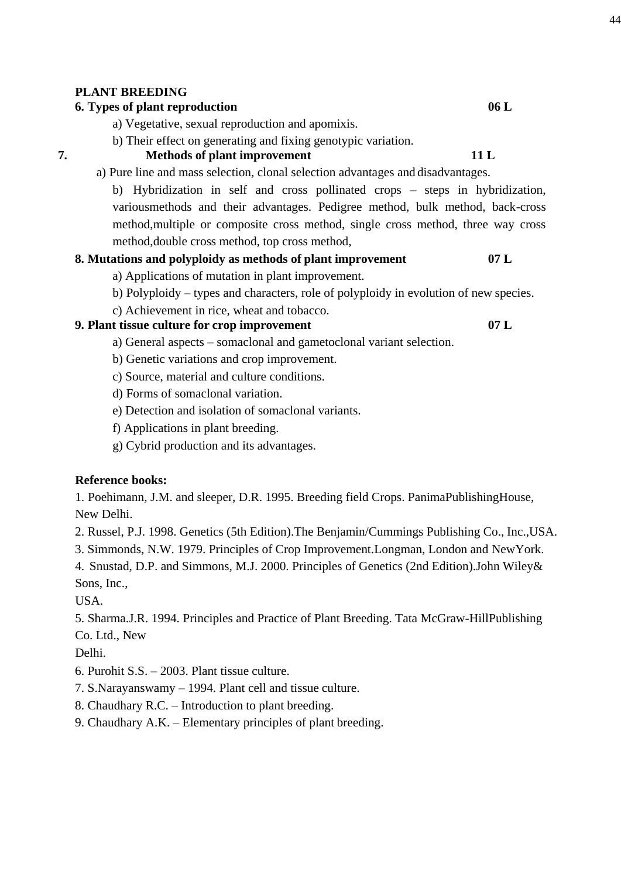**PLANT BREEDING**

**6. Types of plant reproduction** **06 L**

a) Vegetative, sexual reproduction and apomixis.

b) Their effect on generating and fixing genotypic variation.

**7. Methods of plant improvement** **11 L**

a) Pure line and mass selection, clonal selection advantages and disadvantages.

b) Hybridization in self and cross pollinated crops – steps in hybridization, variousmethods and their advantages. Pedigree method, bulk method, back-cross method,multiple or composite cross method, single cross method, three way cross method,double cross method, top cross method,

**8. Mutations and polyploidy as methods of plant improvement** **07 L**

a) Applications of mutation in plant improvement.

b) Polyploidy – types and characters, role of polyploidy in evolution of new species.

c) Achievement in rice, wheat and tobacco.

**9. Plant tissue culture for crop improvement** **07 L**

a) General aspects – somaclonal and gametoclonal variant selection.

b) Genetic variations and crop improvement.

c) Source, material and culture conditions.

d) Forms of somaclonal variation.

e) Detection and isolation of somaclonal variants.

f) Applications in plant breeding.

g) Cybrid production and its advantages.

**Reference books:**

1. Poehimann, J.M. and sleeper, D.R. 1995. Breeding field Crops. PanimaPublishingHouse, New Delhi.
2. Russel, P.J. 1998. Genetics (5th Edition).The Benjamin/Cummings Publishing Co., Inc.,USA.
3. Simmonds, N.W. 1979. Principles of Crop Improvement.Longman, London and NewYork.
4. Snustad, D.P. and Simmons, M.J. 2000. Principles of Genetics (2nd Edition).John Wiley& Sons, Inc., USA.
5. Sharma.J.R. 1994. Principles and Practice of Plant Breeding. Tata McGraw-HillPublishing Co. Ltd., New Delhi.
6. Purohit S.S. – 2003. Plant tissue culture.
7. S.Narayanswamy – 1994. Plant cell and tissue culture.
8. Chaudhary R.C. – Introduction to plant breeding.
9. Chaudhary A.K. – Elementary principles of plant breeding.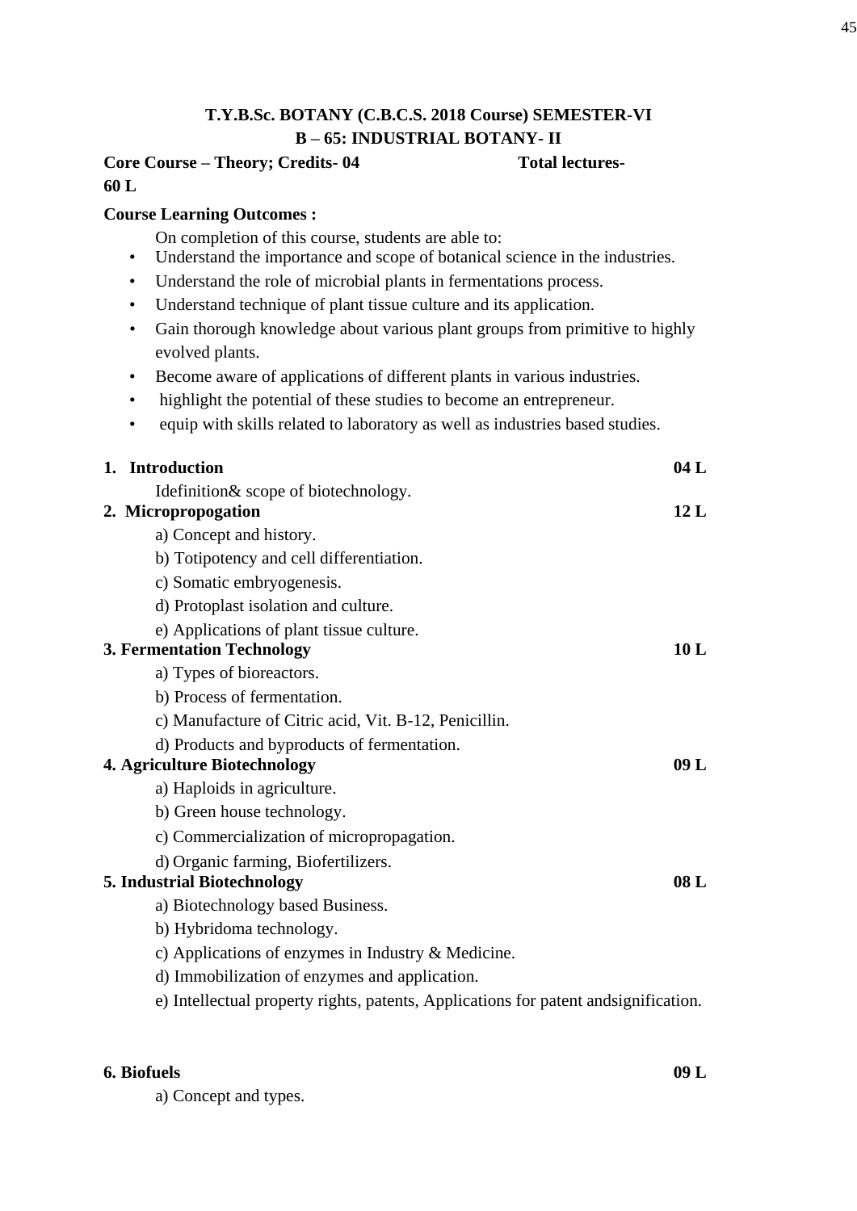**T.Y.B.Sc. BOTANY (C.B.C.S. 2018 Course) SEMESTER-VI**
**B – 65: INDUSTRIAL BOTANY- II**

**Core Course – Theory; Credits- 04** **Total lectures- 60 L**

**Course Learning Outcomes :**

On completion of this course, students are able to:

- Understand the importance and scope of botanical science in the industries.
- Understand the role of microbial plants in fermentations process.
- Understand technique of plant tissue culture and its application.
- Gain thorough knowledge about various plant groups from primitive to highly evolved plants.
- Become aware of applications of different plants in various industries.
- highlight the potential of these studies to become an entrepreneur.
- equip with skills related to laboratory as well as industries based studies.

**1. Introduction** **04 L**

Idefinition& scope of biotechnology.

**2. Micropropogation** **12 L**

a) Concept and history.

b) Totipotency and cell differentiation.

c) Somatic embryogenesis.

d) Protoplast isolation and culture.

e) Applications of plant tissue culture.

**3. Fermentation Technology** **10 L**

a) Types of bioreactors.

b) Process of fermentation.

c) Manufacture of Citric acid, Vit. B-12, Penicillin.

d) Products and byproducts of fermentation.

**4. Agriculture Biotechnology** **09 L**

a) Haploids in agriculture.

b) Green house technology.

c) Commercialization of micropropagation.

d) Organic farming, Biofertilizers.

**5. Industrial Biotechnology** **08 L**

a) Biotechnology based Business.

b) Hybridoma technology.

c) Applications of enzymes in Industry & Medicine.

d) Immobilization of enzymes and application.

e) Intellectual property rights, patents, Applications for patent andsignification.

**6. Biofuels** **09 L**

a) Concept and types.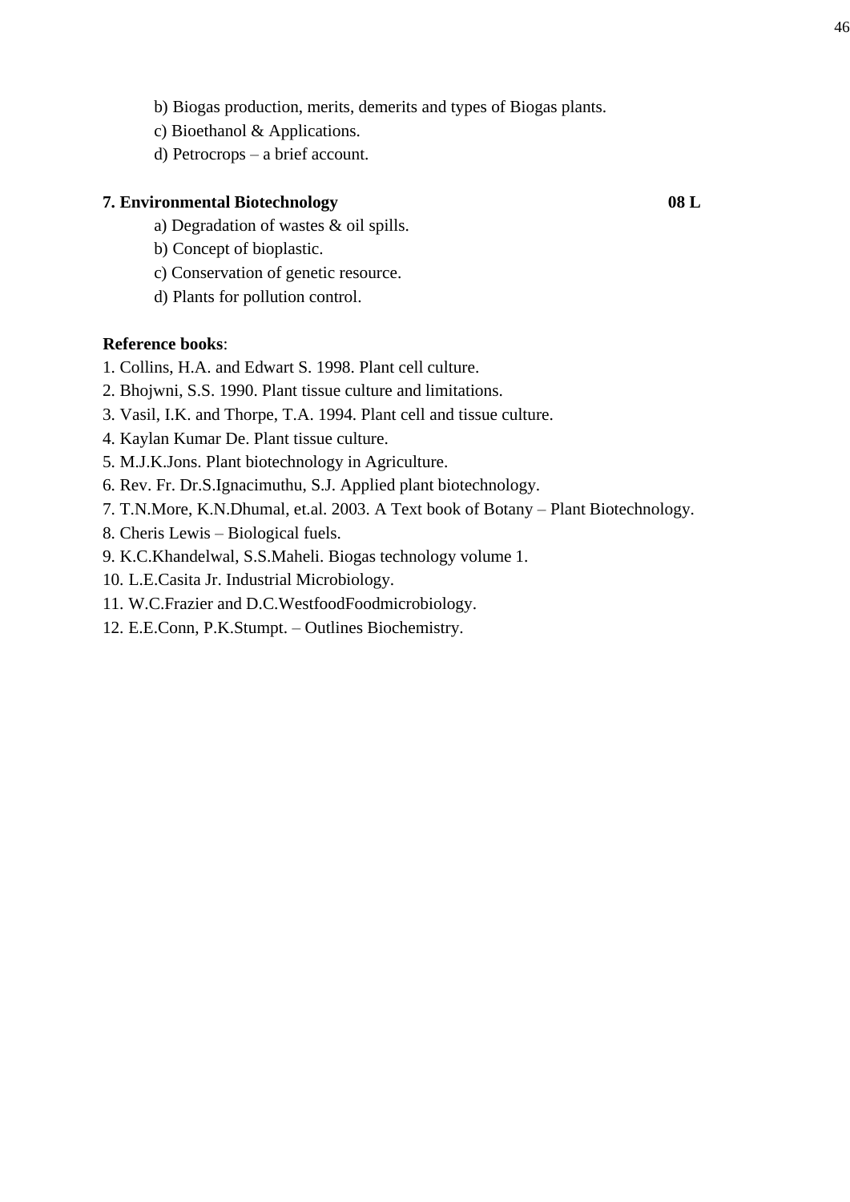b) Biogas production, merits, demerits and types of Biogas plants.

c) Bioethanol & Applications.

d) Petrocrops – a brief account.

**7. Environmental Biotechnology** **08 L**

a) Degradation of wastes & oil spills.

b) Concept of bioplastic.

c) Conservation of genetic resource.

d) Plants for pollution control.

**Reference books**:

1. Collins, H.A. and Edwart S. 1998. Plant cell culture.
2. Bhojwni, S.S. 1990. Plant tissue culture and limitations.
3. Vasil, I.K. and Thorpe, T.A. 1994. Plant cell and tissue culture.
4. Kaylan Kumar De. Plant tissue culture.
5. M.J.K.Jons. Plant biotechnology in Agriculture.
6. Rev. Fr. Dr.S.Ignacimuthu, S.J. Applied plant biotechnology.
7. T.N.More, K.N.Dhumal, et.al. 2003. A Text book of Botany – Plant Biotechnology.
8. Cheris Lewis – Biological fuels.
9. K.C.Khandelwal, S.S.Maheli. Biogas technology volume 1.
10. L.E.Casita Jr. Industrial Microbiology.
11. W.C.Frazier and D.C.WestfoodFoodmicrobiology.
12. E.E.Conn, P.K.Stumpt. – Outlines Biochemistry.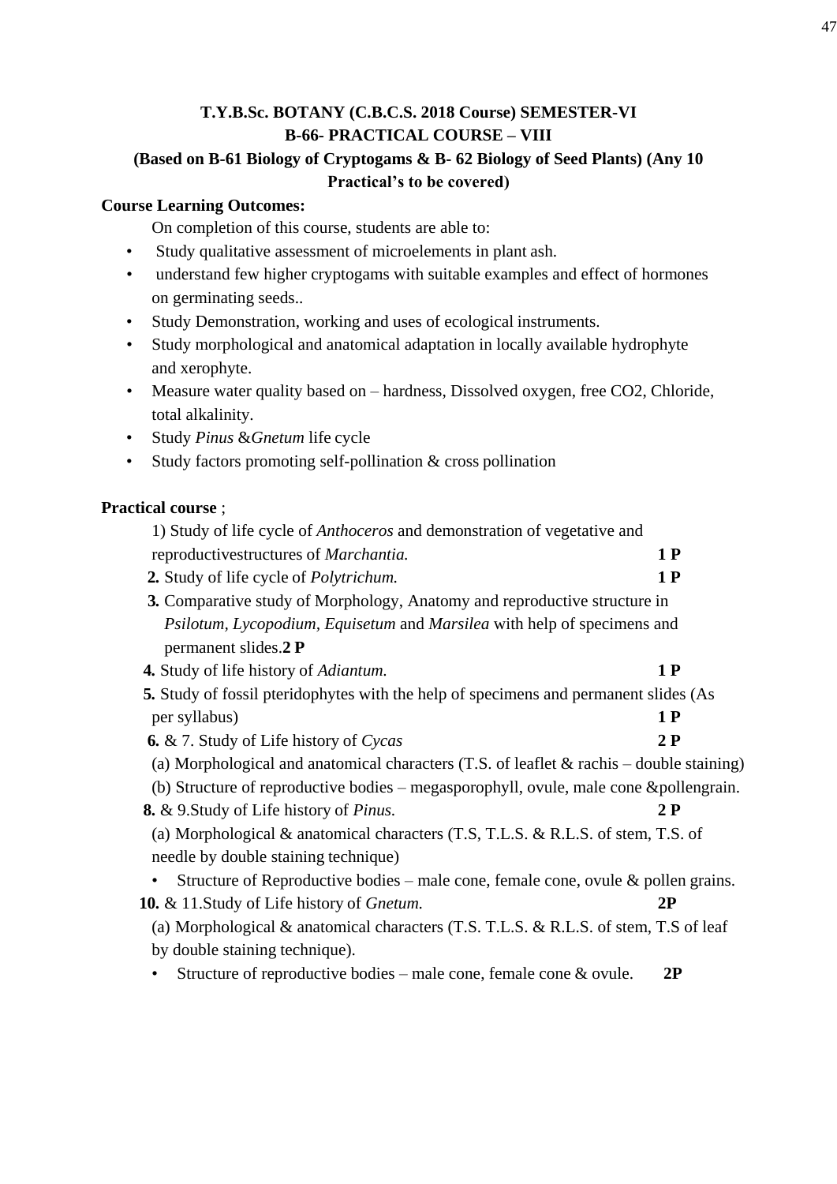**T.Y.B.Sc. BOTANY (C.B.C.S. 2018 Course) SEMESTER-VI**
**B-66- PRACTICAL COURSE – VIII**
**(Based on B-61 Biology of Cryptogams & B- 62 Biology of Seed Plants) (Any 10 Practical's to be covered)**

**Course Learning Outcomes:**

On completion of this course, students are able to:

- Study qualitative assessment of microelements in plant ash.
- understand few higher cryptogams with suitable examples and effect of hormones on germinating seeds..
- Study Demonstration, working and uses of ecological instruments.
- Study morphological and anatomical adaptation in locally available hydrophyte and xerophyte.
- Measure water quality based on – hardness, Dissolved oxygen, free CO2, Chloride, total alkalinity.
- Study *Pinus* &*Gnetum* life cycle
- Study factors promoting self-pollination & cross pollination

**Practical course** ;

1) Study of life cycle of *Anthoceros* and demonstration of vegetative and reproductivestructures of *Marchantia.* **1 P**

**2.** Study of life cycle of *Polytrichum.* **1 P**

**3.** Comparative study of Morphology, Anatomy and reproductive structure in *Psilotum, Lycopodium, Equisetum* and *Marsilea* with help of specimens and permanent slides.**2 P**

**4.** Study of life history of *Adiantum.* **1 P**

**5.** Study of fossil pteridophytes with the help of specimens and permanent slides (As per syllabus) **1 P**

**6.** & 7. Study of Life history of *Cycas* **2 P**

(a) Morphological and anatomical characters (T.S. of leaflet & rachis – double staining)

(b) Structure of reproductive bodies – megasporophyll, ovule, male cone &pollengrain.

**8.** & 9.Study of Life history of *Pinus.* **2 P**

(a) Morphological & anatomical characters (T.S, T.L.S. & R.L.S. of stem, T.S. of needle by double staining technique)

- Structure of Reproductive bodies – male cone, female cone, ovule & pollen grains.

**10.** & 11.Study of Life history of *Gnetum.* **2P**

(a) Morphological & anatomical characters (T.S. T.L.S. & R.L.S. of stem, T.S of leaf by double staining technique).

- Structure of reproductive bodies – male cone, female cone & ovule. **2P**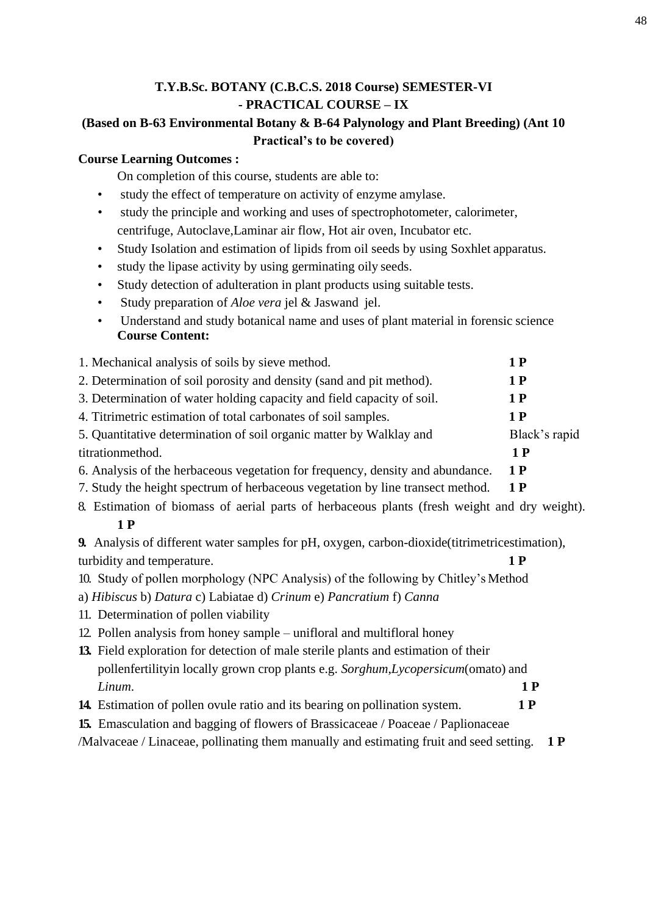**T.Y.B.Sc. BOTANY (C.B.C.S. 2018 Course) SEMESTER-VI**
**- PRACTICAL COURSE – IX**
**(Based on B-63 Environmental Botany & B-64 Palynology and Plant Breeding) (Ant 10 Practical's to be covered)**

**Course Learning Outcomes :**

On completion of this course, students are able to:

- study the effect of temperature on activity of enzyme amylase.
- study the principle and working and uses of spectrophotometer, calorimeter, centrifuge, Autoclave,Laminar air flow, Hot air oven, Incubator etc.
- Study Isolation and estimation of lipids from oil seeds by using Soxhlet apparatus.
- study the lipase activity by using germinating oily seeds.
- Study detection of adulteration in plant products using suitable tests.
- Study preparation of *Aloe vera* jel & Jaswand jel.
- Understand and study botanical name and uses of plant material in forensic science

**Course Content:**

1. Mechanical analysis of soils by sieve method. **1 P**
2. Determination of soil porosity and density (sand and pit method). **1 P**
3. Determination of water holding capacity and field capacity of soil. **1 P**
4. Titrimetric estimation of total carbonates of soil samples. **1 P**
5. Quantitative determination of soil organic matter by Walklay and Black's rapid titrationmethod. **1 P**
6. Analysis of the herbaceous vegetation for frequency, density and abundance. **1 P**
7. Study the height spectrum of herbaceous vegetation by line transect method. **1 P**
8. Estimation of biomass of aerial parts of herbaceous plants (fresh weight and dry weight). **1 P**
9. Analysis of different water samples for pH, oxygen, carbon-dioxide(titrimetricestimation), turbidity and temperature. **1 P**
10. Study of pollen morphology (NPC Analysis) of the following by Chitley's Method a) *Hibiscus* b) *Datura* c) Labiatae d) *Crinum* e) *Pancratium* f) *Canna*
11. Determination of pollen viability
12. Pollen analysis from honey sample – unifloral and multifloral honey
13. Field exploration for detection of male sterile plants and estimation of their pollenfertilityin locally grown crop plants e.g. *Sorghum*,*Lycopersicum*(omato) and *Linum*. **1 P**
14. Estimation of pollen ovule ratio and its bearing on pollination system. **1 P**
15. Emasculation and bagging of flowers of Brassicaceae / Poaceae / Paplionaceae /Malvaceae / Linaceae, pollinating them manually and estimating fruit and seed setting. **1 P**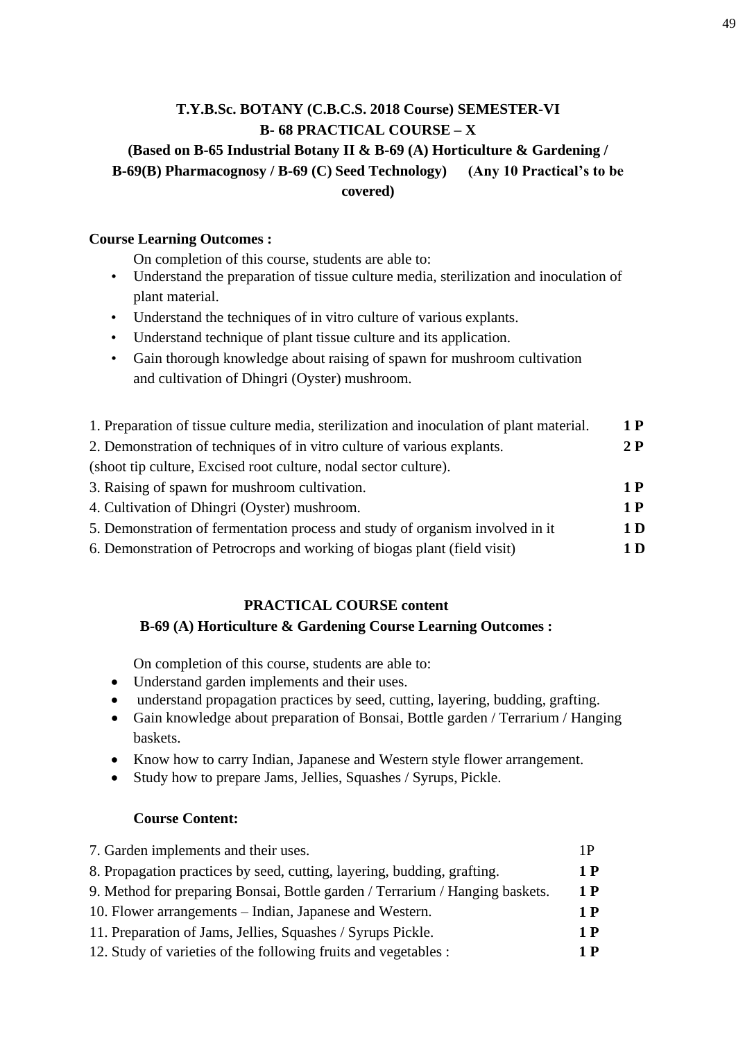**T.Y.B.Sc. BOTANY (C.B.C.S. 2018 Course) SEMESTER-VI**
**B- 68 PRACTICAL COURSE – X**
**(Based on B-65 Industrial Botany II & B-69 (A) Horticulture & Gardening / B-69(B) Pharmacognosy / B-69 (C) Seed Technology) (Any 10 Practical's to be covered)**

**Course Learning Outcomes :**

On completion of this course, students are able to:

- Understand the preparation of tissue culture media, sterilization and inoculation of plant material.
- Understand the techniques of in vitro culture of various explants.
- Understand technique of plant tissue culture and its application.
- Gain thorough knowledge about raising of spawn for mushroom cultivation and cultivation of Dhingri (Oyster) mushroom.

| | |
|---|---|
| 1. Preparation of tissue culture media, sterilization and inoculation of plant material. | **1 P** |
| 2. Demonstration of techniques of in vitro culture of various explants. (shoot tip culture, Excised root culture, nodal sector culture). | **2 P** |
| 3. Raising of spawn for mushroom cultivation. | **1 P** |
| 4. Cultivation of Dhingri (Oyster) mushroom. | **1 P** |
| 5. Demonstration of fermentation process and study of organism involved in it | **1 D** |
| 6. Demonstration of Petrocrops and working of biogas plant (field visit) | **1 D** |

**PRACTICAL COURSE content**
**B-69 (A) Horticulture & Gardening Course Learning Outcomes :**

On completion of this course, students are able to:

- Understand garden implements and their uses.
- understand propagation practices by seed, cutting, layering, budding, grafting.
- Gain knowledge about preparation of Bonsai, Bottle garden / Terrarium / Hanging baskets.
- Know how to carry Indian, Japanese and Western style flower arrangement.
- Study how to prepare Jams, Jellies, Squashes / Syrups, Pickle.

**Course Content:**

| | |
|---|---|
| 7. Garden implements and their uses. | 1P |
| 8. Propagation practices by seed, cutting, layering, budding, grafting. | **1 P** |
| 9. Method for preparing Bonsai, Bottle garden / Terrarium / Hanging baskets. | **1 P** |
| 10. Flower arrangements – Indian, Japanese and Western. | **1 P** |
| 11. Preparation of Jams, Jellies, Squashes / Syrups Pickle. | **1 P** |
| 12. Study of varieties of the following fruits and vegetables : | **1 P** |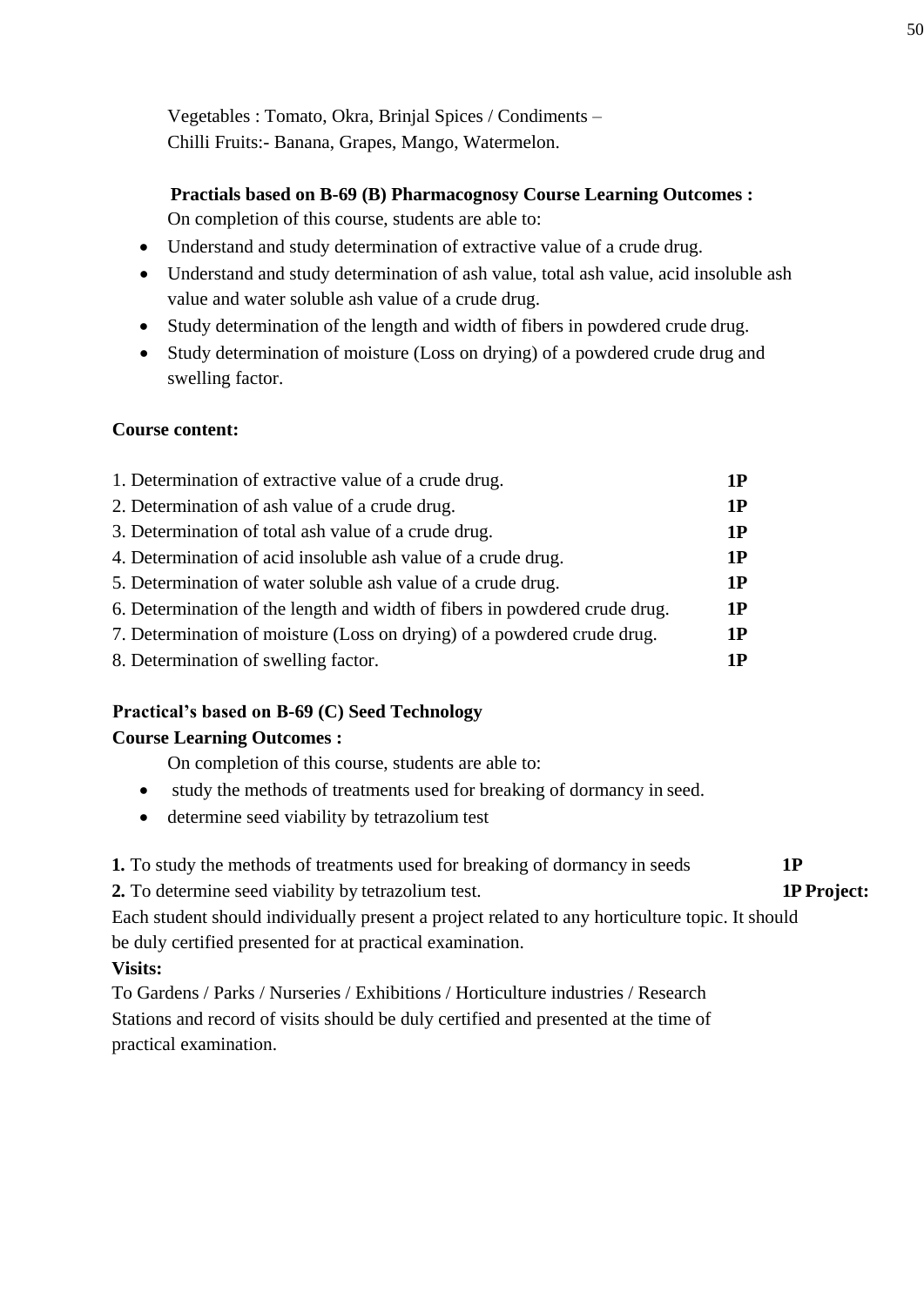Vegetables : Tomato, Okra, Brinjal Spices / Condiments –
Chilli Fruits:- Banana, Grapes, Mango, Watermelon.

**Practials based on B-69 (B) Pharmacognosy Course Learning Outcomes :**

On completion of this course, students are able to:

- Understand and study determination of extractive value of a crude drug.
- Understand and study determination of ash value, total ash value, acid insoluble ash value and water soluble ash value of a crude drug.
- Study determination of the length and width of fibers in powdered crude drug.
- Study determination of moisture (Loss on drying) of a powdered crude drug and swelling factor.

**Course content:**

1. Determination of extractive value of a crude drug. **1P**
2. Determination of ash value of a crude drug. **1P**
3. Determination of total ash value of a crude drug. **1P**
4. Determination of acid insoluble ash value of a crude drug. **1P**
5. Determination of water soluble ash value of a crude drug. **1P**
6. Determination of the length and width of fibers in powdered crude drug. **1P**
7. Determination of moisture (Loss on drying) of a powdered crude drug. **1P**
8. Determination of swelling factor. **1P**

**Practical's based on B-69 (C) Seed Technology**

**Course Learning Outcomes :**

On completion of this course, students are able to:

- study the methods of treatments used for breaking of dormancy in seed.
- determine seed viability by tetrazolium test

**1.** To study the methods of treatments used for breaking of dormancy in seeds **1P**

**2.** To determine seed viability by tetrazolium test. **1P**

**Project:**

Each student should individually present a project related to any horticulture topic. It should be duly certified presented for at practical examination.

**Visits:**

To Gardens / Parks / Nurseries / Exhibitions / Horticulture industries / Research Stations and record of visits should be duly certified and presented at the time of practical examination.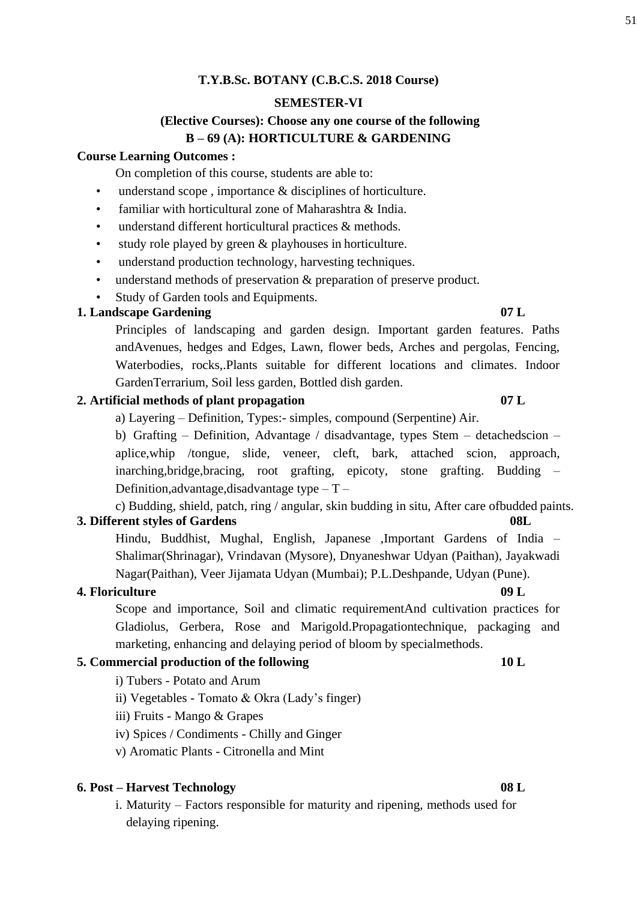**T.Y.B.Sc. BOTANY (C.B.C.S. 2018 Course)**

**SEMESTER-VI**

**(Elective Courses): Choose any one course of the following**

**B – 69 (A): HORTICULTURE & GARDENING**

**Course Learning Outcomes :**

On completion of this course, students are able to:

- understand scope , importance & disciplines of horticulture.
- familiar with horticultural zone of Maharashtra & India.
- understand different horticultural practices & methods.
- study role played by green & playhouses in horticulture.
- understand production technology, harvesting techniques.
- understand methods of preservation & preparation of preserve product.
- Study of Garden tools and Equipments.

**1. Landscape Gardening** **07 L**

Principles of landscaping and garden design. Important garden features. Paths andAvenues, hedges and Edges, Lawn, flower beds, Arches and pergolas, Fencing, Waterbodies, rocks,.Plants suitable for different locations and climates. Indoor GardenTerrarium, Soil less garden, Bottled dish garden.

**2. Artificial methods of plant propagation** **07 L**

a) Layering – Definition, Types:- simples, compound (Serpentine) Air.

b) Grafting – Definition, Advantage / disadvantage, types Stem – detachedscion – aplice,whip /tongue, slide, veneer, cleft, bark, attached scion, approach, inarching,bridge,bracing, root grafting, epicoty, stone grafting. Budding – Definition,advantage,disadvantage type – T –

c) Budding, shield, patch, ring / angular, skin budding in situ, After care ofbudded paints.

**3. Different styles of Gardens** **08L**

Hindu, Buddhist, Mughal, English, Japanese ,Important Gardens of India – Shalimar(Shrinagar), Vrindavan (Mysore), Dnyaneshwar Udyan (Paithan), Jayakwadi Nagar(Paithan), Veer Jijamata Udyan (Mumbai); P.L.Deshpande, Udyan (Pune).

**4. Floriculture** **09 L**

Scope and importance, Soil and climatic requirementAnd cultivation practices for Gladiolus, Gerbera, Rose and Marigold.Propagationtechnique, packaging and marketing, enhancing and delaying period of bloom by specialmethods.

**5. Commercial production of the following** **10 L**

i) Tubers - Potato and Arum

ii) Vegetables - Tomato & Okra (Lady's finger)

iii) Fruits - Mango & Grapes

iv) Spices / Condiments - Chilly and Ginger

v) Aromatic Plants - Citronella and Mint

**6. Post – Harvest Technology** **08 L**

i. Maturity – Factors responsible for maturity and ripening, methods used for delaying ripening.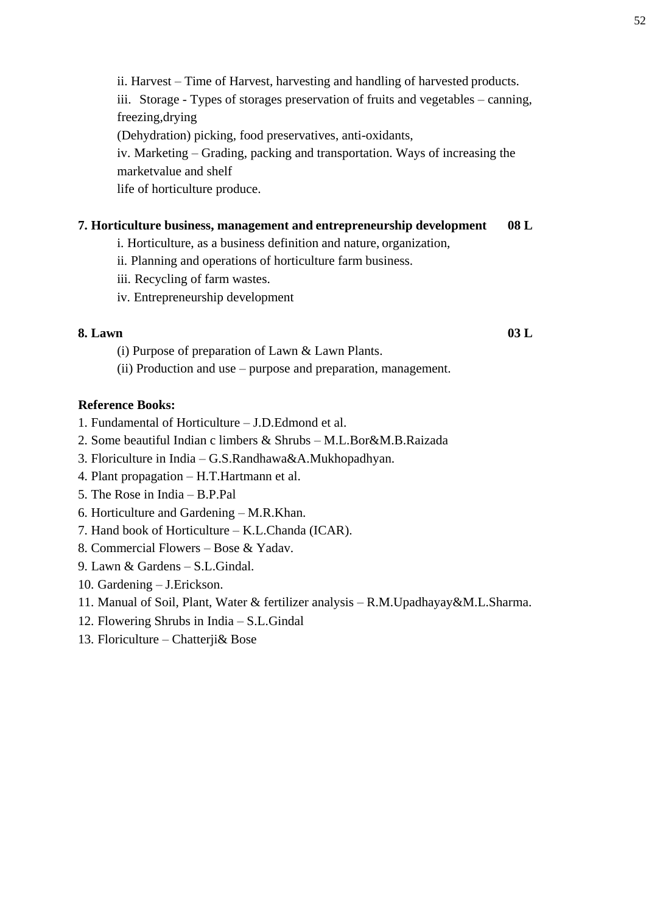ii. Harvest – Time of Harvest, harvesting and handling of harvested products.
iii. Storage - Types of storages preservation of fruits and vegetables – canning, freezing,drying
(Dehydration) picking, food preservatives, anti-oxidants,
iv. Marketing – Grading, packing and transportation. Ways of increasing the marketvalue and shelf
life of horticulture produce.

**7. Horticulture business, management and entrepreneurship development 08 L**

i. Horticulture, as a business definition and nature, organization,
ii. Planning and operations of horticulture farm business.
iii. Recycling of farm wastes.
iv. Entrepreneurship development

**8. Lawn 03 L**

(i) Purpose of preparation of Lawn & Lawn Plants.
(ii) Production and use – purpose and preparation, management.

**Reference Books:**

1. Fundamental of Horticulture – J.D.Edmond et al.
2. Some beautiful Indian c limbers & Shrubs – M.L.Bor&M.B.Raizada
3. Floriculture in India – G.S.Randhawa&A.Mukhopadhyan.
4. Plant propagation – H.T.Hartmann et al.
5. The Rose in India – B.P.Pal
6. Horticulture and Gardening – M.R.Khan.
7. Hand book of Horticulture – K.L.Chanda (ICAR).
8. Commercial Flowers – Bose & Yadav.
9. Lawn & Gardens – S.L.Gindal.
10. Gardening – J.Erickson.
11. Manual of Soil, Plant, Water & fertilizer analysis – R.M.Upadhayay&M.L.Sharma.
12. Flowering Shrubs in India – S.L.Gindal
13. Floriculture – Chatterji& Bose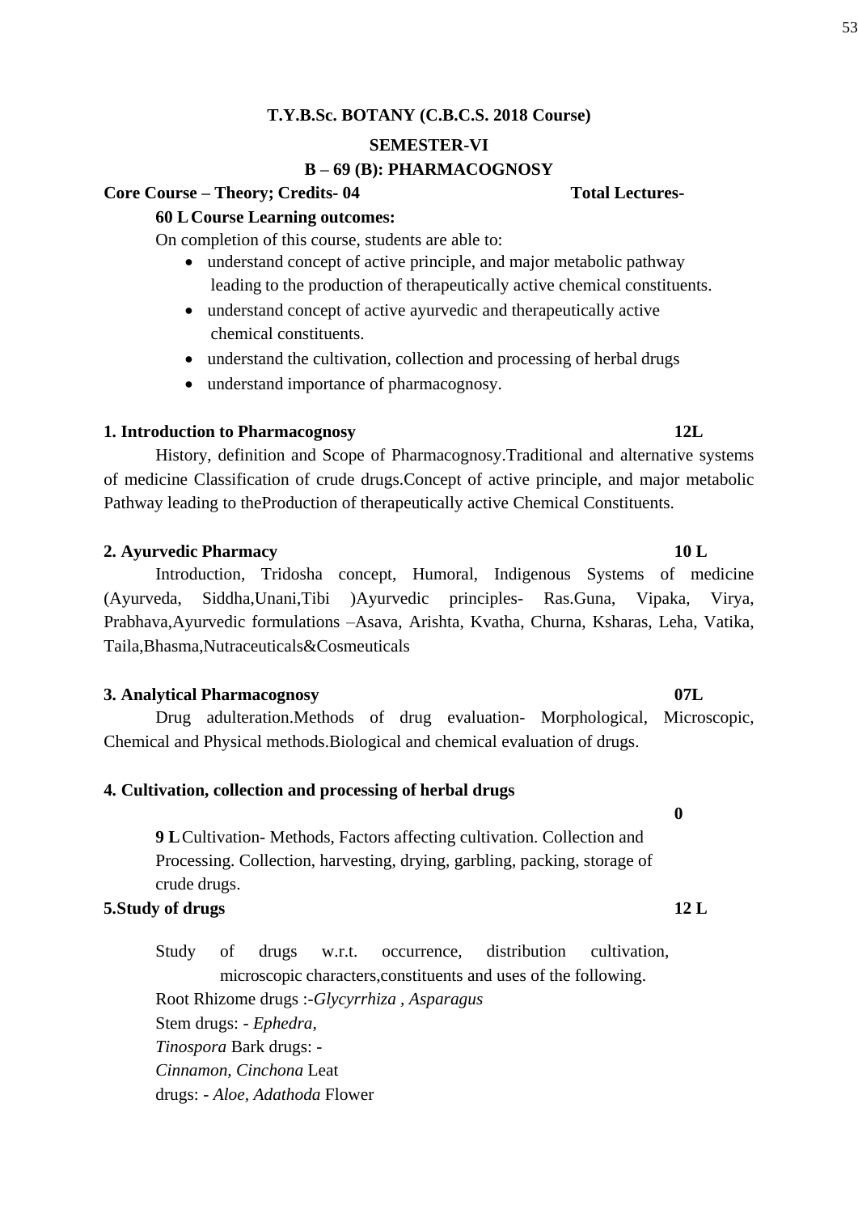**T.Y.B.Sc. BOTANY (C.B.C.S. 2018 Course)**

**SEMESTER-VI**

**B – 69 (B): PHARMACOGNOSY**

**Core Course – Theory; Credits- 04** **Total Lectures-**

**60 L Course Learning outcomes:**

On completion of this course, students are able to:

- understand concept of active principle, and major metabolic pathway leading to the production of therapeutically active chemical constituents.
- understand concept of active ayurvedic and therapeutically active chemical constituents.
- understand the cultivation, collection and processing of herbal drugs
- understand importance of pharmacognosy.

**1. Introduction to Pharmacognosy** **12L**

History, definition and Scope of Pharmacognosy.Traditional and alternative systems of medicine Classification of crude drugs.Concept of active principle, and major metabolic Pathway leading to theProduction of therapeutically active Chemical Constituents.

**2. Ayurvedic Pharmacy** **10 L**

Introduction, Tridosha concept, Humoral, Indigenous Systems of medicine (Ayurveda, Siddha,Unani,Tibi )Ayurvedic principles- Ras.Guna, Vipaka, Virya, Prabhava,Ayurvedic formulations –Asava, Arishta, Kvatha, Churna, Ksharas, Leha, Vatika, Taila,Bhasma,Nutraceuticals&Cosmeuticals

**3. Analytical Pharmacognosy** **07L**

Drug adulteration.Methods of drug evaluation- Morphological, Microscopic, Chemical and Physical methods.Biological and chemical evaluation of drugs.

**4. Cultivation, collection and processing of herbal drugs**

**0**

**9 L** Cultivation- Methods, Factors affecting cultivation. Collection and Processing. Collection, harvesting, drying, garbling, packing, storage of crude drugs.

**5.Study of drugs** **12 L**

Study of drugs w.r.t. occurrence, distribution cultivation, microscopic characters,constituents and uses of the following.

Root Rhizome drugs :-*Glycyrrhiza , Asparagus*

Stem drugs: - *Ephedra,*

*Tinospora* Bark drugs: -

*Cinnamon*, *Cinchona* Leat

drugs: - *Aloe*, *Adathoda* Flower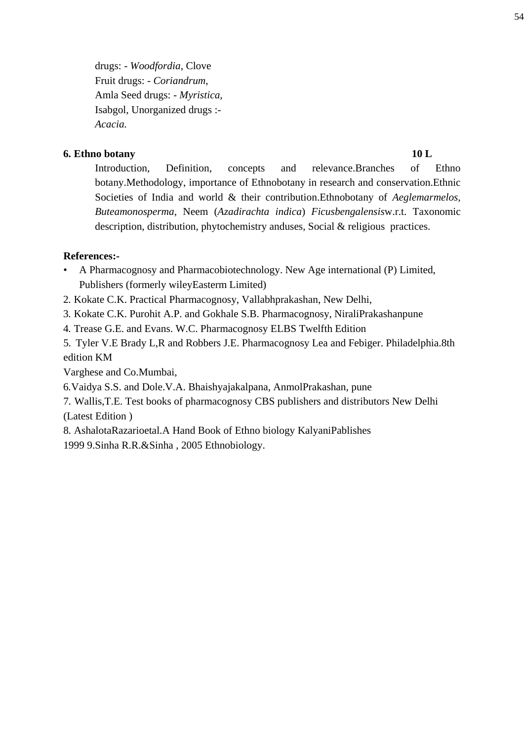drugs: - *Woodfordia*, Clove
Fruit drugs: - *Coriandrum*,
Amla Seed drugs: - *Myristica*,
Isabgol, Unorganized drugs :-
*Acacia.*

**6. Ethno botany** **10 L**

Introduction, Definition, concepts and relevance.Branches of Ethno botany.Methodology, importance of Ethnobotany in research and conservation.Ethnic Societies of India and world & their contribution.Ethnobotany of *Aeglemarmelos, Buteamonosperma*, Neem (*Azadirachta indica*) *Ficusbengalensis*w.r.t. Taxonomic description, distribution, phytochemistry anduses, Social & religious practices.

**References:-**

- A Pharmacognosy and Pharmacobiotechnology. New Age international (P) Limited, Publishers (formerly wileyEasterm Limited)

2. Kokate C.K. Practical Pharmacognosy, Vallabhprakashan, New Delhi,
3. Kokate C.K. Purohit A.P. and Gokhale S.B. Pharmacognosy, NiraliPrakashanpune
4. Trease G.E. and Evans. W.C. Pharmacognosy ELBS Twelfth Edition
5. Tyler V.E Brady L,R and Robbers J.E. Pharmacognosy Lea and Febiger. Philadelphia.8th edition KM
Varghese and Co.Mumbai,
6. Vaidya S.S. and Dole.V.A. Bhaishyajakalpana, AnmolPrakashan, pune
7. Wallis,T.E. Test books of pharmacognosy CBS publishers and distributors New Delhi (Latest Edition )
8. AshalotaRazarioetal.A Hand Book of Ethno biology KalyaniPablishes 1999 9.Sinha R.R.&Sinha , 2005 Ethnobiology.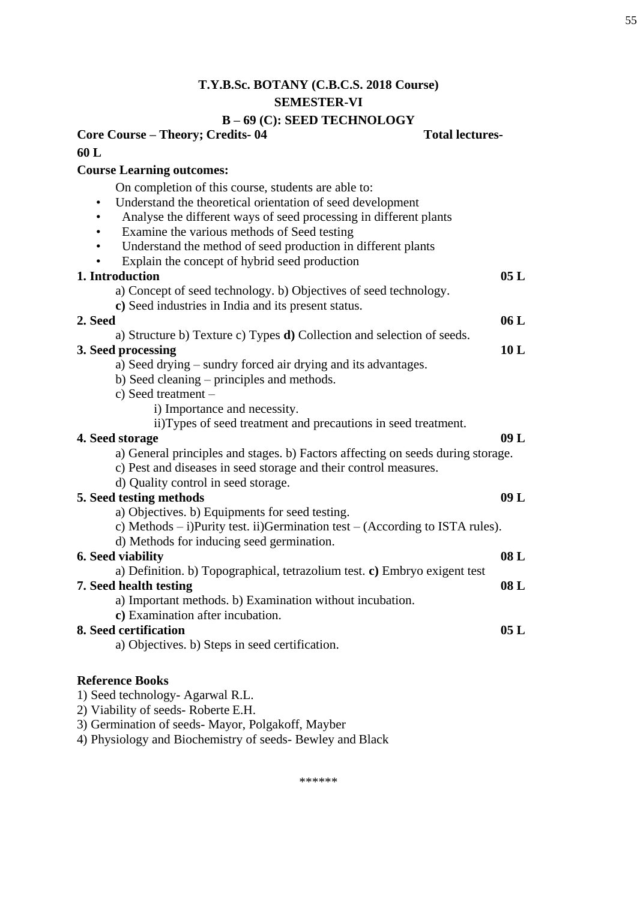**T.Y.B.Sc. BOTANY (C.B.C.S. 2018 Course)**

**SEMESTER-VI**

**B – 69 (C): SEED TECHNOLOGY**

**Core Course – Theory; Credits- 04** **Total lectures-60 L**

**Course Learning outcomes:**

On completion of this course, students are able to:

- Understand the theoretical orientation of seed development
- Analyse the different ways of seed processing in different plants
- Examine the various methods of Seed testing
- Understand the method of seed production in different plants
- Explain the concept of hybrid seed production

**1. Introduction** **05 L**

a) Concept of seed technology. b) Objectives of seed technology.

**c)** Seed industries in India and its present status.

**2. Seed** **06 L**

a) Structure b) Texture c) Types **d)** Collection and selection of seeds.

**3. Seed processing** **10 L**

a) Seed drying – sundry forced air drying and its advantages.

b) Seed cleaning – principles and methods.

c) Seed treatment –

i) Importance and necessity.

ii)Types of seed treatment and precautions in seed treatment.

**4. Seed storage** **09 L**

a) General principles and stages. b) Factors affecting on seeds during storage.

c) Pest and diseases in seed storage and their control measures.

d) Quality control in seed storage.

**5. Seed testing methods** **09 L**

a) Objectives. b) Equipments for seed testing.

c) Methods – i)Purity test. ii)Germination test – (According to ISTA rules).

d) Methods for inducing seed germination.

**6. Seed viability** **08 L**

a) Definition. b) Topographical, tetrazolium test. **c)** Embryo exigent test

**7. Seed health testing** **08 L**

a) Important methods. b) Examination without incubation.

**c)** Examination after incubation.

**8. Seed certification** **05 L**

a) Objectives. b) Steps in seed certification.

**Reference Books**

1) Seed technology- Agarwal R.L.
2) Viability of seeds- Roberte E.H.
3) Germination of seeds- Mayor, Polgakoff, Mayber
4) Physiology and Biochemistry of seeds- Bewley and Black

******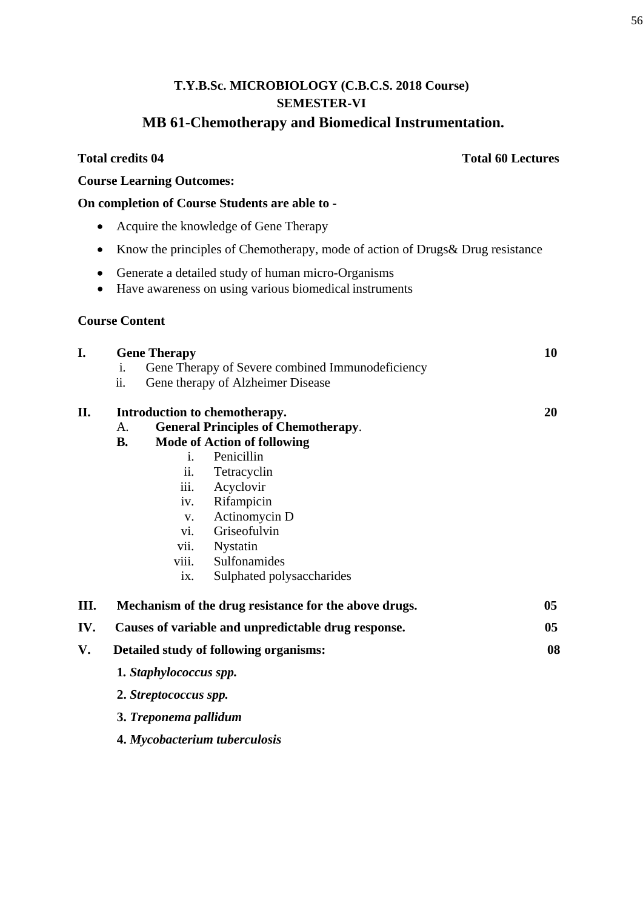**T.Y.B.Sc. MICROBIOLOGY (C.B.C.S. 2018 Course)**

**SEMESTER-VI**

# MB 61-Chemotherapy and Biomedical Instrumentation.

**Total credits 04** **Total 60 Lectures**

**Course Learning Outcomes:**

**On completion of Course Students are able to -**

- Acquire the knowledge of Gene Therapy
- Know the principles of Chemotherapy, mode of action of Drugs& Drug resistance
- Generate a detailed study of human micro-Organisms
- Have awareness on using various biomedical instruments

**Course Content**

**I. Gene Therapy** **10**

i. Gene Therapy of Severe combined Immunodeficiency
ii. Gene therapy of Alzheimer Disease

**II. Introduction to chemotherapy.** **20**

A. **General Principles of Chemotherapy**.

**B. Mode of Action of following**

i. Penicillin
ii. Tetracyclin
iii. Acyclovir
iv. Rifampicin
v. Actinomycin D
vi. Griseofulvin
vii. Nystatin
viii. Sulfonamides
ix. Sulphated polysaccharides

**III. Mechanism of the drug resistance for the above drugs.** **05**

**IV. Causes of variable and unpredictable drug response.** **05**

**V. Detailed study of following organisms:** **08**

**1.** ***Staphylococcus spp.***

**2.** ***Streptococcus spp.***

**3.** ***Treponema pallidum***

**4.** ***Mycobacterium tuberculosis***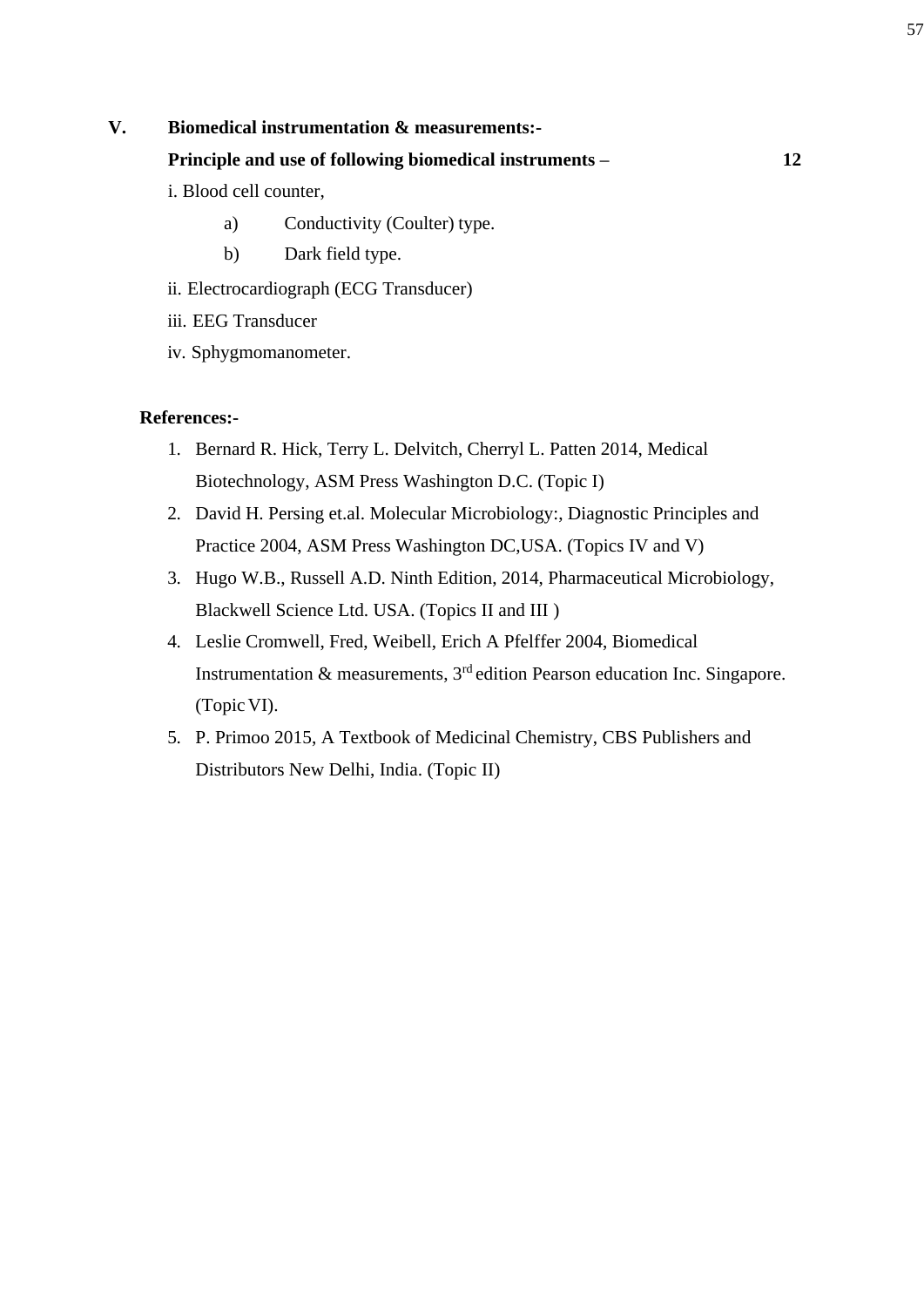**V. Biomedical instrumentation & measurements:-**

**Principle and use of following biomedical instruments – 12**

i. Blood cell counter,

a) Conductivity (Coulter) type.

b) Dark field type.

ii. Electrocardiograph (ECG Transducer)

iii. EEG Transducer

iv. Sphygmomanometer.

**References:-**

1. Bernard R. Hick, Terry L. Delvitch, Cherryl L. Patten 2014, Medical Biotechnology, ASM Press Washington D.C. (Topic I)
2. David H. Persing et.al. Molecular Microbiology:, Diagnostic Principles and Practice 2004, ASM Press Washington DC,USA. (Topics IV and V)
3. Hugo W.B., Russell A.D. Ninth Edition, 2014, Pharmaceutical Microbiology, Blackwell Science Ltd. USA. (Topics II and III )
4. Leslie Cromwell, Fred, Weibell, Erich A Pfelffer 2004, Biomedical Instrumentation & measurements, 3rd edition Pearson education Inc. Singapore. (Topic VI).
5. P. Primoo 2015, A Textbook of Medicinal Chemistry, CBS Publishers and Distributors New Delhi, India. (Topic II)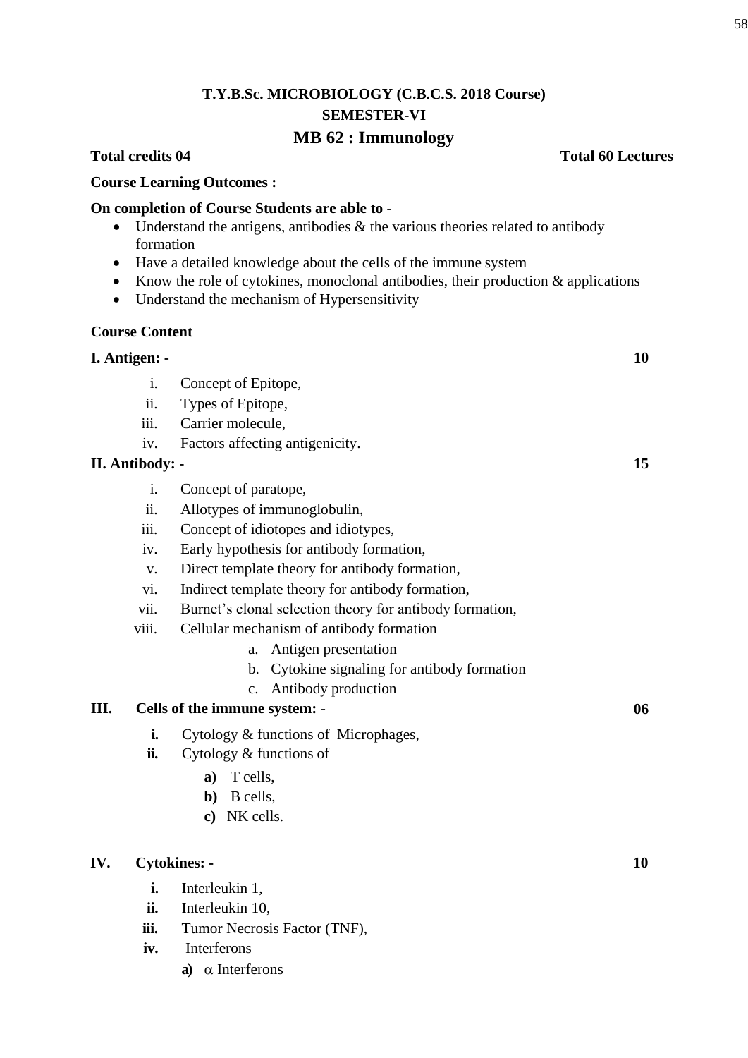**T.Y.B.Sc. MICROBIOLOGY (C.B.C.S. 2018 Course)**

**SEMESTER-VI**

# MB 62 : Immunology

**Total credits 04** **Total 60 Lectures**

**Course Learning Outcomes :**

**On completion of Course Students are able to -**

- Understand the antigens, antibodies & the various theories related to antibody formation
- Have a detailed knowledge about the cells of the immune system
- Know the role of cytokines, monoclonal antibodies, their production & applications
- Understand the mechanism of Hypersensitivity

**Course Content**

**I. Antigen: -** **10**

i. Concept of Epitope,
ii. Types of Epitope,
iii. Carrier molecule,
iv. Factors affecting antigenicity.

**II. Antibody: -** **15**

i. Concept of paratope,
ii. Allotypes of immunoglobulin,
iii. Concept of idiotopes and idiotypes,
iv. Early hypothesis for antibody formation,
v. Direct template theory for antibody formation,
vi. Indirect template theory for antibody formation,
vii. Burnet's clonal selection theory for antibody formation,
viii. Cellular mechanism of antibody formation
    a. Antigen presentation
    b. Cytokine signaling for antibody formation
    c. Antibody production

**III. Cells of the immune system: -** **06**

**i.** Cytology & functions of Microphages,
**ii.** Cytology & functions of
    **a)** T cells,
    **b)** B cells,
    **c)** NK cells.

**IV. Cytokines: -** **10**

**i.** Interleukin 1,
**ii.** Interleukin 10,
**iii.** Tumor Necrosis Factor (TNF),
**iv.** Interferons
    **a)** $\alpha$ Interferons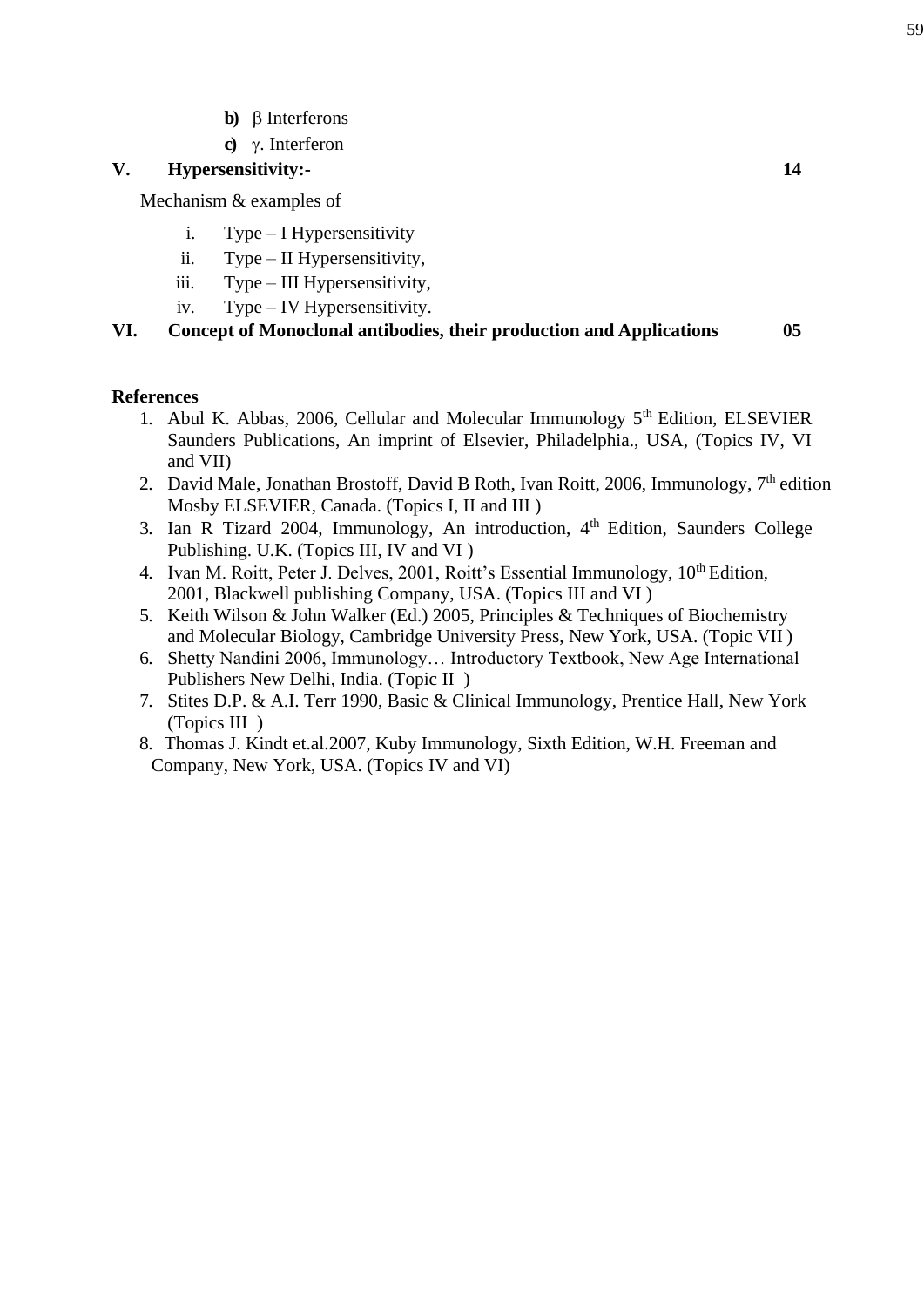- **b)** β Interferons
- **c)** γ. Interferon

**V. Hypersensitivity:- 14**

Mechanism & examples of

- i. Type – I Hypersensitivity
- ii. Type – II Hypersensitivity,
- iii. Type – III Hypersensitivity,
- iv. Type – IV Hypersensitivity.

**VI. Concept of Monoclonal antibodies, their production and Applications 05**

**References**

1. Abul K. Abbas, 2006, Cellular and Molecular Immunology 5th Edition, ELSEVIER Saunders Publications, An imprint of Elsevier, Philadelphia., USA, (Topics IV, VI and VII)
2. David Male, Jonathan Brostoff, David B Roth, Ivan Roitt, 2006, Immunology, 7th edition Mosby ELSEVIER, Canada. (Topics I, II and III )
3. Ian R Tizard 2004, Immunology, An introduction, 4th Edition, Saunders College Publishing. U.K. (Topics III, IV and VI )
4. Ivan M. Roitt, Peter J. Delves, 2001, Roitt's Essential Immunology, 10th Edition, 2001, Blackwell publishing Company, USA. (Topics III and VI )
5. Keith Wilson & John Walker (Ed.) 2005, Principles & Techniques of Biochemistry and Molecular Biology, Cambridge University Press, New York, USA. (Topic VII )
6. Shetty Nandini 2006, Immunology… Introductory Textbook, New Age International Publishers New Delhi, India. (Topic II )
7. Stites D.P. & A.I. Terr 1990, Basic & Clinical Immunology, Prentice Hall, New York (Topics III )
8. Thomas J. Kindt et.al.2007, Kuby Immunology, Sixth Edition, W.H. Freeman and Company, New York, USA. (Topics IV and VI)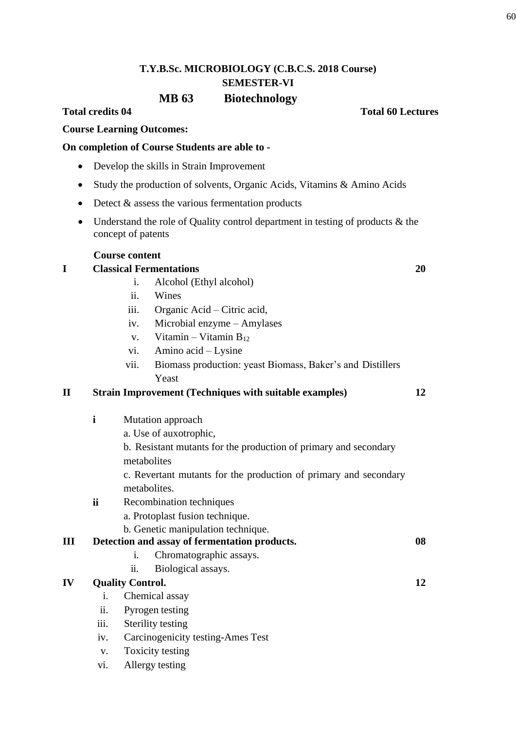**T.Y.B.Sc. MICROBIOLOGY (C.B.C.S. 2018 Course)**

**SEMESTER-VI**

## MB 63 Biotechnology

**Total credits 04** **Total 60 Lectures**

**Course Learning Outcomes:**

**On completion of Course Students are able to -**

- Develop the skills in Strain Improvement
- Study the production of solvents, Organic Acids, Vitamins & Amino Acids
- Detect & assess the various fermentation products
- Understand the role of Quality control department in testing of products & the concept of patents

**Course content**

**I Classical Fermentations** **20**

i. Alcohol (Ethyl alcohol)
ii. Wines
iii. Organic Acid – Citric acid,
iv. Microbial enzyme – Amylases
v. Vitamin – Vitamin $B_{12}$
vi. Amino acid – Lysine
vii. Biomass production: yeast Biomass, Baker's and Distillers Yeast

**II Strain Improvement (Techniques with suitable examples)** **12**

**i** Mutation approach

a. Use of auxotrophic,
b. Resistant mutants for the production of primary and secondary metabolites
c. Revertant mutants for the production of primary and secondary metabolites.

**ii** Recombination techniques

a. Protoplast fusion technique.
b. Genetic manipulation technique.

**III Detection and assay of fermentation products.** **08**

i. Chromatographic assays.
ii. Biological assays.

**IV Quality Control.** **12**

i. Chemical assay
ii. Pyrogen testing
iii. Sterility testing
iv. Carcinogenicity testing-Ames Test
v. Toxicity testing
vi. Allergy testing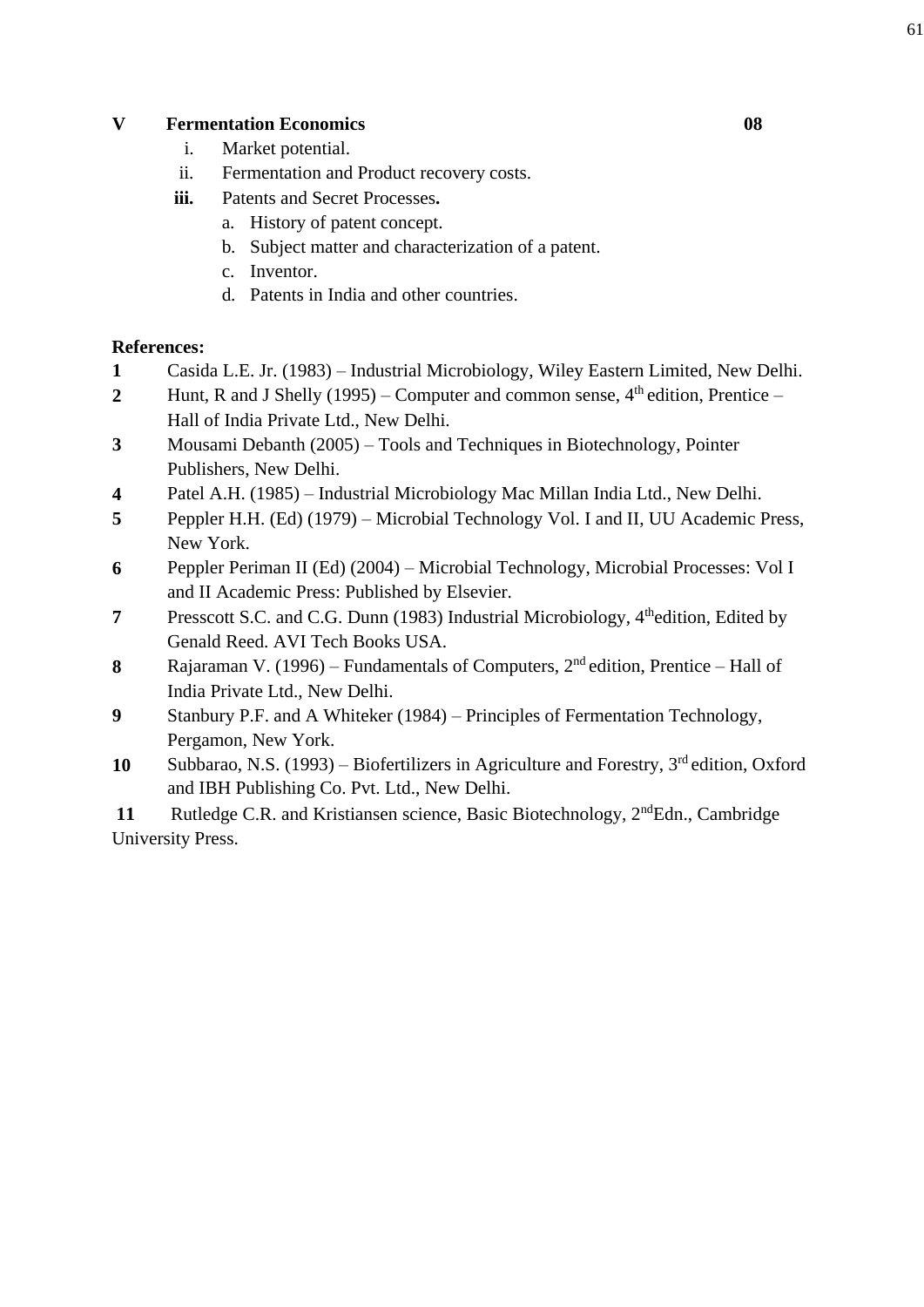**V Fermentation Economics** **08**

i. Market potential.

ii. Fermentation and Product recovery costs.

**iii.** Patents and Secret Processes**.**

a. History of patent concept.

b. Subject matter and characterization of a patent.

c. Inventor.

d. Patents in India and other countries.

**References:**

**1** Casida L.E. Jr. (1983) – Industrial Microbiology, Wiley Eastern Limited, New Delhi.

**2** Hunt, R and J Shelly (1995) – Computer and common sense, 4th edition, Prentice – Hall of India Private Ltd., New Delhi.

**3** Mousami Debanth (2005) – Tools and Techniques in Biotechnology, Pointer Publishers, New Delhi.

**4** Patel A.H. (1985) – Industrial Microbiology Mac Millan India Ltd., New Delhi.

**5** Peppler H.H. (Ed) (1979) – Microbial Technology Vol. I and II, UU Academic Press, New York.

**6** Peppler Periman II (Ed) (2004) – Microbial Technology, Microbial Processes: Vol I and II Academic Press: Published by Elsevier.

**7** Presscott S.C. and C.G. Dunn (1983) Industrial Microbiology, 4thedition, Edited by Genald Reed. AVI Tech Books USA.

**8** Rajaraman V. (1996) – Fundamentals of Computers, 2nd edition, Prentice – Hall of India Private Ltd., New Delhi.

**9** Stanbury P.F. and A Whiteker (1984) – Principles of Fermentation Technology, Pergamon, New York.

**10** Subbarao, N.S. (1993) – Biofertilizers in Agriculture and Forestry, 3rd edition, Oxford and IBH Publishing Co. Pvt. Ltd., New Delhi.

**11** Rutledge C.R. and Kristiansen science, Basic Biotechnology, 2ndEdn., Cambridge University Press.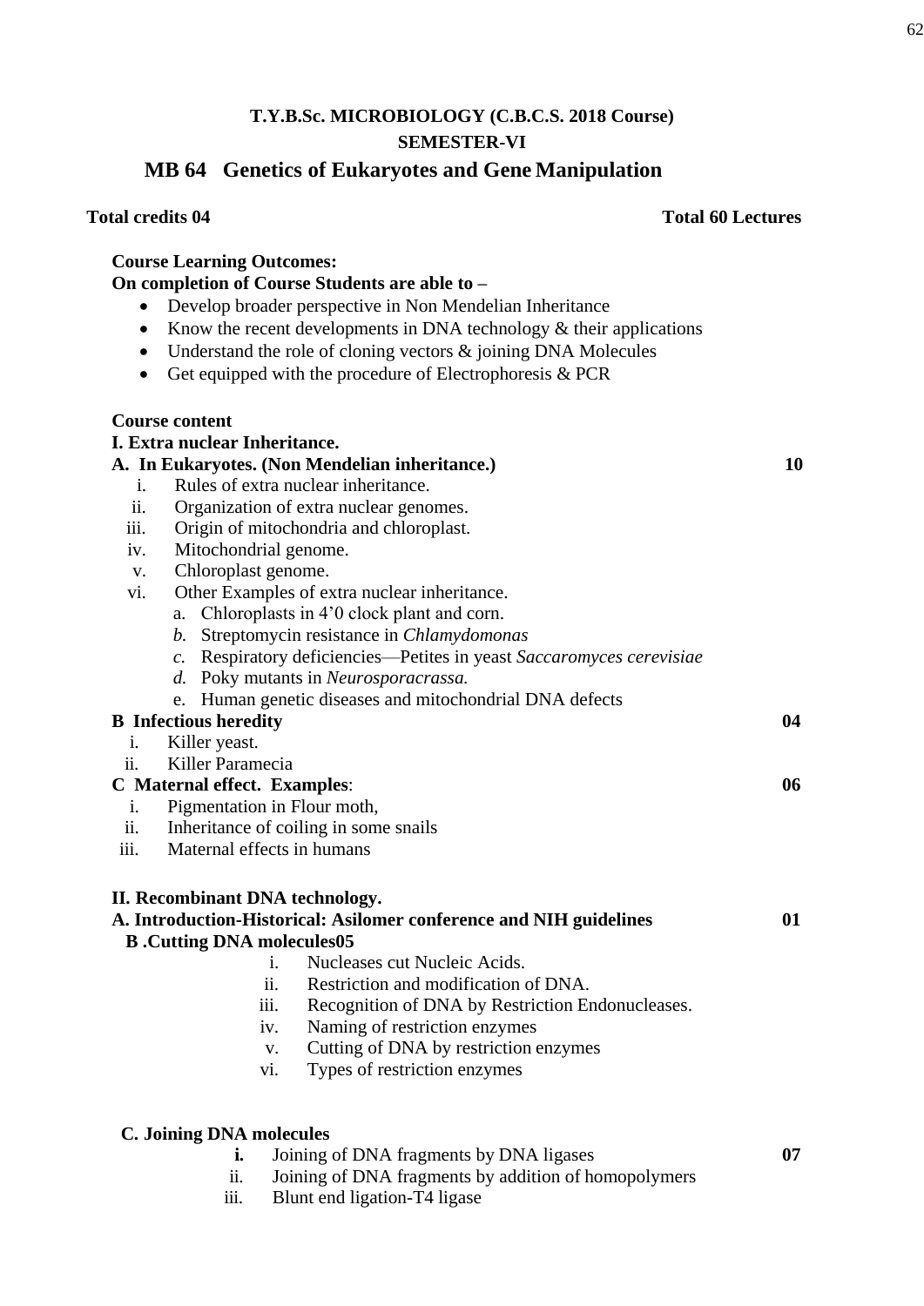**T.Y.B.Sc. MICROBIOLOGY (C.B.C.S. 2018 Course)**

**SEMESTER-VI**

## MB 64 Genetics of Eukaryotes and Gene Manipulation

**Total credits 04** **Total 60 Lectures**

**Course Learning Outcomes:**

**On completion of Course Students are able to –**

- Develop broader perspective in Non Mendelian Inheritance
- Know the recent developments in DNA technology & their applications
- Understand the role of cloning vectors & joining DNA Molecules
- Get equipped with the procedure of Electrophoresis & PCR

**Course content**

**I. Extra nuclear Inheritance.**

**A. In Eukaryotes. (Non Mendelian inheritance.)** **10**

i. Rules of extra nuclear inheritance.
ii. Organization of extra nuclear genomes.
iii. Origin of mitochondria and chloroplast.
iv. Mitochondrial genome.
v. Chloroplast genome.
vi. Other Examples of extra nuclear inheritance.
   a. Chloroplasts in 4’0 clock plant and corn.
   *b.* Streptomycin resistance in *Chlamydomonas*
   *c.* Respiratory deficiencies—Petites in yeast *Saccaromyces cerevisiae*
   *d.* Poky mutants in *Neurosporacrassa.*
   e. Human genetic diseases and mitochondrial DNA defects

**B Infectious heredity** **04**

i. Killer yeast.
ii. Killer Paramecia

**C Maternal effect. Examples**: **06**

i. Pigmentation in Flour moth,
ii. Inheritance of coiling in some snails
iii. Maternal effects in humans

**II. Recombinant DNA technology.**

**A. Introduction-Historical: Asilomer conference and NIH guidelines** **01**

**B .Cutting DNA molecules05**

i. Nucleases cut Nucleic Acids.
ii. Restriction and modification of DNA.
iii. Recognition of DNA by Restriction Endonucleases.
iv. Naming of restriction enzymes
v. Cutting of DNA by restriction enzymes
vi. Types of restriction enzymes

**C. Joining DNA molecules** **07**

**i.** Joining of DNA fragments by DNA ligases
ii. Joining of DNA fragments by addition of homopolymers
iii. Blunt end ligation-T4 ligase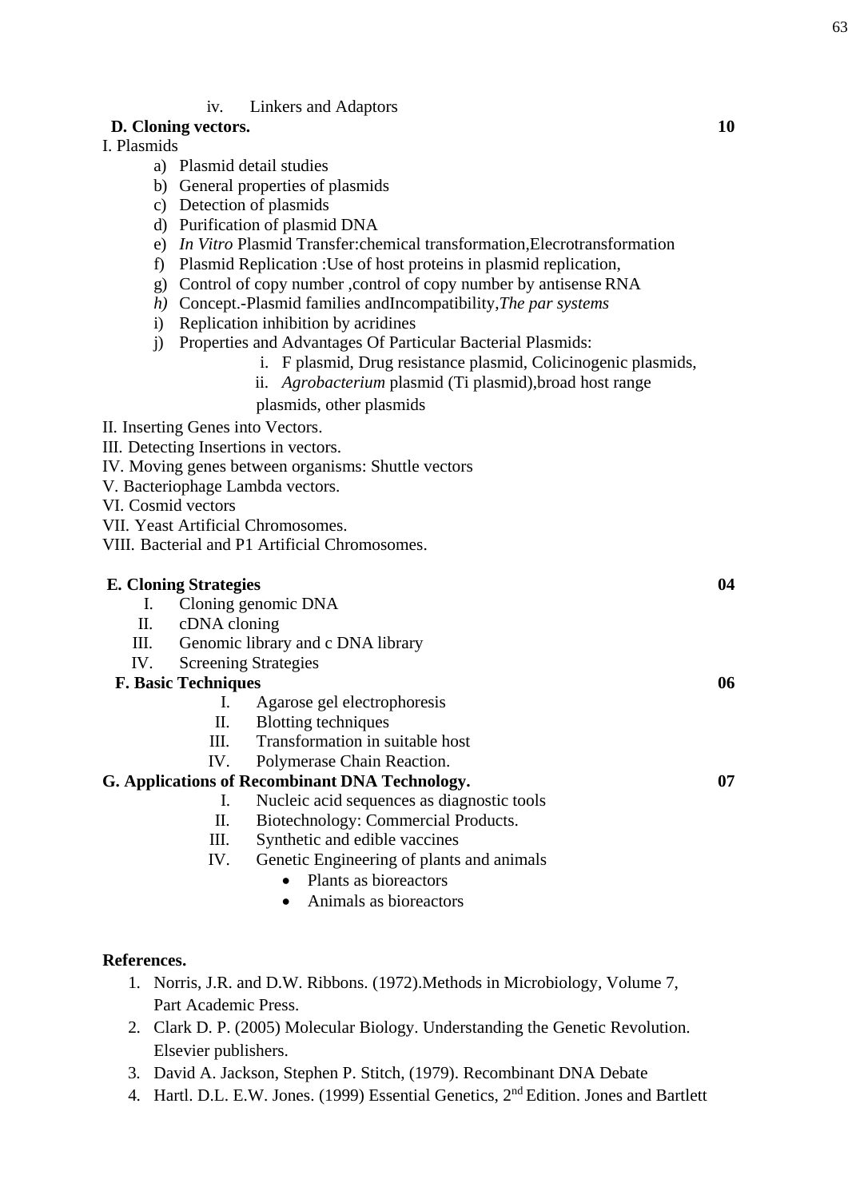iv. Linkers and Adaptors

**D. Cloning vectors.** **10**

I. Plasmids

a) Plasmid detail studies
b) General properties of plasmids
c) Detection of plasmids
d) Purification of plasmid DNA
e) *In Vitro* Plasmid Transfer:chemical transformation,Elecrotransformation
f) Plasmid Replication :Use of host proteins in plasmid replication,
g) Control of copy number ,control of copy number by antisense RNA
*h)* Concept.-Plasmid families andIncompatibility,*The par systems*
i) Replication inhibition by acridines
j) Properties and Advantages Of Particular Bacterial Plasmids:
    i. F plasmid, Drug resistance plasmid, Colicinogenic plasmids,
    ii. *Agrobacterium* plasmid (Ti plasmid),broad host range plasmids, other plasmids

II. Inserting Genes into Vectors.
III. Detecting Insertions in vectors.
IV. Moving genes between organisms: Shuttle vectors
V. Bacteriophage Lambda vectors.
VI. Cosmid vectors
VII. Yeast Artificial Chromosomes.
VIII. Bacterial and P1 Artificial Chromosomes.

**E. Cloning Strategies** **04**

I. Cloning genomic DNA
II. cDNA cloning
III. Genomic library and c DNA library
IV. Screening Strategies

**F. Basic Techniques** **06**

I. Agarose gel electrophoresis
II. Blotting techniques
III. Transformation in suitable host
IV. Polymerase Chain Reaction.

**G. Applications of Recombinant DNA Technology.** **07**

I. Nucleic acid sequences as diagnostic tools
II. Biotechnology: Commercial Products.
III. Synthetic and edible vaccines
IV. Genetic Engineering of plants and animals
    - Plants as bioreactors
    - Animals as bioreactors

**References.**

1. Norris, J.R. and D.W. Ribbons. (1972).Methods in Microbiology, Volume 7, Part Academic Press.
2. Clark D. P. (2005) Molecular Biology. Understanding the Genetic Revolution. Elsevier publishers.
3. David A. Jackson, Stephen P. Stitch, (1979). Recombinant DNA Debate
4. Hartl. D.L. E.W. Jones. (1999) Essential Genetics, 2nd Edition. Jones and Bartlett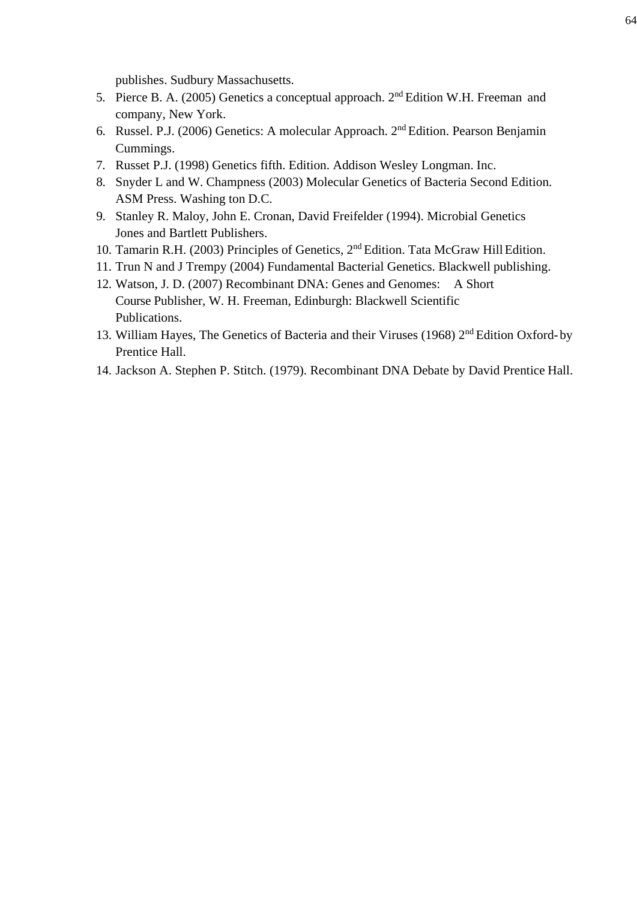publishes. Sudbury Massachusetts.

5. Pierce B. A. (2005) Genetics a conceptual approach. 2nd Edition W.H. Freeman and company, New York.
6. Russel. P.J. (2006) Genetics: A molecular Approach. 2nd Edition. Pearson Benjamin Cummings.
7. Russet P.J. (1998) Genetics fifth. Edition. Addison Wesley Longman. Inc.
8. Snyder L and W. Champness (2003) Molecular Genetics of Bacteria Second Edition. ASM Press. Washing ton D.C.
9. Stanley R. Maloy, John E. Cronan, David Freifelder (1994). Microbial Genetics Jones and Bartlett Publishers.
10. Tamarin R.H. (2003) Principles of Genetics, 2nd Edition. Tata McGraw Hill Edition.
11. Trun N and J Trempy (2004) Fundamental Bacterial Genetics. Blackwell publishing.
12. Watson, J. D. (2007) Recombinant DNA: Genes and Genomes: A Short Course Publisher, W. H. Freeman, Edinburgh: Blackwell Scientific Publications.
13. William Hayes, The Genetics of Bacteria and their Viruses (1968) 2nd Edition Oxford- by Prentice Hall.
14. Jackson A. Stephen P. Stitch. (1979). Recombinant DNA Debate by David Prentice Hall.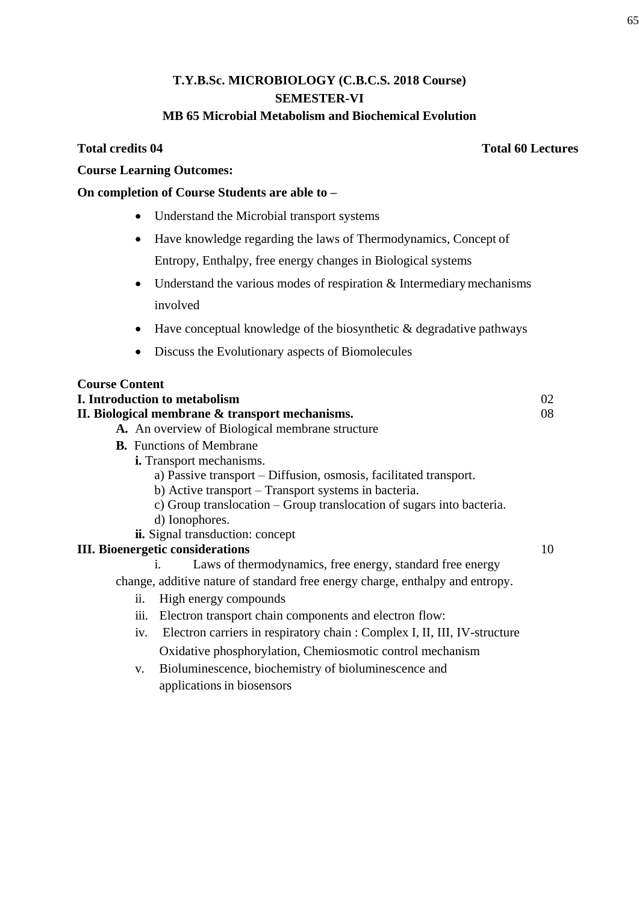# T.Y.B.Sc. MICROBIOLOGY (C.B.C.S. 2018 Course)

## SEMESTER-VI

## MB 65 Microbial Metabolism and Biochemical Evolution

**Total credits 04** **Total 60 Lectures**

**Course Learning Outcomes:**

**On completion of Course Students are able to –**

- Understand the Microbial transport systems
- Have knowledge regarding the laws of Thermodynamics, Concept of Entropy, Enthalpy, free energy changes in Biological systems
- Understand the various modes of respiration & Intermediary mechanisms involved
- Have conceptual knowledge of the biosynthetic & degradative pathways
- Discuss the Evolutionary aspects of Biomolecules

**Course Content**

**I. Introduction to metabolism** 02

**II. Biological membrane & transport mechanisms.** 08

**A.** An overview of Biological membrane structure

**B.** Functions of Membrane

**i.** Transport mechanisms.

a) Passive transport – Diffusion, osmosis, facilitated transport.

b) Active transport – Transport systems in bacteria.

c) Group translocation – Group translocation of sugars into bacteria.

d) Ionophores.

**ii.** Signal transduction: concept

**III. Bioenergetic considerations** 10

i. Laws of thermodynamics, free energy, standard free energy change, additive nature of standard free energy charge, enthalpy and entropy.

ii. High energy compounds

iii. Electron transport chain components and electron flow:

iv. Electron carriers in respiratory chain : Complex I, II, III, IV-structure Oxidative phosphorylation, Chemiosmotic control mechanism

v. Bioluminescence, biochemistry of bioluminescence and applications in biosensors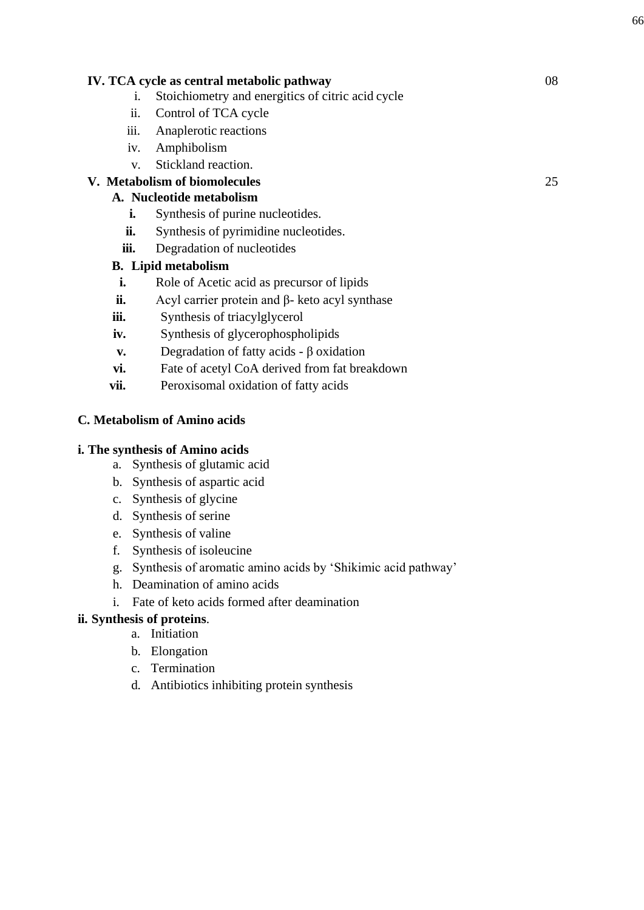**IV. TCA cycle as central metabolic pathway** 08

i. Stoichiometry and energitics of citric acid cycle
ii. Control of TCA cycle
iii. Anaplerotic reactions
iv. Amphibolism
v. Stickland reaction.

**V. Metabolism of biomolecules** 25

**A. Nucleotide metabolism**

**i.** Synthesis of purine nucleotides.
**ii.** Synthesis of pyrimidine nucleotides.
**iii.** Degradation of nucleotides

**B. Lipid metabolism**

**i.** Role of Acetic acid as precursor of lipids
**ii.** Acyl carrier protein and β- keto acyl synthase
**iii.** Synthesis of triacylglycerol
**iv.** Synthesis of glycerophospholipids
**v.** Degradation of fatty acids - β oxidation
**vi.** Fate of acetyl CoA derived from fat breakdown
**vii.** Peroxisomal oxidation of fatty acids

**C. Metabolism of Amino acids**

**i. The synthesis of Amino acids**

a. Synthesis of glutamic acid
b. Synthesis of aspartic acid
c. Synthesis of glycine
d. Synthesis of serine
e. Synthesis of valine
f. Synthesis of isoleucine
g. Synthesis of aromatic amino acids by 'Shikimic acid pathway'
h. Deamination of amino acids
i. Fate of keto acids formed after deamination

**ii. Synthesis of proteins**.

a. Initiation
b. Elongation
c. Termination
d. Antibiotics inhibiting protein synthesis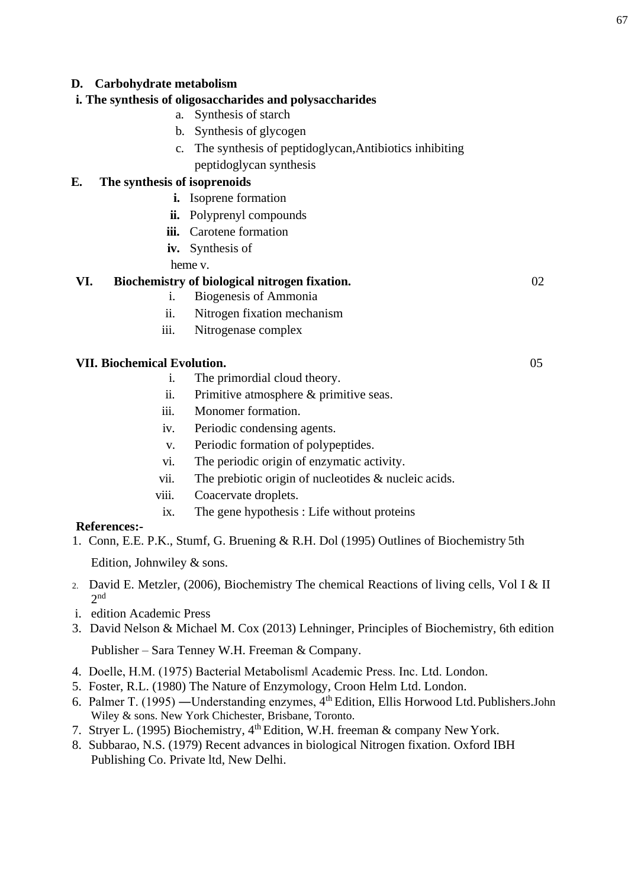**D. Carbohydrate metabolism**

**i. The synthesis of oligosaccharides and polysaccharides**

a. Synthesis of starch
b. Synthesis of glycogen
c. The synthesis of peptidoglycan,Antibiotics inhibiting peptidoglycan synthesis

**E. The synthesis of isoprenoids**

**i.** Isoprene formation
**ii.** Polyprenyl compounds
**iii.** Carotene formation
**iv.** Synthesis of heme v.

**VI. Biochemistry of biological nitrogen fixation.** 02

i. Biogenesis of Ammonia
ii. Nitrogen fixation mechanism
iii. Nitrogenase complex

**VII. Biochemical Evolution.** 05

i. The primordial cloud theory.
ii. Primitive atmosphere & primitive seas.
iii. Monomer formation.
iv. Periodic condensing agents.
v. Periodic formation of polypeptides.
vi. The periodic origin of enzymatic activity.
vii. The prebiotic origin of nucleotides & nucleic acids.
viii. Coacervate droplets.
ix. The gene hypothesis : Life without proteins

**References:-**

1. Conn, E.E. P.K., Stumf, G. Bruening & R.H. Dol (1995) Outlines of Biochemistry 5th Edition, Johnwiley & sons.
2. David E. Metzler, (2006), Biochemistry The chemical Reactions of living cells, Vol I & II 2nd edition Academic Press
3. David Nelson & Michael M. Cox (2013) Lehninger, Principles of Biochemistry, 6th edition Publisher – Sara Tenney W.H. Freeman & Company.
4. Doelle, H.M. (1975) Bacterial Metabolism‖ Academic Press. Inc. Ltd. London.
5. Foster, R.L. (1980) The Nature of Enzymology, Croon Helm Ltd. London.
6. Palmer T. (1995) ―Understanding enzymes, 4th Edition, Ellis Horwood Ltd. Publishers.John Wiley & sons. New York Chichester, Brisbane, Toronto.
7. Stryer L. (1995) Biochemistry, 4th Edition, W.H. freeman & company New York.
8. Subbarao, N.S. (1979) Recent advances in biological Nitrogen fixation. Oxford IBH Publishing Co. Private ltd, New Delhi.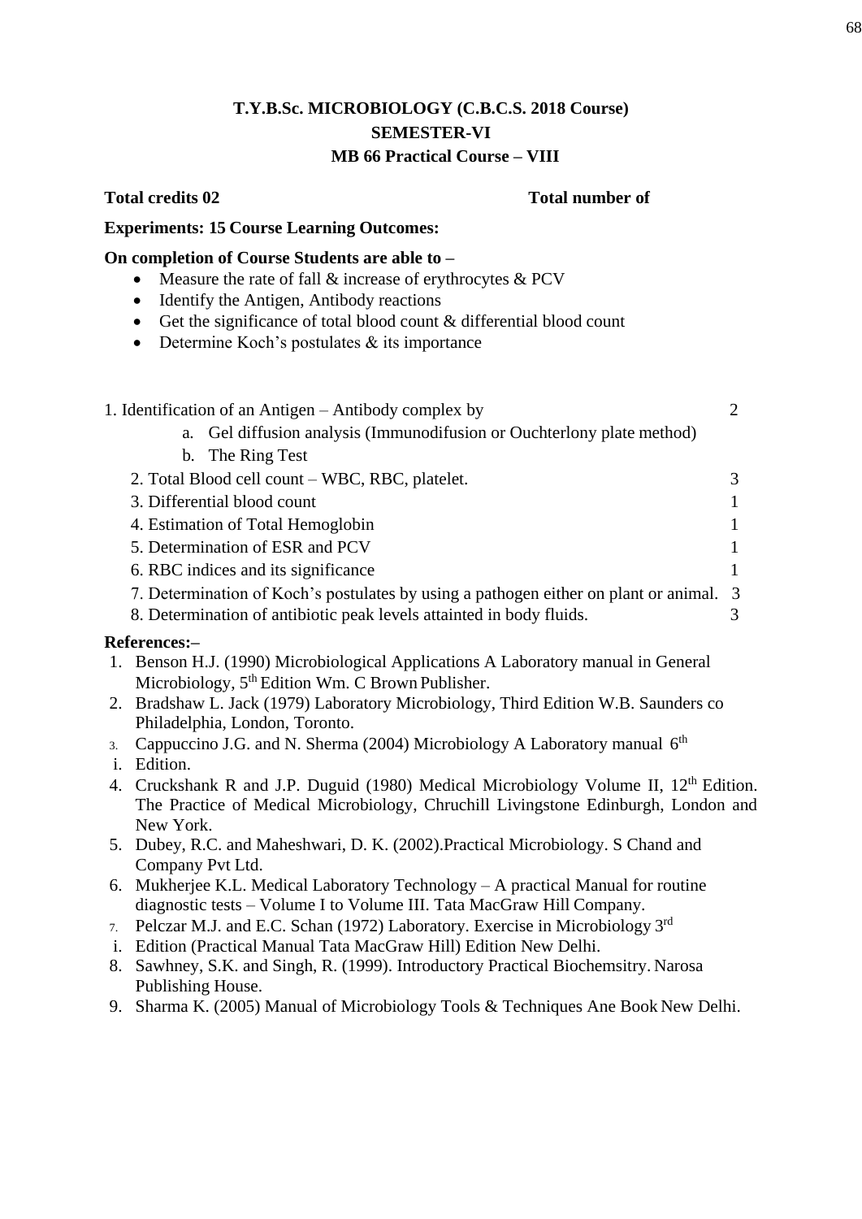**T.Y.B.Sc. MICROBIOLOGY (C.B.C.S. 2018 Course)**

**SEMESTER-VI**

**MB 66 Practical Course – VIII**

**Total credits 02** **Total number of**

**Experiments: 15 Course Learning Outcomes:**

**On completion of Course Students are able to –**

- Measure the rate of fall & increase of erythrocytes & PCV
- Identify the Antigen, Antibody reactions
- Get the significance of total blood count & differential blood count
- Determine Koch's postulates & its importance

1. Identification of an Antigen – Antibody complex by 2
   a. Gel diffusion analysis (Immunodifusion or Ouchterlony plate method)
   b. The Ring Test
2. Total Blood cell count – WBC, RBC, platelet. 3
3. Differential blood count 1
4. Estimation of Total Hemoglobin 1
5. Determination of ESR and PCV 1
6. RBC indices and its significance 1
7. Determination of Koch's postulates by using a pathogen either on plant or animal. 3
8. Determination of antibiotic peak levels attainted in body fluids. 3

**References:–**

1. Benson H.J. (1990) Microbiological Applications A Laboratory manual in General Microbiology, 5th Edition Wm. C Brown Publisher.
2. Bradshaw L. Jack (1979) Laboratory Microbiology, Third Edition W.B. Saunders co Philadelphia, London, Toronto.
3. Cappuccino J.G. and N. Sherma (2004) Microbiology A Laboratory manual 6th
   i. Edition.
4. Cruckshank R and J.P. Duguid (1980) Medical Microbiology Volume II, 12th Edition. The Practice of Medical Microbiology, Chruchill Livingstone Edinburgh, London and New York.
5. Dubey, R.C. and Maheshwari, D. K. (2002).Practical Microbiology. S Chand and Company Pvt Ltd.
6. Mukherjee K.L. Medical Laboratory Technology – A practical Manual for routine diagnostic tests – Volume I to Volume III. Tata MacGraw Hill Company.
7. Pelczar M.J. and E.C. Schan (1972) Laboratory. Exercise in Microbiology 3rd
   i. Edition (Practical Manual Tata MacGraw Hill) Edition New Delhi.
8. Sawhney, S.K. and Singh, R. (1999). Introductory Practical Biochemsitry. Narosa Publishing House.
9. Sharma K. (2005) Manual of Microbiology Tools & Techniques Ane Book New Delhi.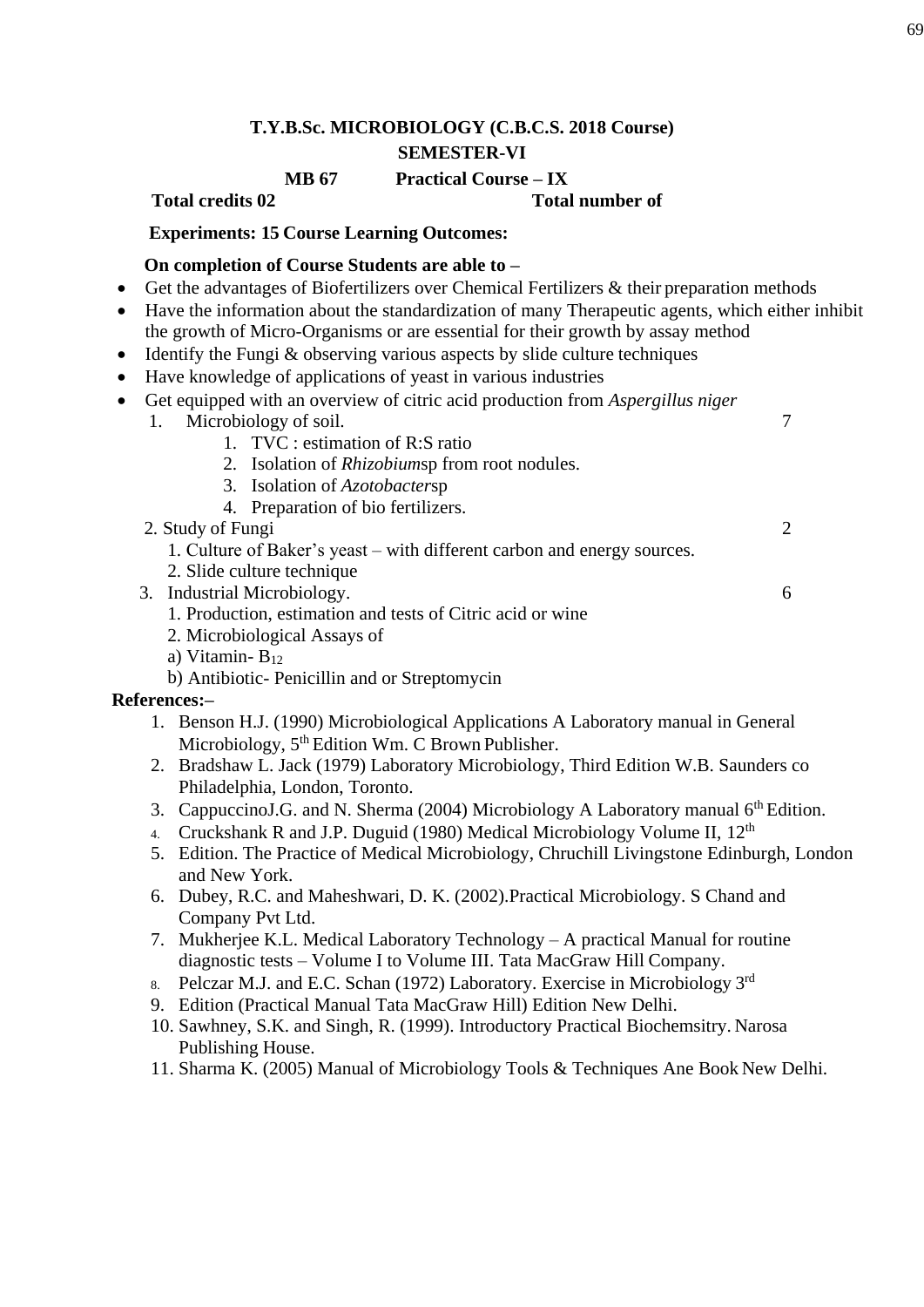**T.Y.B.Sc. MICROBIOLOGY (C.B.C.S. 2018 Course)**

**SEMESTER-VI**

**MB 67 Practical Course – IX**

**Total credits 02 Total number of**

**Experiments: 15 Course Learning Outcomes:**

**On completion of Course Students are able to –**

- Get the advantages of Biofertilizers over Chemical Fertilizers & their preparation methods
- Have the information about the standardization of many Therapeutic agents, which either inhibit the growth of Micro-Organisms or are essential for their growth by assay method
- Identify the Fungi & observing various aspects by slide culture techniques
- Have knowledge of applications of yeast in various industries
- Get equipped with an overview of citric acid production from *Aspergillus niger*

1. Microbiology of soil. 7
    1. TVC : estimation of R:S ratio
    2. Isolation of *Rhizobium*sp from root nodules.
    3. Isolation of *Azotobacter*sp
    4. Preparation of bio fertilizers.

2. Study of Fungi 2
    1. Culture of Baker's yeast – with different carbon and energy sources.
    2. Slide culture technique

3. Industrial Microbiology. 6
    1. Production, estimation and tests of Citric acid or wine
    2. Microbiological Assays of
        a) Vitamin- $B_{12}$
        b) Antibiotic- Penicillin and or Streptomycin

**References:–**

1. Benson H.J. (1990) Microbiological Applications A Laboratory manual in General Microbiology, 5th Edition Wm. C Brown Publisher.
2. Bradshaw L. Jack (1979) Laboratory Microbiology, Third Edition W.B. Saunders co Philadelphia, London, Toronto.
3. CappuccinoJ.G. and N. Sherma (2004) Microbiology A Laboratory manual 6th Edition.
4. Cruckshank R and J.P. Duguid (1980) Medical Microbiology Volume II, 12th
5. Edition. The Practice of Medical Microbiology, Chruchill Livingstone Edinburgh, London and New York.
6. Dubey, R.C. and Maheshwari, D. K. (2002).Practical Microbiology. S Chand and Company Pvt Ltd.
7. Mukherjee K.L. Medical Laboratory Technology – A practical Manual for routine diagnostic tests – Volume I to Volume III. Tata MacGraw Hill Company.
8. Pelczar M.J. and E.C. Schan (1972) Laboratory. Exercise in Microbiology 3rd
9. Edition (Practical Manual Tata MacGraw Hill) Edition New Delhi.
10. Sawhney, S.K. and Singh, R. (1999). Introductory Practical Biochemsitry. Narosa Publishing House.
11. Sharma K. (2005) Manual of Microbiology Tools & Techniques Ane Book New Delhi.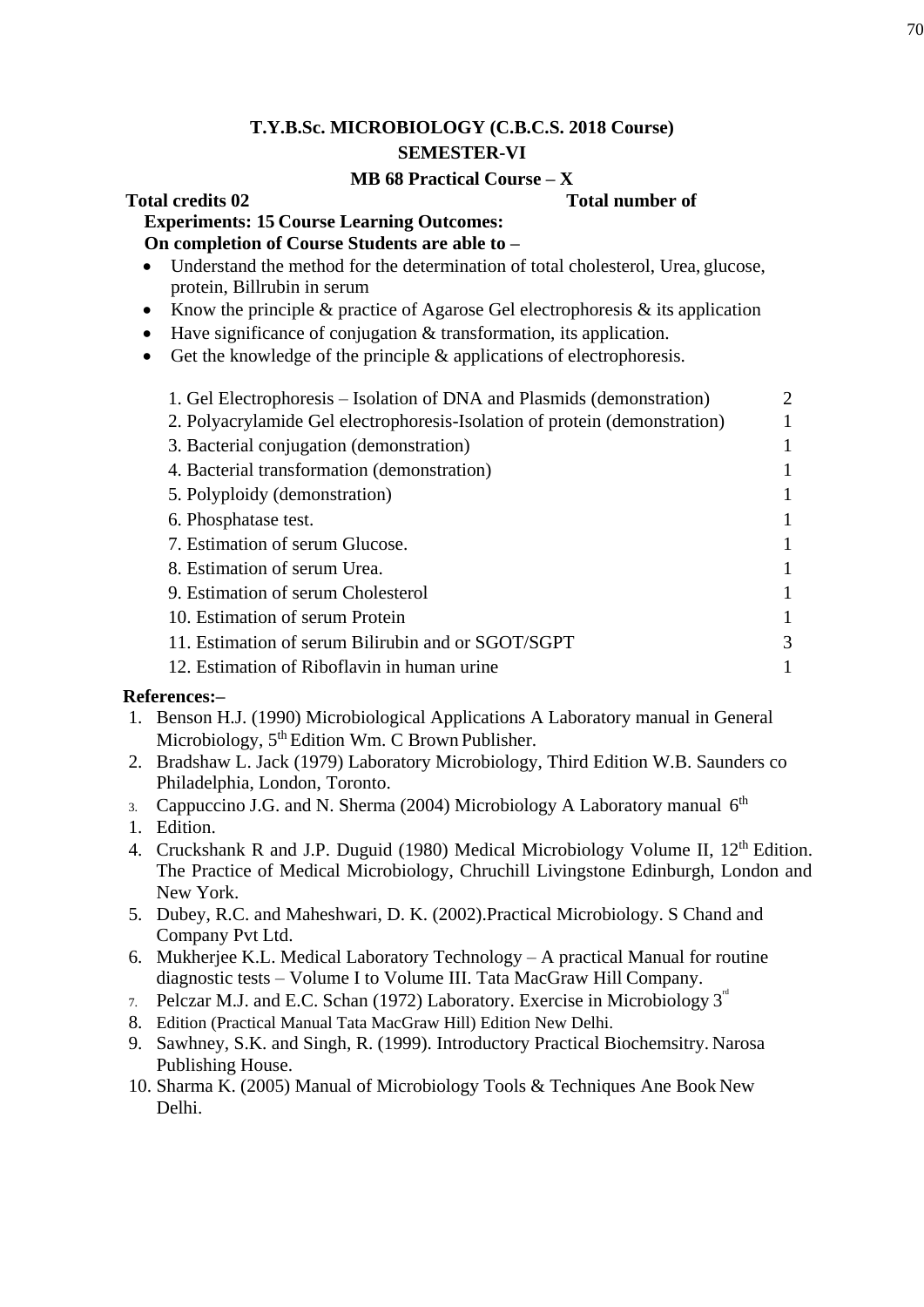**T.Y.B.Sc. MICROBIOLOGY (C.B.C.S. 2018 Course)**

**SEMESTER-VI**

**MB 68 Practical Course – X**

**Total credits 02** **Total number of Experiments: 15 Course Learning Outcomes:**

**On completion of Course Students are able to –**

- Understand the method for the determination of total cholesterol, Urea, glucose, protein, Billrubin in serum
- Know the principle & practice of Agarose Gel electrophoresis & its application
- Have significance of conjugation & transformation, its application.
- Get the knowledge of the principle & applications of electrophoresis.

| | |
|---|---|
| 1. Gel Electrophoresis – Isolation of DNA and Plasmids (demonstration) | 2 |
| 2. Polyacrylamide Gel electrophoresis-Isolation of protein (demonstration) | 1 |
| 3. Bacterial conjugation (demonstration) | 1 |
| 4. Bacterial transformation (demonstration) | 1 |
| 5. Polyploidy (demonstration) | 1 |
| 6. Phosphatase test. | 1 |
| 7. Estimation of serum Glucose. | 1 |
| 8. Estimation of serum Urea. | 1 |
| 9. Estimation of serum Cholesterol | 1 |
| 10. Estimation of serum Protein | 1 |
| 11. Estimation of serum Bilirubin and or SGOT/SGPT | 3 |
| 12. Estimation of Riboflavin in human urine | 1 |

**References:–**

1. Benson H.J. (1990) Microbiological Applications A Laboratory manual in General Microbiology, 5th Edition Wm. C Brown Publisher.
2. Bradshaw L. Jack (1979) Laboratory Microbiology, Third Edition W.B. Saunders co Philadelphia, London, Toronto.
3. Cappuccino J.G. and N. Sherma (2004) Microbiology A Laboratory manual 6th
1. Edition.
4. Cruckshank R and J.P. Duguid (1980) Medical Microbiology Volume II, 12th Edition. The Practice of Medical Microbiology, Chruchill Livingstone Edinburgh, London and New York.
5. Dubey, R.C. and Maheshwari, D. K. (2002).Practical Microbiology. S Chand and Company Pvt Ltd.
6. Mukherjee K.L. Medical Laboratory Technology – A practical Manual for routine diagnostic tests – Volume I to Volume III. Tata MacGraw Hill Company.
7. Pelczar M.J. and E.C. Schan (1972) Laboratory. Exercise in Microbiology 3rd
8. Edition (Practical Manual Tata MacGraw Hill) Edition New Delhi.
9. Sawhney, S.K. and Singh, R. (1999). Introductory Practical Biochemsitry. Narosa Publishing House.
10. Sharma K. (2005) Manual of Microbiology Tools & Techniques Ane Book New Delhi.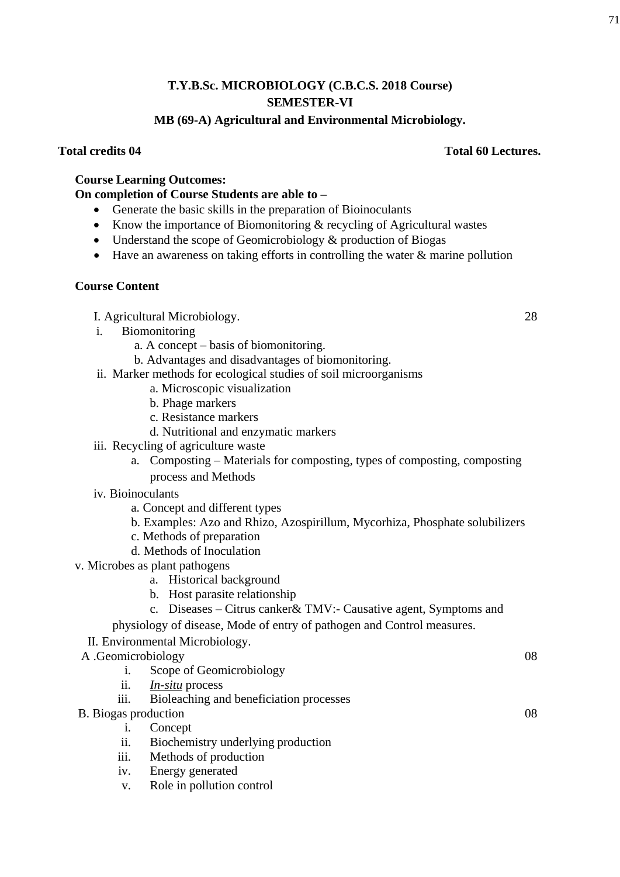**T.Y.B.Sc. MICROBIOLOGY (C.B.C.S. 2018 Course)**
**SEMESTER-VI**
**MB (69-A) Agricultural and Environmental Microbiology.**

**Total credits 04** **Total 60 Lectures.**

**Course Learning Outcomes:**
**On completion of Course Students are able to –**

- Generate the basic skills in the preparation of Bioinoculants
- Know the importance of Biomonitoring & recycling of Agricultural wastes
- Understand the scope of Geomicrobiology & production of Biogas
- Have an awareness on taking efforts in controlling the water & marine pollution

**Course Content**

I. Agricultural Microbiology. 28

i. Biomonitoring
  a. A concept – basis of biomonitoring.
  b. Advantages and disadvantages of biomonitoring.

ii. Marker methods for ecological studies of soil microorganisms
  a. Microscopic visualization
  b. Phage markers
  c. Resistance markers
  d. Nutritional and enzymatic markers

iii. Recycling of agriculture waste
  a. Composting – Materials for composting, types of composting, composting process and Methods

iv. Bioinoculants
  a. Concept and different types
  b. Examples: Azo and Rhizo, Azospirillum, Mycorhiza, Phosphate solubilizers
  c. Methods of preparation
  d. Methods of Inoculation

v. Microbes as plant pathogens
  a. Historical background
  b. Host parasite relationship
  c. Diseases – Citrus canker& TMV:- Causative agent, Symptoms and physiology of disease, Mode of entry of pathogen and Control measures.

II. Environmental Microbiology.

A .Geomicrobiology 08

i. Scope of Geomicrobiology
ii. *In-situ* process
iii. Bioleaching and beneficiation processes

B. Biogas production 08

i. Concept
ii. Biochemistry underlying production
iii. Methods of production
iv. Energy generated
v. Role in pollution control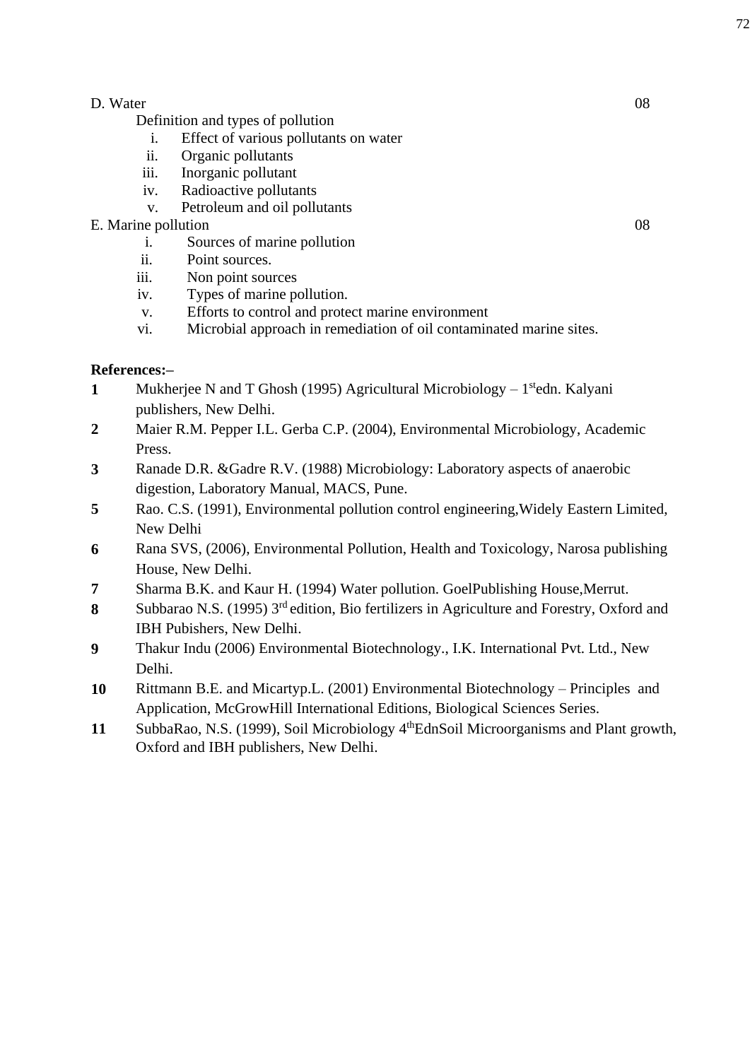D. Water 08

Definition and types of pollution

i. Effect of various pollutants on water
ii. Organic pollutants
iii. Inorganic pollutant
iv. Radioactive pollutants
v. Petroleum and oil pollutants

E. Marine pollution 08

i. Sources of marine pollution
ii. Point sources.
iii. Non point sources
iv. Types of marine pollution.
v. Efforts to control and protect marine environment
vi. Microbial approach in remediation of oil contaminated marine sites.

**References:–**

**1** Mukherjee N and T Ghosh (1995) Agricultural Microbiology – 1stedn. Kalyani publishers, New Delhi.

**2** Maier R.M. Pepper I.L. Gerba C.P. (2004), Environmental Microbiology, Academic Press.

**3** Ranade D.R. &Gadre R.V. (1988) Microbiology: Laboratory aspects of anaerobic digestion, Laboratory Manual, MACS, Pune.

**5** Rao. C.S. (1991), Environmental pollution control engineering,Widely Eastern Limited, New Delhi

**6** Rana SVS, (2006), Environmental Pollution, Health and Toxicology, Narosa publishing House, New Delhi.

**7** Sharma B.K. and Kaur H. (1994) Water pollution. GoelPublishing House,Merrut.

**8** Subbarao N.S. (1995) 3rd edition, Bio fertilizers in Agriculture and Forestry, Oxford and IBH Pubishers, New Delhi.

**9** Thakur Indu (2006) Environmental Biotechnology., I.K. International Pvt. Ltd., New Delhi.

**10** Rittmann B.E. and Micartyp.L. (2001) Environmental Biotechnology – Principles and Application, McGrowHill International Editions, Biological Sciences Series.

**11** SubbaRao, N.S. (1999), Soil Microbiology 4thEdnSoil Microorganisms and Plant growth, Oxford and IBH publishers, New Delhi.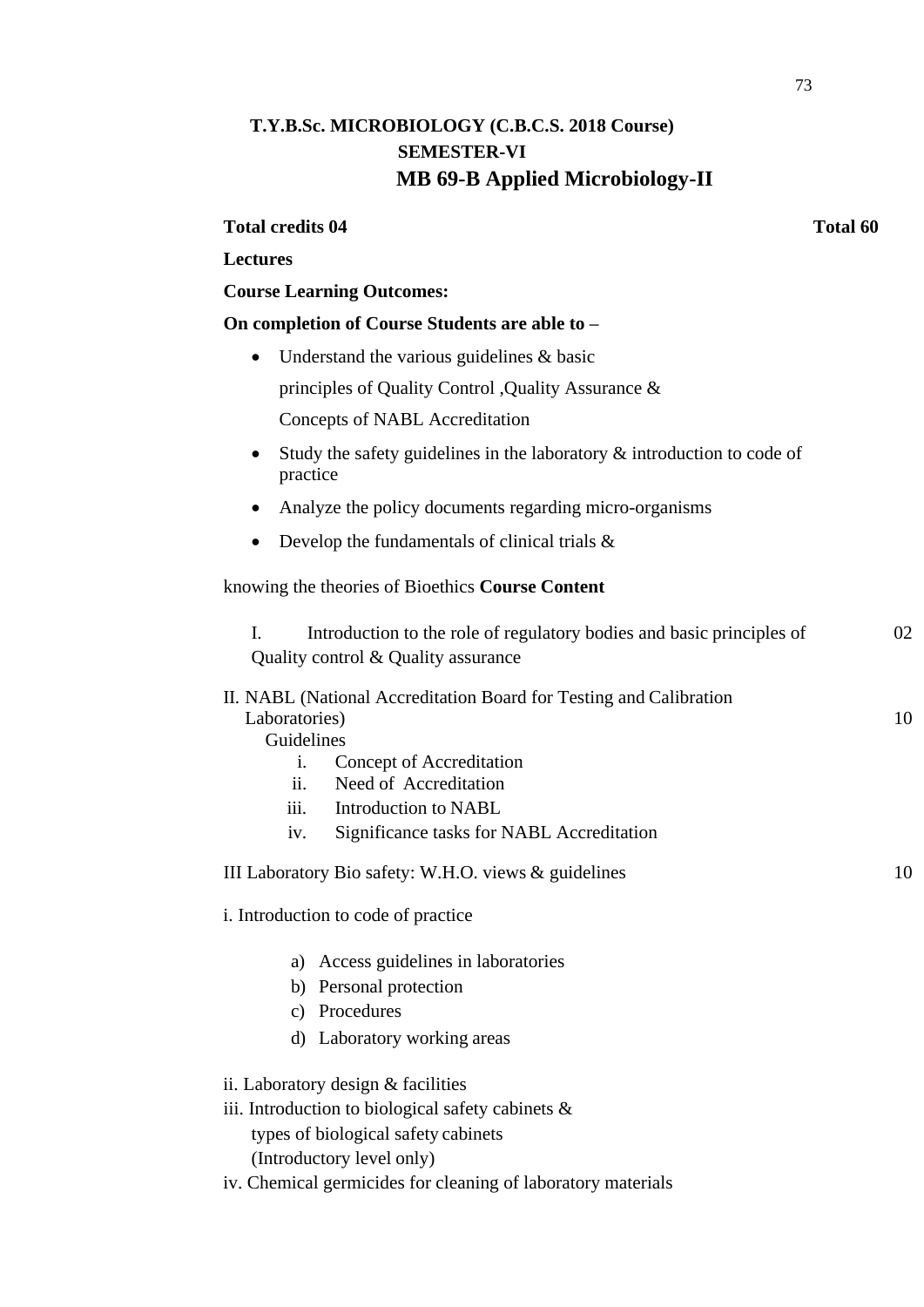**T.Y.B.Sc. MICROBIOLOGY (C.B.C.S. 2018 Course)**

**SEMESTER-VI**

## MB 69-B Applied Microbiology-II

**Total credits 04** **Total 60**

**Lectures**

**Course Learning Outcomes:**

**On completion of Course Students are able to –**

- Understand the various guidelines & basic principles of Quality Control ,Quality Assurance & Concepts of NABL Accreditation
- Study the safety guidelines in the laboratory & introduction to code of practice
- Analyze the policy documents regarding micro-organisms
- Develop the fundamentals of clinical trials &

knowing the theories of Bioethics **Course Content**

I. Introduction to the role of regulatory bodies and basic principles of Quality control & Quality assurance — 02

II. NABL (National Accreditation Board for Testing and Calibration Laboratories) Guidelines — 10

i. Concept of Accreditation
ii. Need of Accreditation
iii. Introduction to NABL
iv. Significance tasks for NABL Accreditation

III Laboratory Bio safety: W.H.O. views & guidelines — 10

i. Introduction to code of practice

a) Access guidelines in laboratories
b) Personal protection
c) Procedures
d) Laboratory working areas

ii. Laboratory design & facilities

iii. Introduction to biological safety cabinets & types of biological safety cabinets (Introductory level only)

iv. Chemical germicides for cleaning of laboratory materials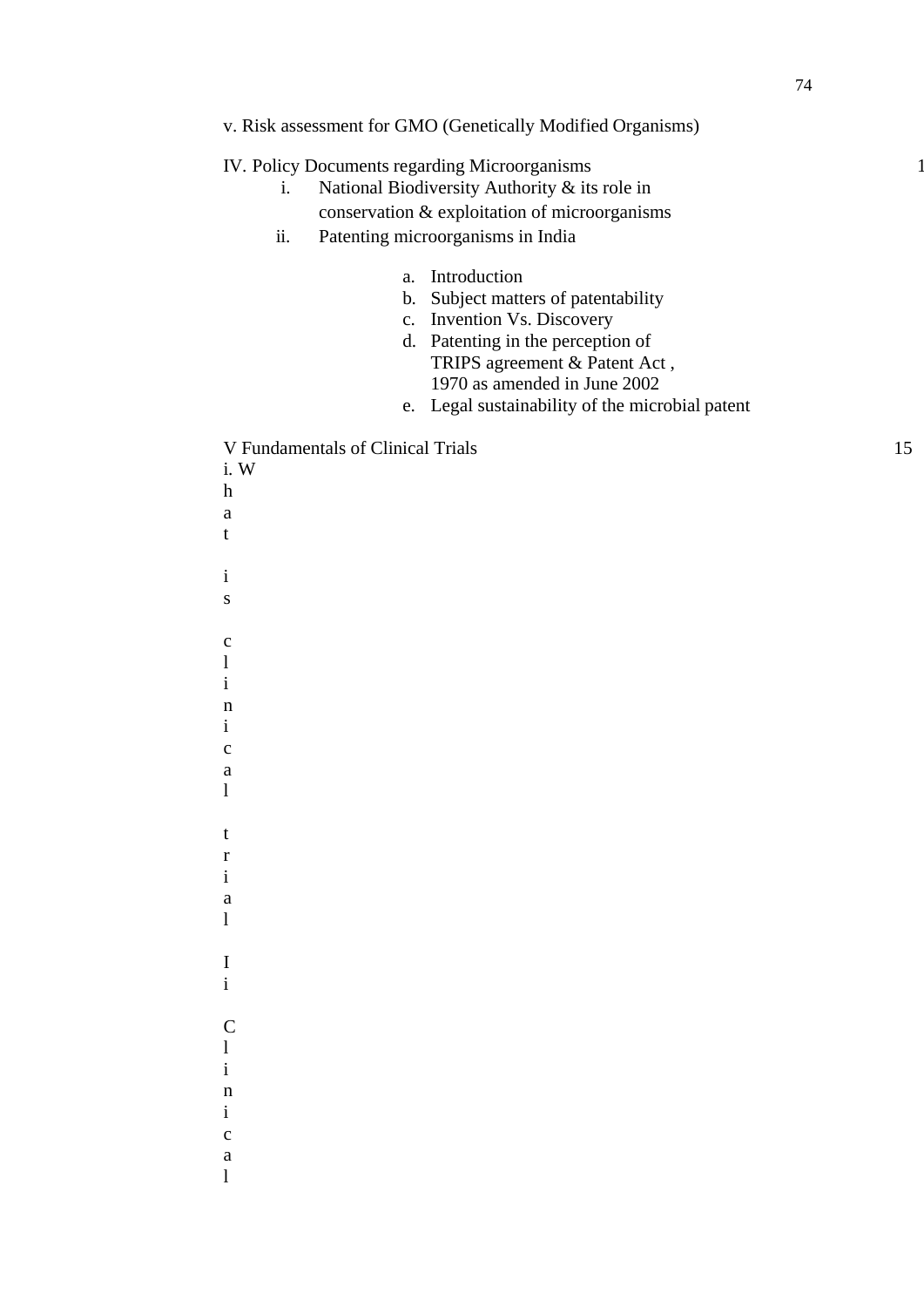v. Risk assessment for GMO (Genetically Modified Organisms)

IV. Policy Documents regarding Microorganisms 1

i. National Biodiversity Authority & its role in conservation & exploitation of microorganisms
ii. Patenting microorganisms in India
    a. Introduction
    b. Subject matters of patentability
    c. Invention Vs. Discovery
    d. Patenting in the perception of TRIPS agreement & Patent Act , 1970 as amended in June 2002
    e. Legal sustainability of the microbial patent

V Fundamentals of Clinical Trials 15

i. What is clinical trial

Ii Clinical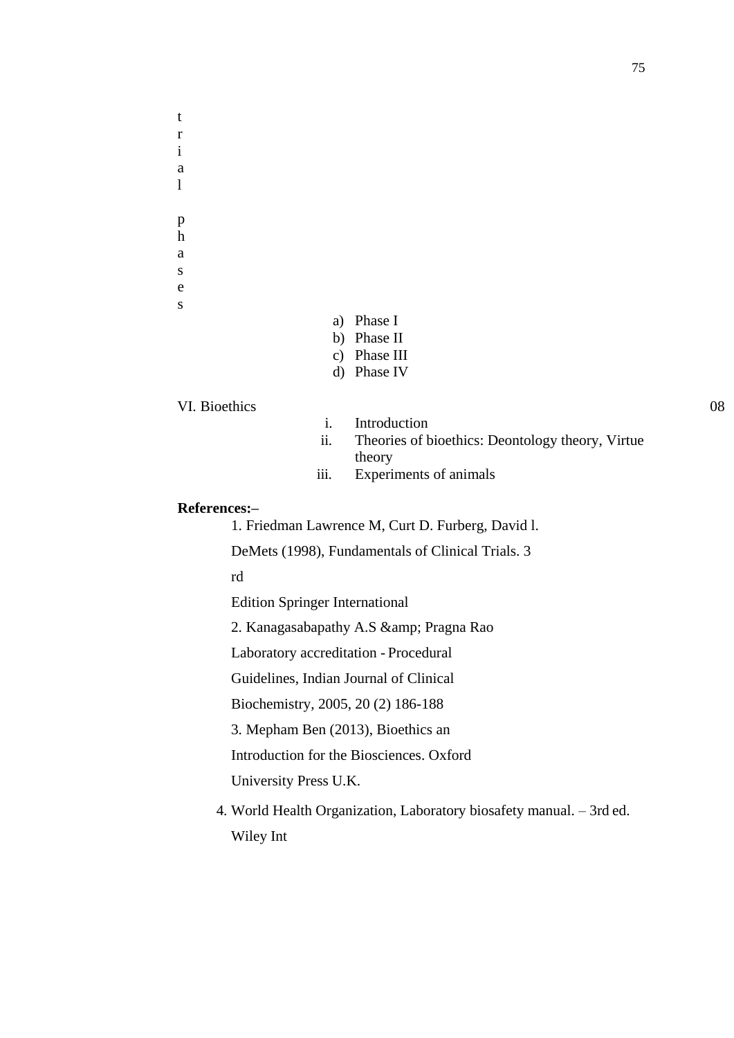trial phases

a) Phase I
b) Phase II
c) Phase III
d) Phase IV

VI. Bioethics 08

i. Introduction
ii. Theories of bioethics: Deontology theory, Virtue theory
iii. Experiments of animals

**References:–**

1. Friedman Lawrence M, Curt D. Furberg, David l. DeMets (1998), Fundamentals of Clinical Trials. 3rd Edition Springer International
2. Kanagasabapathy A.S &amp; Pragna Rao Laboratory accreditation - Procedural Guidelines, Indian Journal of Clinical Biochemistry, 2005, 20 (2) 186-188
3. Mepham Ben (2013), Bioethics an Introduction for the Biosciences. Oxford University Press U.K.
4. World Health Organization, Laboratory biosafety manual. – 3rd ed. Wiley Int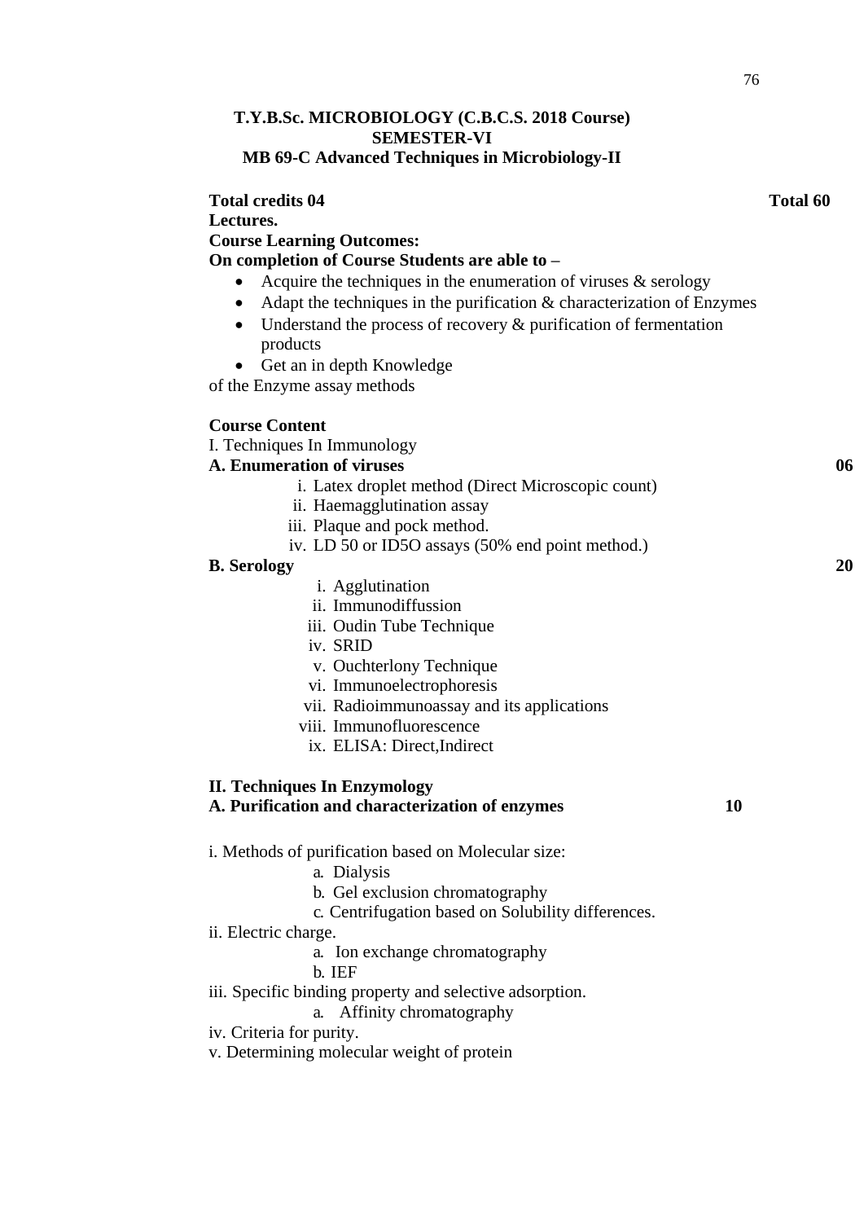**T.Y.B.Sc. MICROBIOLOGY (C.B.C.S. 2018 Course)**
**SEMESTER-VI**
**MB 69-C Advanced Techniques in Microbiology-II**

**Total credits 04** **Total 60 Lectures.**

**Course Learning Outcomes:**

**On completion of Course Students are able to –**

- Acquire the techniques in the enumeration of viruses & serology
- Adapt the techniques in the purification & characterization of Enzymes
- Understand the process of recovery & purification of fermentation products
- Get an in depth Knowledge of the Enzyme assay methods

**Course Content**

I. Techniques In Immunology

**A. Enumeration of viruses** **06**

i. Latex droplet method (Direct Microscopic count)
ii. Haemagglutination assay
iii. Plaque and pock method.
iv. LD 50 or ID5O assays (50% end point method.)

**B. Serology** **20**

i. Agglutination
ii. Immunodiffussion
iii. Oudin Tube Technique
iv. SRID
v. Ouchterlony Technique
vi. Immunoelectrophoresis
vii. Radioimmunoassay and its applications
viii. Immunofluorescence
ix. ELISA: Direct,Indirect

**II. Techniques In Enzymology**

**A. Purification and characterization of enzymes** **10**

i. Methods of purification based on Molecular size:

a. Dialysis
b. Gel exclusion chromatography
c. Centrifugation based on Solubility differences.

ii. Electric charge.

a. Ion exchange chromatography
b. IEF

iii. Specific binding property and selective adsorption.

a. Affinity chromatography

iv. Criteria for purity.

v. Determining molecular weight of protein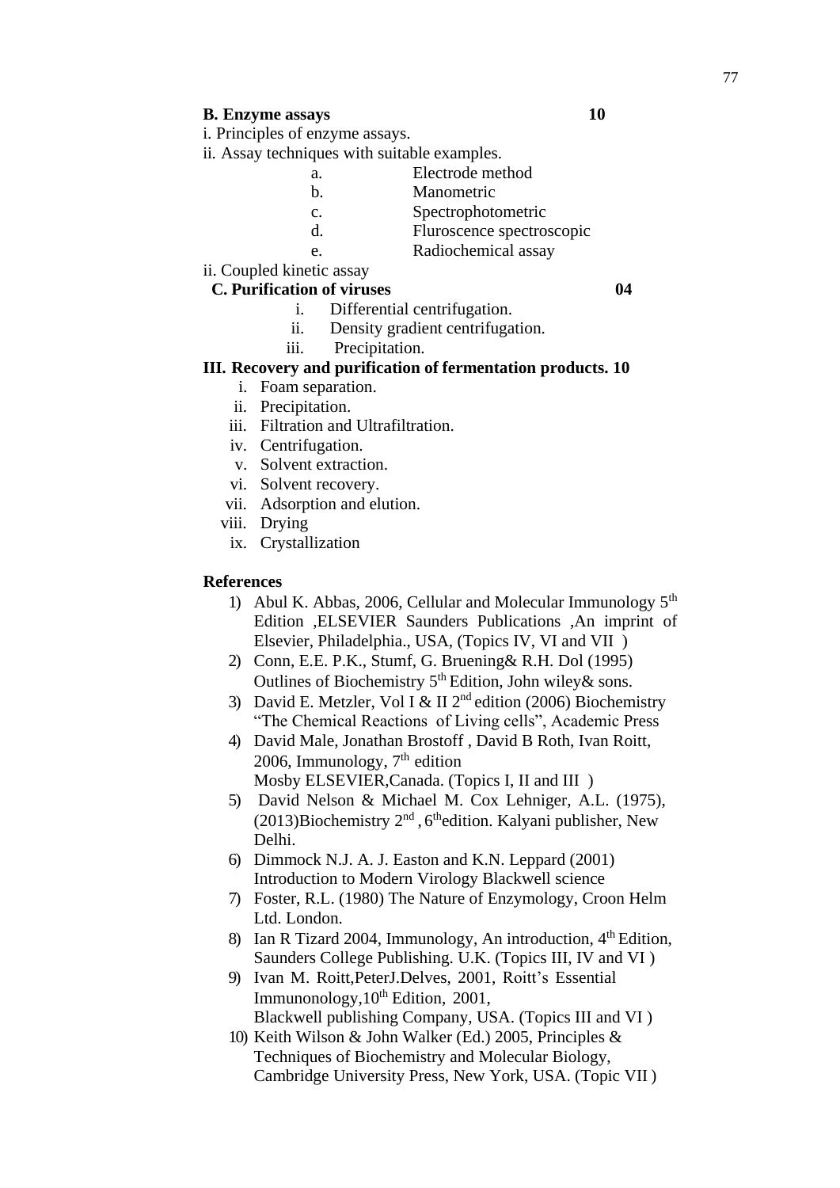**B. Enzyme assays** **10**

i. Principles of enzyme assays.

ii. Assay techniques with suitable examples.

a. Electrode method
b. Manometric
c. Spectrophotometric
d. Fluroscence spectroscopic
e. Radiochemical assay

ii. Coupled kinetic assay

**C. Purification of viruses** **04**

i. Differential centrifugation.
ii. Density gradient centrifugation.
iii. Precipitation.

**III. Recovery and purification of fermentation products. 10**

i. Foam separation.
ii. Precipitation.
iii. Filtration and Ultrafiltration.
iv. Centrifugation.
v. Solvent extraction.
vi. Solvent recovery.
vii. Adsorption and elution.
viii. Drying
ix. Crystallization

**References**

1) Abul K. Abbas, 2006, Cellular and Molecular Immunology 5th Edition ,ELSEVIER Saunders Publications ,An imprint of Elsevier, Philadelphia., USA, (Topics IV, VI and VII )
2) Conn, E.E. P.K., Stumf, G. Bruening& R.H. Dol (1995) Outlines of Biochemistry 5th Edition, John wiley& sons.
3) David E. Metzler, Vol I & II 2nd edition (2006) Biochemistry "The Chemical Reactions of Living cells", Academic Press
4) David Male, Jonathan Brostoff , David B Roth, Ivan Roitt, 2006, Immunology, 7th edition Mosby ELSEVIER,Canada. (Topics I, II and III )
5) David Nelson & Michael M. Cox Lehniger, A.L. (1975), (2013)Biochemistry 2nd , 6thedition. Kalyani publisher, New Delhi.
6) Dimmock N.J. A. J. Easton and K.N. Leppard (2001) Introduction to Modern Virology Blackwell science
7) Foster, R.L. (1980) The Nature of Enzymology, Croon Helm Ltd. London.
8) Ian R Tizard 2004, Immunology, An introduction, 4th Edition, Saunders College Publishing. U.K. (Topics III, IV and VI )
9) Ivan M. Roitt,PeterJ.Delves, 2001, Roitt's Essential Immunonology,10th Edition, 2001, Blackwell publishing Company, USA. (Topics III and VI )
10) Keith Wilson & John Walker (Ed.) 2005, Principles & Techniques of Biochemistry and Molecular Biology, Cambridge University Press, New York, USA. (Topic VII )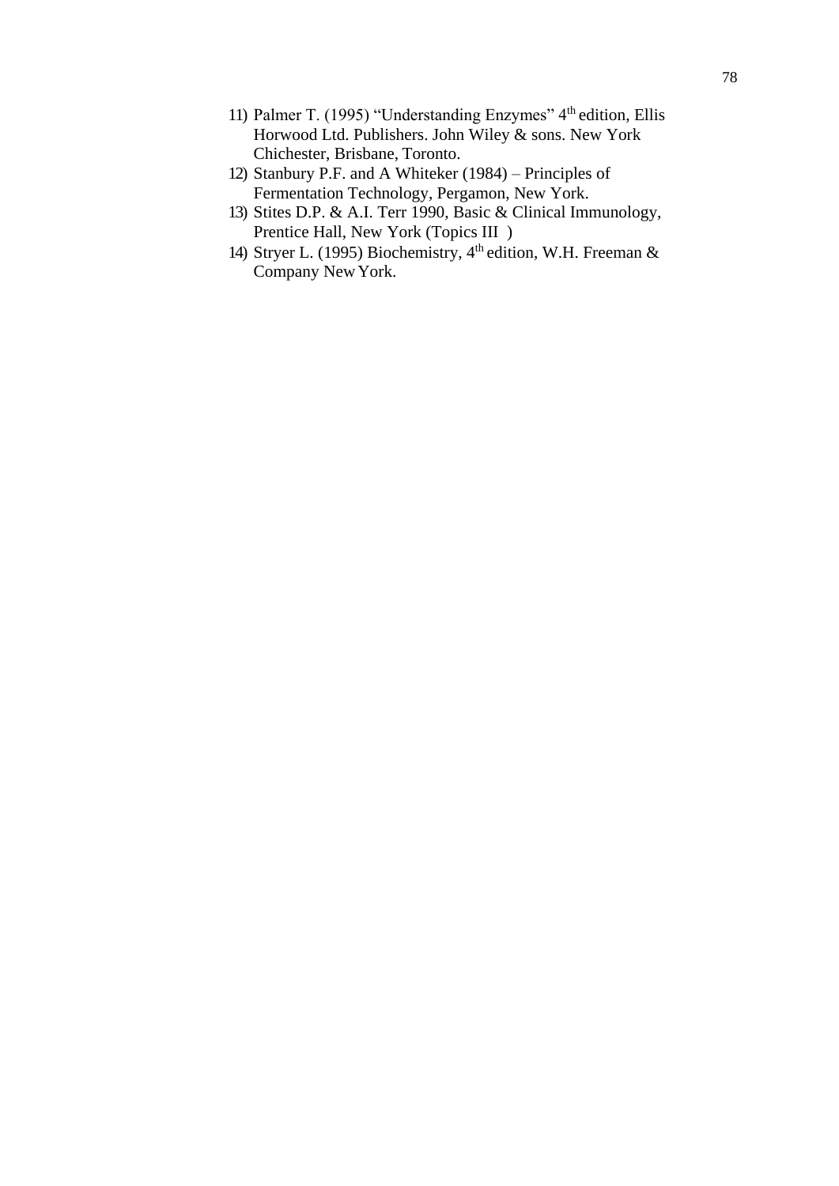11) Palmer T. (1995) “Understanding Enzymes” 4th edition, Ellis Horwood Ltd. Publishers. John Wiley & sons. New York Chichester, Brisbane, Toronto.
12) Stanbury P.F. and A Whiteker (1984) – Principles of Fermentation Technology, Pergamon, New York.
13) Stites D.P. & A.I. Terr 1990, Basic & Clinical Immunology, Prentice Hall, New York (Topics III )
14) Stryer L. (1995) Biochemistry, 4th edition, W.H. Freeman & Company New York.